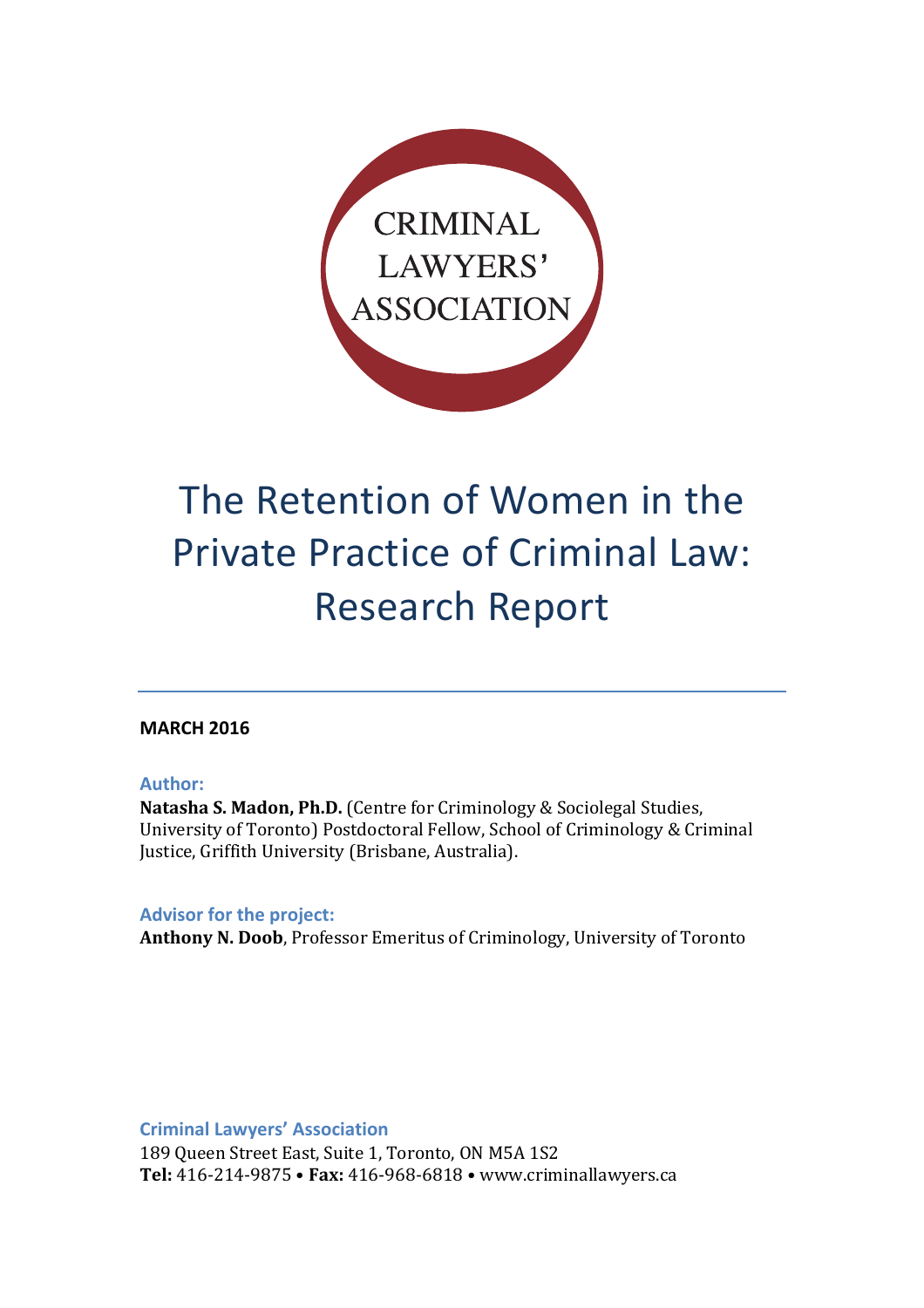CRIMINAL LAWYERS' ASSOCIATION

# The Retention of Women in the Private Practice of Criminal Law: Research Report

**MARCH 2016**

**Author:**
**Natasha S. Madon, Ph.D.** (Centre for Criminology & Sociolegal Studies, University of Toronto) Postdoctoral Fellow, School of Criminology & Criminal Justice, Griffith University (Brisbane, Australia).

**Advisor for the project:**
**Anthony N. Doob**, Professor Emeritus of Criminology, University of Toronto

**Criminal Lawyers' Association**
189 Queen Street East, Suite 1, Toronto, ON M5A 1S2
**Tel:** 416-214-9875 • **Fax:** 416-968-6818 • www.criminallawyers.ca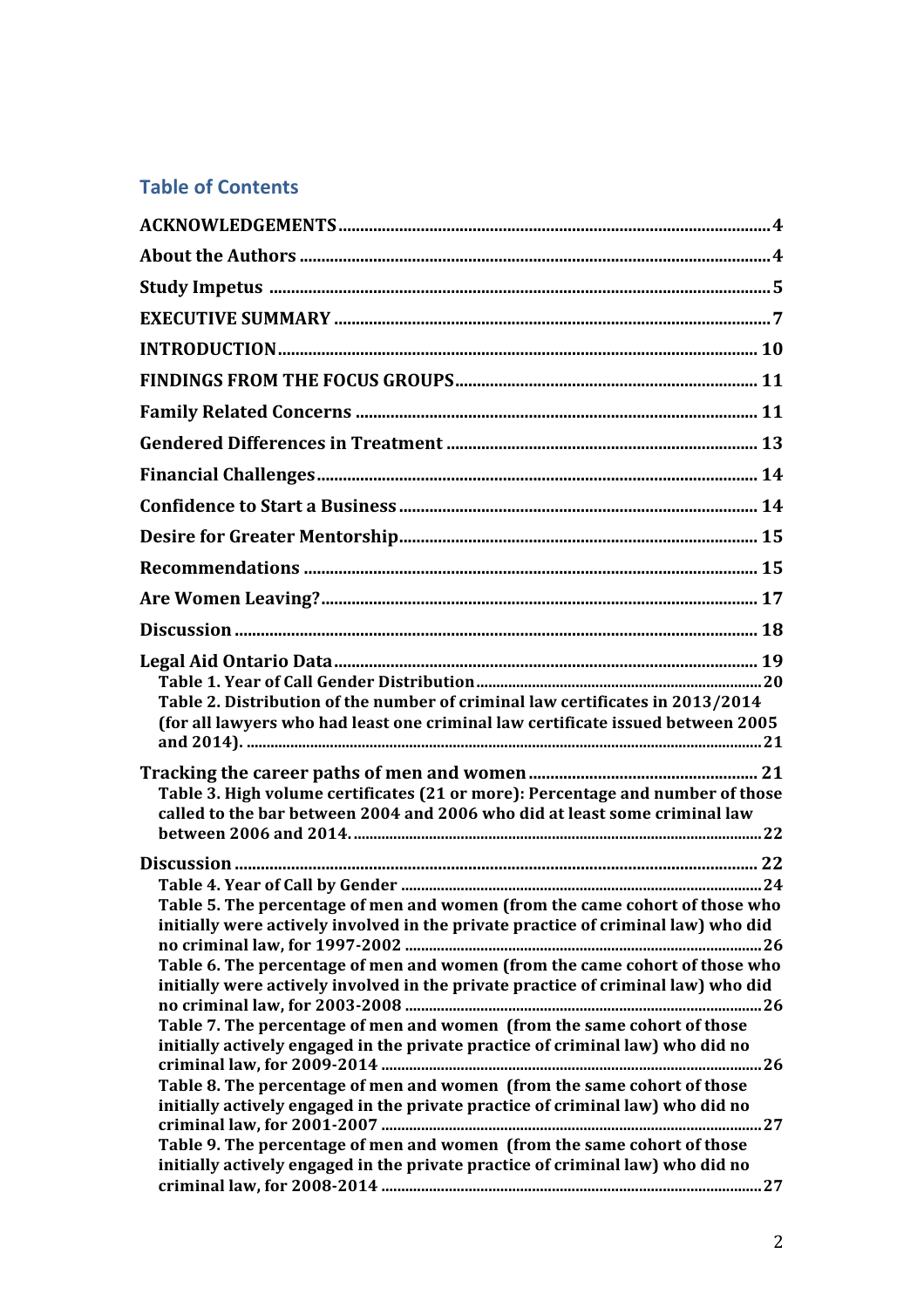## Table of Contents

- **ACKNOWLEDGEMENTS** .......... 4
- **About the Authors** .......... 4
- **Study Impetus** .......... 5
- **EXECUTIVE SUMMARY** .......... 7
- **INTRODUCTION** .......... 10
- **FINDINGS FROM THE FOCUS GROUPS** .......... 11
- **Family Related Concerns** .......... 11
- **Gendered Differences in Treatment** .......... 13
- **Financial Challenges** .......... 14
- **Confidence to Start a Business** .......... 14
- **Desire for Greater Mentorship** .......... 15
- **Recommendations** .......... 15
- **Are Women Leaving?** .......... 17
- **Discussion** .......... 18
- **Legal Aid Ontario Data** .......... 19
  - **Table 1. Year of Call Gender Distribution** .......... 20
  - **Table 2. Distribution of the number of criminal law certificates in 2013/2014 (for all lawyers who had least one criminal law certificate issued between 2005 and 2014).** .......... 21
- **Tracking the career paths of men and women** .......... 21
  - **Table 3. High volume certificates (21 or more): Percentage and number of those called to the bar between 2004 and 2006 who did at least some criminal law between 2006 and 2014.** .......... 22
- **Discussion** .......... 22
  - **Table 4. Year of Call by Gender** .......... 24
  - **Table 5. The percentage of men and women (from the came cohort of those who initially were actively involved in the private practice of criminal law) who did no criminal law, for 1997-2002** .......... 26
  - **Table 6. The percentage of men and women (from the came cohort of those who initially were actively involved in the private practice of criminal law) who did no criminal law, for 2003-2008** .......... 26
  - **Table 7. The percentage of men and women (from the same cohort of those initially actively engaged in the private practice of criminal law) who did no criminal law, for 2009-2014** .......... 26
  - **Table 8. The percentage of men and women (from the same cohort of those initially actively engaged in the private practice of criminal law) who did no criminal law, for 2001-2007** .......... 27
  - **Table 9. The percentage of men and women (from the same cohort of those initially actively engaged in the private practice of criminal law) who did no criminal law, for 2008-2014** .......... 27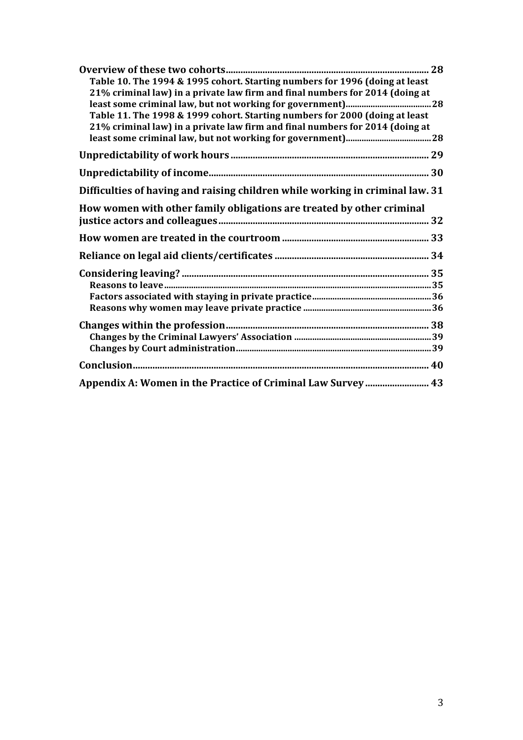**Overview of these two cohorts** .......... 28

Table 10. The 1994 & 1995 cohort. Starting numbers for 1996 (doing at least 21% criminal law) in a private law firm and final numbers for 2014 (doing at least some criminal law, but not working for government) .......... 28

Table 11. The 1998 & 1999 cohort. Starting numbers for 2000 (doing at least 21% criminal law) in a private law firm and final numbers for 2014 (doing at least some criminal law, but not working for government) .......... 28

**Unpredictability of work hours** .......... 29

**Unpredictability of income** .......... 30

**Difficulties of having and raising children while working in criminal law** . 31

**How women with other family obligations are treated by other criminal justice actors and colleagues** .......... 32

**How women are treated in the courtroom** .......... 33

**Reliance on legal aid clients/certificates** .......... 34

**Considering leaving?** .......... 35

Reasons to leave .......... 35

Factors associated with staying in private practice .......... 36

Reasons why women may leave private practice .......... 36

**Changes within the profession** .......... 38

Changes by the Criminal Lawyers' Association .......... 39

Changes by Court administration .......... 39

**Conclusion** .......... 40

**Appendix A: Women in the Practice of Criminal Law Survey** .......... 43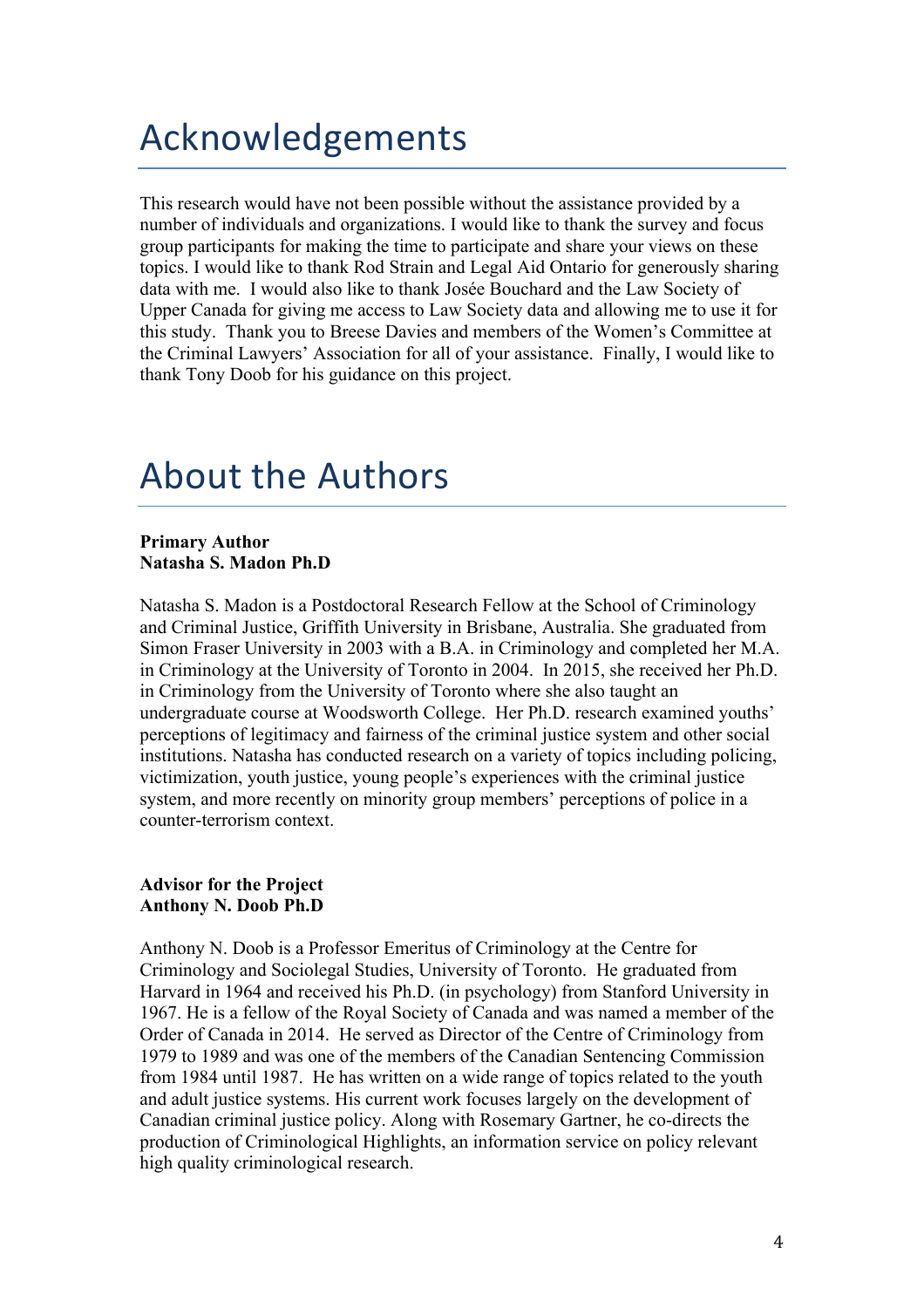# Acknowledgements

This research would have not been possible without the assistance provided by a number of individuals and organizations. I would like to thank the survey and focus group participants for making the time to participate and share your views on these topics. I would like to thank Rod Strain and Legal Aid Ontario for generously sharing data with me. I would also like to thank Josée Bouchard and the Law Society of Upper Canada for giving me access to Law Society data and allowing me to use it for this study. Thank you to Breese Davies and members of the Women's Committee at the Criminal Lawyers' Association for all of your assistance. Finally, I would like to thank Tony Doob for his guidance on this project.

# About the Authors

**Primary Author**
**Natasha S. Madon Ph.D**

Natasha S. Madon is a Postdoctoral Research Fellow at the School of Criminology and Criminal Justice, Griffith University in Brisbane, Australia. She graduated from Simon Fraser University in 2003 with a B.A. in Criminology and completed her M.A. in Criminology at the University of Toronto in 2004. In 2015, she received her Ph.D. in Criminology from the University of Toronto where she also taught an undergraduate course at Woodsworth College. Her Ph.D. research examined youths' perceptions of legitimacy and fairness of the criminal justice system and other social institutions. Natasha has conducted research on a variety of topics including policing, victimization, youth justice, young people's experiences with the criminal justice system, and more recently on minority group members' perceptions of police in a counter-terrorism context.

**Advisor for the Project**
**Anthony N. Doob Ph.D**

Anthony N. Doob is a Professor Emeritus of Criminology at the Centre for Criminology and Sociolegal Studies, University of Toronto. He graduated from Harvard in 1964 and received his Ph.D. (in psychology) from Stanford University in 1967. He is a fellow of the Royal Society of Canada and was named a member of the Order of Canada in 2014. He served as Director of the Centre of Criminology from 1979 to 1989 and was one of the members of the Canadian Sentencing Commission from 1984 until 1987. He has written on a wide range of topics related to the youth and adult justice systems. His current work focuses largely on the development of Canadian criminal justice policy. Along with Rosemary Gartner, he co-directs the production of Criminological Highlights, an information service on policy relevant high quality criminological research.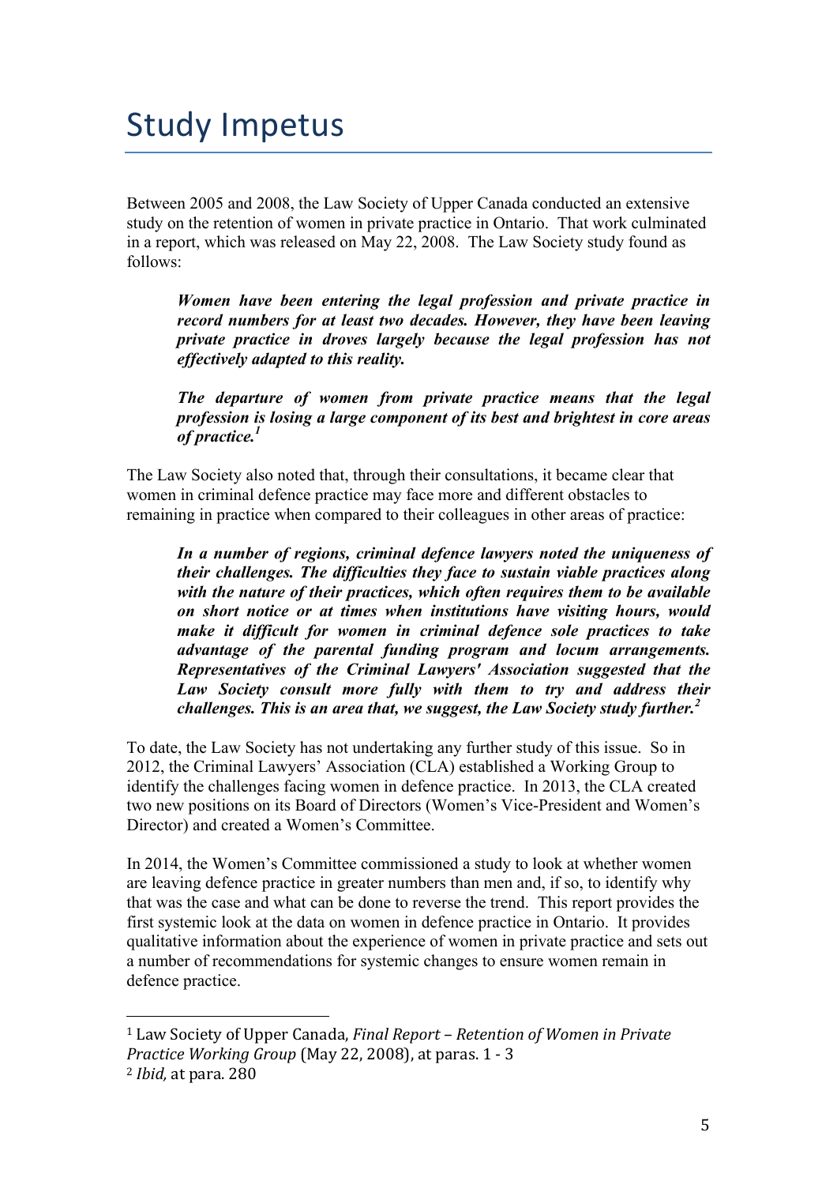# Study Impetus

Between 2005 and 2008, the Law Society of Upper Canada conducted an extensive study on the retention of women in private practice in Ontario. That work culminated in a report, which was released on May 22, 2008. The Law Society study found as follows:

> ***Women have been entering the legal profession and private practice in record numbers for at least two decades. However, they have been leaving private practice in droves largely because the legal profession has not effectively adapted to this reality.***
>
> ***The departure of women from private practice means that the legal profession is losing a large component of its best and brightest in core areas of practice.***[1]

The Law Society also noted that, through their consultations, it became clear that women in criminal defence practice may face more and different obstacles to remaining in practice when compared to their colleagues in other areas of practice:

> ***In a number of regions, criminal defence lawyers noted the uniqueness of their challenges. The difficulties they face to sustain viable practices along with the nature of their practices, which often requires them to be available on short notice or at times when institutions have visiting hours, would make it difficult for women in criminal defence sole practices to take advantage of the parental funding program and locum arrangements. Representatives of the Criminal Lawyers' Association suggested that the Law Society consult more fully with them to try and address their challenges. This is an area that, we suggest, the Law Society study further.***[2]

To date, the Law Society has not undertaking any further study of this issue. So in 2012, the Criminal Lawyers' Association (CLA) established a Working Group to identify the challenges facing women in defence practice. In 2013, the CLA created two new positions on its Board of Directors (Women's Vice-President and Women's Director) and created a Women's Committee.

In 2014, the Women's Committee commissioned a study to look at whether women are leaving defence practice in greater numbers than men and, if so, to identify why that was the case and what can be done to reverse the trend. This report provides the first systemic look at the data on women in defence practice in Ontario. It provides qualitative information about the experience of women in private practice and sets out a number of recommendations for systemic changes to ensure women remain in defence practice.

---

[1] Law Society of Upper Canada, *Final Report – Retention of Women in Private Practice Working Group* (May 22, 2008), at paras. 1 - 3

[2] *Ibid,* at para. 280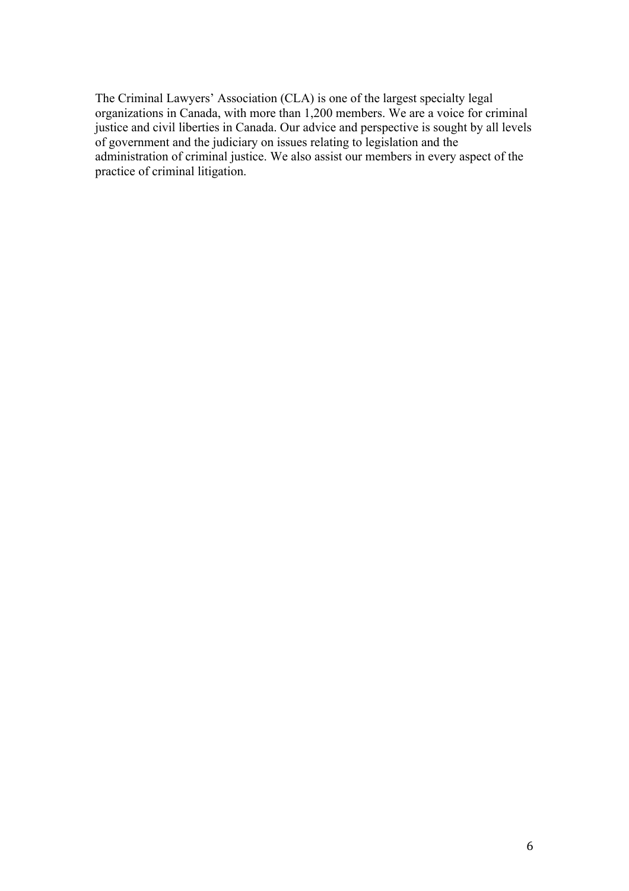The Criminal Lawyers' Association (CLA) is one of the largest specialty legal organizations in Canada, with more than 1,200 members. We are a voice for criminal justice and civil liberties in Canada. Our advice and perspective is sought by all levels of government and the judiciary on issues relating to legislation and the administration of criminal justice. We also assist our members in every aspect of the practice of criminal litigation.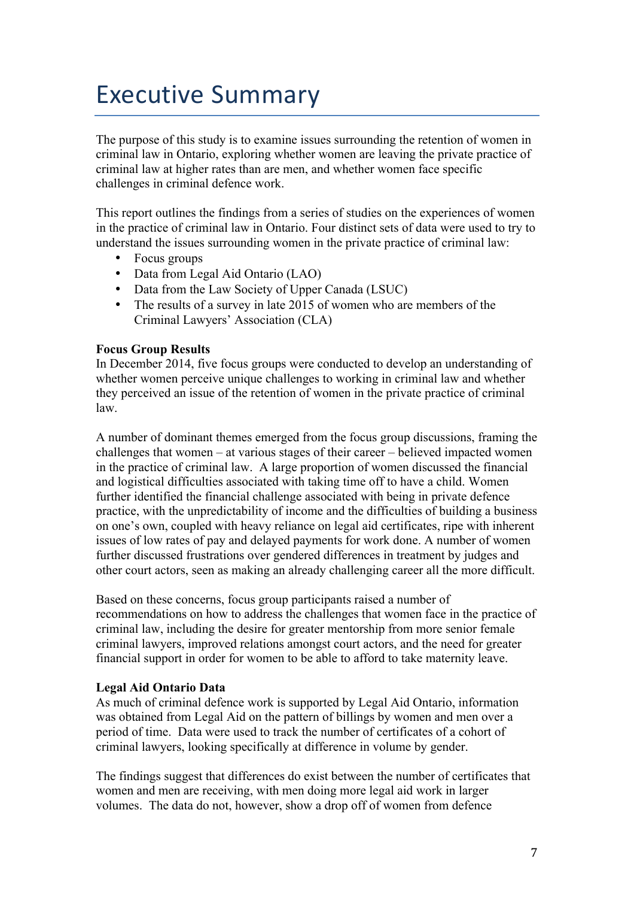# Executive Summary

The purpose of this study is to examine issues surrounding the retention of women in criminal law in Ontario, exploring whether women are leaving the private practice of criminal law at higher rates than are men, and whether women face specific challenges in criminal defence work.

This report outlines the findings from a series of studies on the experiences of women in the practice of criminal law in Ontario. Four distinct sets of data were used to try to understand the issues surrounding women in the private practice of criminal law:

- Focus groups
- Data from Legal Aid Ontario (LAO)
- Data from the Law Society of Upper Canada (LSUC)
- The results of a survey in late 2015 of women who are members of the Criminal Lawyers' Association (CLA)

**Focus Group Results**

In December 2014, five focus groups were conducted to develop an understanding of whether women perceive unique challenges to working in criminal law and whether they perceived an issue of the retention of women in the private practice of criminal law.

A number of dominant themes emerged from the focus group discussions, framing the challenges that women – at various stages of their career – believed impacted women in the practice of criminal law. A large proportion of women discussed the financial and logistical difficulties associated with taking time off to have a child. Women further identified the financial challenge associated with being in private defence practice, with the unpredictability of income and the difficulties of building a business on one's own, coupled with heavy reliance on legal aid certificates, ripe with inherent issues of low rates of pay and delayed payments for work done. A number of women further discussed frustrations over gendered differences in treatment by judges and other court actors, seen as making an already challenging career all the more difficult.

Based on these concerns, focus group participants raised a number of recommendations on how to address the challenges that women face in the practice of criminal law, including the desire for greater mentorship from more senior female criminal lawyers, improved relations amongst court actors, and the need for greater financial support in order for women to be able to afford to take maternity leave.

**Legal Aid Ontario Data**

As much of criminal defence work is supported by Legal Aid Ontario, information was obtained from Legal Aid on the pattern of billings by women and men over a period of time. Data were used to track the number of certificates of a cohort of criminal lawyers, looking specifically at difference in volume by gender.

The findings suggest that differences do exist between the number of certificates that women and men are receiving, with men doing more legal aid work in larger volumes. The data do not, however, show a drop off of women from defence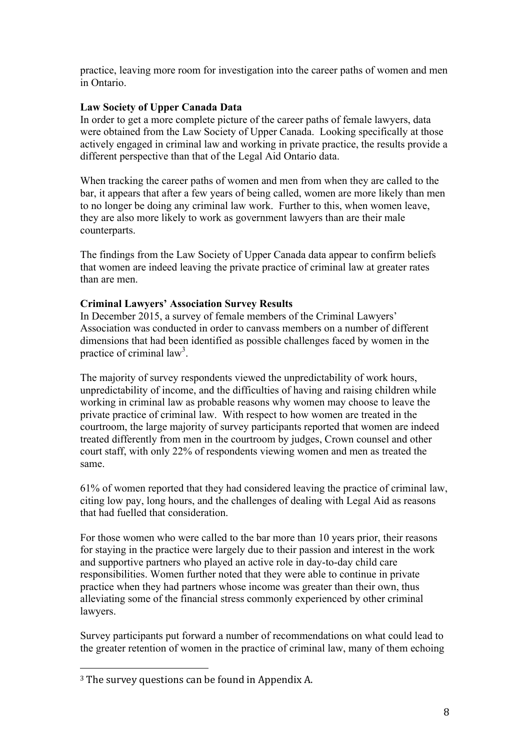practice, leaving more room for investigation into the career paths of women and men in Ontario.

**Law Society of Upper Canada Data**

In order to get a more complete picture of the career paths of female lawyers, data were obtained from the Law Society of Upper Canada. Looking specifically at those actively engaged in criminal law and working in private practice, the results provide a different perspective than that of the Legal Aid Ontario data.

When tracking the career paths of women and men from when they are called to the bar, it appears that after a few years of being called, women are more likely than men to no longer be doing any criminal law work. Further to this, when women leave, they are also more likely to work as government lawyers than are their male counterparts.

The findings from the Law Society of Upper Canada data appear to confirm beliefs that women are indeed leaving the private practice of criminal law at greater rates than are men.

**Criminal Lawyers' Association Survey Results**

In December 2015, a survey of female members of the Criminal Lawyers' Association was conducted in order to canvass members on a number of different dimensions that had been identified as possible challenges faced by women in the practice of criminal law[3].

The majority of survey respondents viewed the unpredictability of work hours, unpredictability of income, and the difficulties of having and raising children while working in criminal law as probable reasons why women may choose to leave the private practice of criminal law. With respect to how women are treated in the courtroom, the large majority of survey participants reported that women are indeed treated differently from men in the courtroom by judges, Crown counsel and other court staff, with only 22% of respondents viewing women and men as treated the same.

61% of women reported that they had considered leaving the practice of criminal law, citing low pay, long hours, and the challenges of dealing with Legal Aid as reasons that had fuelled that consideration.

For those women who were called to the bar more than 10 years prior, their reasons for staying in the practice were largely due to their passion and interest in the work and supportive partners who played an active role in day-to-day child care responsibilities. Women further noted that they were able to continue in private practice when they had partners whose income was greater than their own, thus alleviating some of the financial stress commonly experienced by other criminal lawyers.

Survey participants put forward a number of recommendations on what could lead to the greater retention of women in the practice of criminal law, many of them echoing

[3] The survey questions can be found in Appendix A.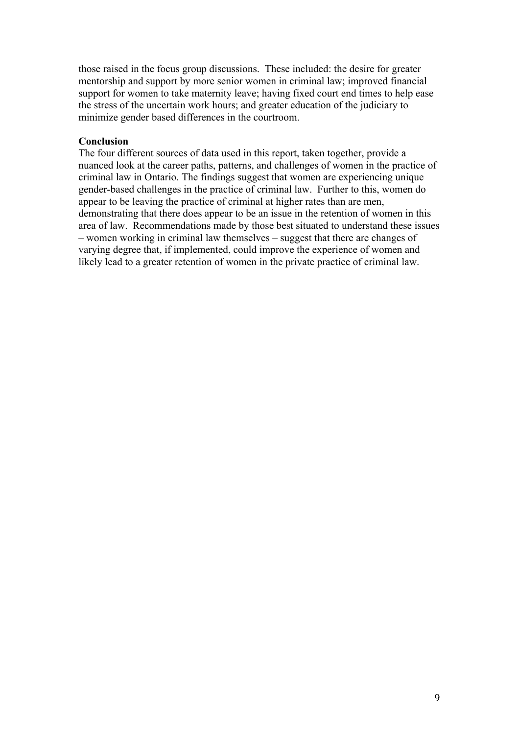those raised in the focus group discussions. These included: the desire for greater mentorship and support by more senior women in criminal law; improved financial support for women to take maternity leave; having fixed court end times to help ease the stress of the uncertain work hours; and greater education of the judiciary to minimize gender based differences in the courtroom.

**Conclusion**

The four different sources of data used in this report, taken together, provide a nuanced look at the career paths, patterns, and challenges of women in the practice of criminal law in Ontario. The findings suggest that women are experiencing unique gender-based challenges in the practice of criminal law. Further to this, women do appear to be leaving the practice of criminal at higher rates than are men, demonstrating that there does appear to be an issue in the retention of women in this area of law. Recommendations made by those best situated to understand these issues – women working in criminal law themselves – suggest that there are changes of varying degree that, if implemented, could improve the experience of women and likely lead to a greater retention of women in the private practice of criminal law.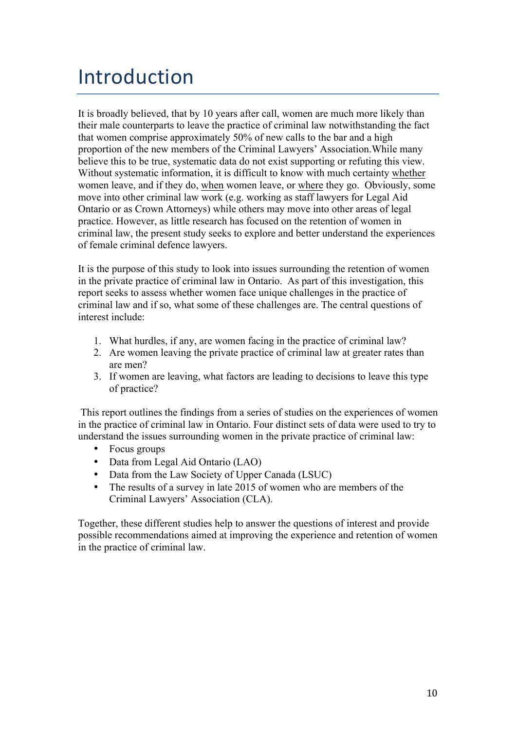# Introduction

It is broadly believed, that by 10 years after call, women are much more likely than their male counterparts to leave the practice of criminal law notwithstanding the fact that women comprise approximately 50% of new calls to the bar and a high proportion of the new members of the Criminal Lawyers' Association.While many believe this to be true, systematic data do not exist supporting or refuting this view. Without systematic information, it is difficult to know with much certainty <u>whether</u> women leave, and if they do, <u>when</u> women leave, or <u>where</u> they go. Obviously, some move into other criminal law work (e.g. working as staff lawyers for Legal Aid Ontario or as Crown Attorneys) while others may move into other areas of legal practice. However, as little research has focused on the retention of women in criminal law, the present study seeks to explore and better understand the experiences of female criminal defence lawyers.

It is the purpose of this study to look into issues surrounding the retention of women in the private practice of criminal law in Ontario. As part of this investigation, this report seeks to assess whether women face unique challenges in the practice of criminal law and if so, what some of these challenges are. The central questions of interest include:

1. What hurdles, if any, are women facing in the practice of criminal law?
2. Are women leaving the private practice of criminal law at greater rates than are men?
3. If women are leaving, what factors are leading to decisions to leave this type of practice?

This report outlines the findings from a series of studies on the experiences of women in the practice of criminal law in Ontario. Four distinct sets of data were used to try to understand the issues surrounding women in the private practice of criminal law:

- Focus groups
- Data from Legal Aid Ontario (LAO)
- Data from the Law Society of Upper Canada (LSUC)
- The results of a survey in late 2015 of women who are members of the Criminal Lawyers' Association (CLA).

Together, these different studies help to answer the questions of interest and provide possible recommendations aimed at improving the experience and retention of women in the practice of criminal law.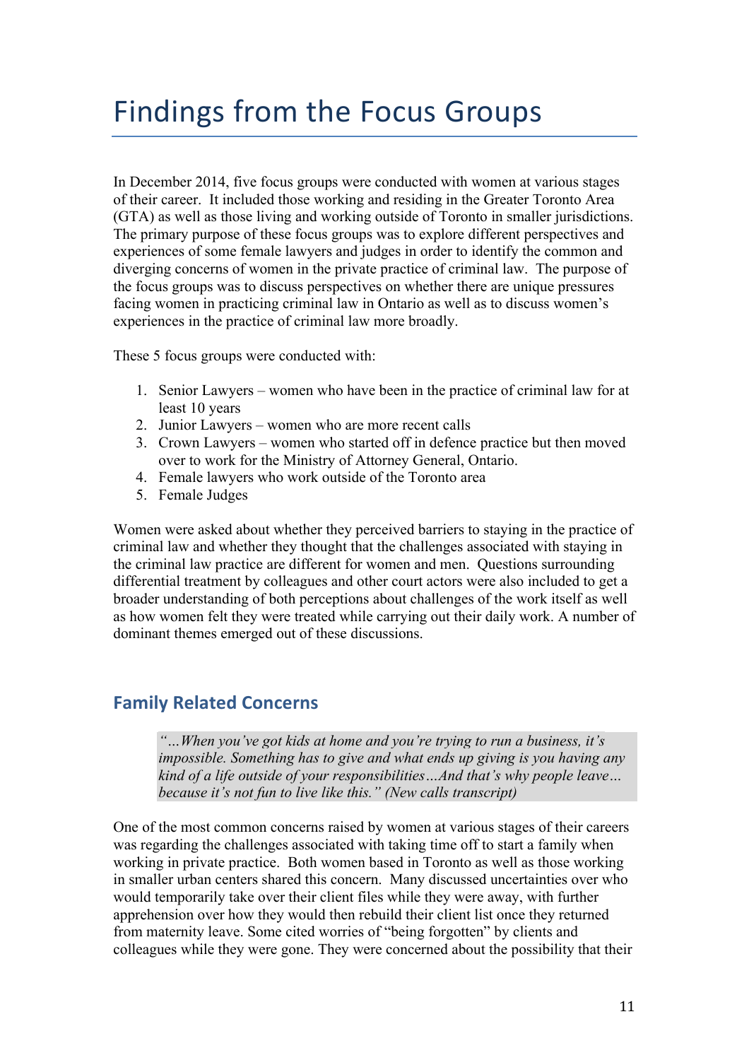# Findings from the Focus Groups

In December 2014, five focus groups were conducted with women at various stages of their career. It included those working and residing in the Greater Toronto Area (GTA) as well as those living and working outside of Toronto in smaller jurisdictions. The primary purpose of these focus groups was to explore different perspectives and experiences of some female lawyers and judges in order to identify the common and diverging concerns of women in the private practice of criminal law. The purpose of the focus groups was to discuss perspectives on whether there are unique pressures facing women in practicing criminal law in Ontario as well as to discuss women's experiences in the practice of criminal law more broadly.

These 5 focus groups were conducted with:

1. Senior Lawyers – women who have been in the practice of criminal law for at least 10 years
2. Junior Lawyers – women who are more recent calls
3. Crown Lawyers – women who started off in defence practice but then moved over to work for the Ministry of Attorney General, Ontario.
4. Female lawyers who work outside of the Toronto area
5. Female Judges

Women were asked about whether they perceived barriers to staying in the practice of criminal law and whether they thought that the challenges associated with staying in the criminal law practice are different for women and men. Questions surrounding differential treatment by colleagues and other court actors were also included to get a broader understanding of both perceptions about challenges of the work itself as well as how women felt they were treated while carrying out their daily work. A number of dominant themes emerged out of these discussions.

## Family Related Concerns

> *"…When you've got kids at home and you're trying to run a business, it's impossible. Something has to give and what ends up giving is you having any kind of a life outside of your responsibilities…And that's why people leave… because it's not fun to live like this." (New calls transcript)*

One of the most common concerns raised by women at various stages of their careers was regarding the challenges associated with taking time off to start a family when working in private practice. Both women based in Toronto as well as those working in smaller urban centers shared this concern. Many discussed uncertainties over who would temporarily take over their client files while they were away, with further apprehension over how they would then rebuild their client list once they returned from maternity leave. Some cited worries of "being forgotten" by clients and colleagues while they were gone. They were concerned about the possibility that their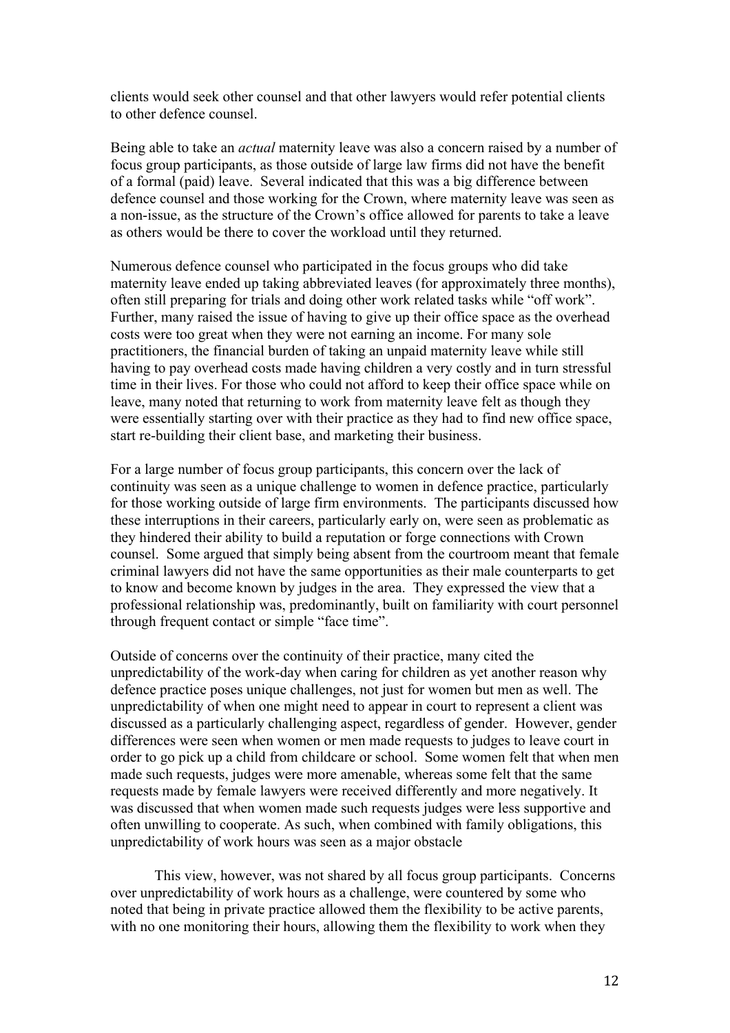clients would seek other counsel and that other lawyers would refer potential clients to other defence counsel.

Being able to take an *actual* maternity leave was also a concern raised by a number of focus group participants, as those outside of large law firms did not have the benefit of a formal (paid) leave. Several indicated that this was a big difference between defence counsel and those working for the Crown, where maternity leave was seen as a non-issue, as the structure of the Crown's office allowed for parents to take a leave as others would be there to cover the workload until they returned.

Numerous defence counsel who participated in the focus groups who did take maternity leave ended up taking abbreviated leaves (for approximately three months), often still preparing for trials and doing other work related tasks while "off work". Further, many raised the issue of having to give up their office space as the overhead costs were too great when they were not earning an income. For many sole practitioners, the financial burden of taking an unpaid maternity leave while still having to pay overhead costs made having children a very costly and in turn stressful time in their lives. For those who could not afford to keep their office space while on leave, many noted that returning to work from maternity leave felt as though they were essentially starting over with their practice as they had to find new office space, start re-building their client base, and marketing their business.

For a large number of focus group participants, this concern over the lack of continuity was seen as a unique challenge to women in defence practice, particularly for those working outside of large firm environments. The participants discussed how these interruptions in their careers, particularly early on, were seen as problematic as they hindered their ability to build a reputation or forge connections with Crown counsel. Some argued that simply being absent from the courtroom meant that female criminal lawyers did not have the same opportunities as their male counterparts to get to know and become known by judges in the area. They expressed the view that a professional relationship was, predominantly, built on familiarity with court personnel through frequent contact or simple "face time".

Outside of concerns over the continuity of their practice, many cited the unpredictability of the work-day when caring for children as yet another reason why defence practice poses unique challenges, not just for women but men as well. The unpredictability of when one might need to appear in court to represent a client was discussed as a particularly challenging aspect, regardless of gender. However, gender differences were seen when women or men made requests to judges to leave court in order to go pick up a child from childcare or school. Some women felt that when men made such requests, judges were more amenable, whereas some felt that the same requests made by female lawyers were received differently and more negatively. It was discussed that when women made such requests judges were less supportive and often unwilling to cooperate. As such, when combined with family obligations, this unpredictability of work hours was seen as a major obstacle

This view, however, was not shared by all focus group participants. Concerns over unpredictability of work hours as a challenge, were countered by some who noted that being in private practice allowed them the flexibility to be active parents, with no one monitoring their hours, allowing them the flexibility to work when they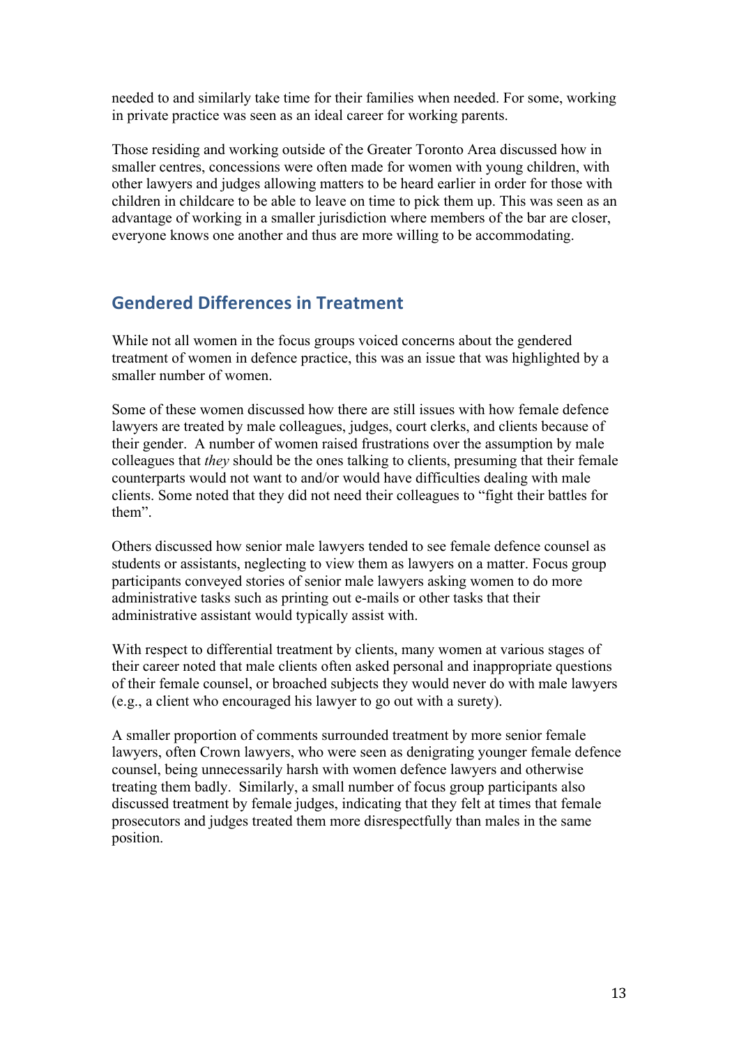needed to and similarly take time for their families when needed. For some, working in private practice was seen as an ideal career for working parents.

Those residing and working outside of the Greater Toronto Area discussed how in smaller centres, concessions were often made for women with young children, with other lawyers and judges allowing matters to be heard earlier in order for those with children in childcare to be able to leave on time to pick them up. This was seen as an advantage of working in a smaller jurisdiction where members of the bar are closer, everyone knows one another and thus are more willing to be accommodating.

## Gendered Differences in Treatment

While not all women in the focus groups voiced concerns about the gendered treatment of women in defence practice, this was an issue that was highlighted by a smaller number of women.

Some of these women discussed how there are still issues with how female defence lawyers are treated by male colleagues, judges, court clerks, and clients because of their gender. A number of women raised frustrations over the assumption by male colleagues that *they* should be the ones talking to clients, presuming that their female counterparts would not want to and/or would have difficulties dealing with male clients. Some noted that they did not need their colleagues to "fight their battles for them".

Others discussed how senior male lawyers tended to see female defence counsel as students or assistants, neglecting to view them as lawyers on a matter. Focus group participants conveyed stories of senior male lawyers asking women to do more administrative tasks such as printing out e-mails or other tasks that their administrative assistant would typically assist with.

With respect to differential treatment by clients, many women at various stages of their career noted that male clients often asked personal and inappropriate questions of their female counsel, or broached subjects they would never do with male lawyers (e.g., a client who encouraged his lawyer to go out with a surety).

A smaller proportion of comments surrounded treatment by more senior female lawyers, often Crown lawyers, who were seen as denigrating younger female defence counsel, being unnecessarily harsh with women defence lawyers and otherwise treating them badly. Similarly, a small number of focus group participants also discussed treatment by female judges, indicating that they felt at times that female prosecutors and judges treated them more disrespectfully than males in the same position.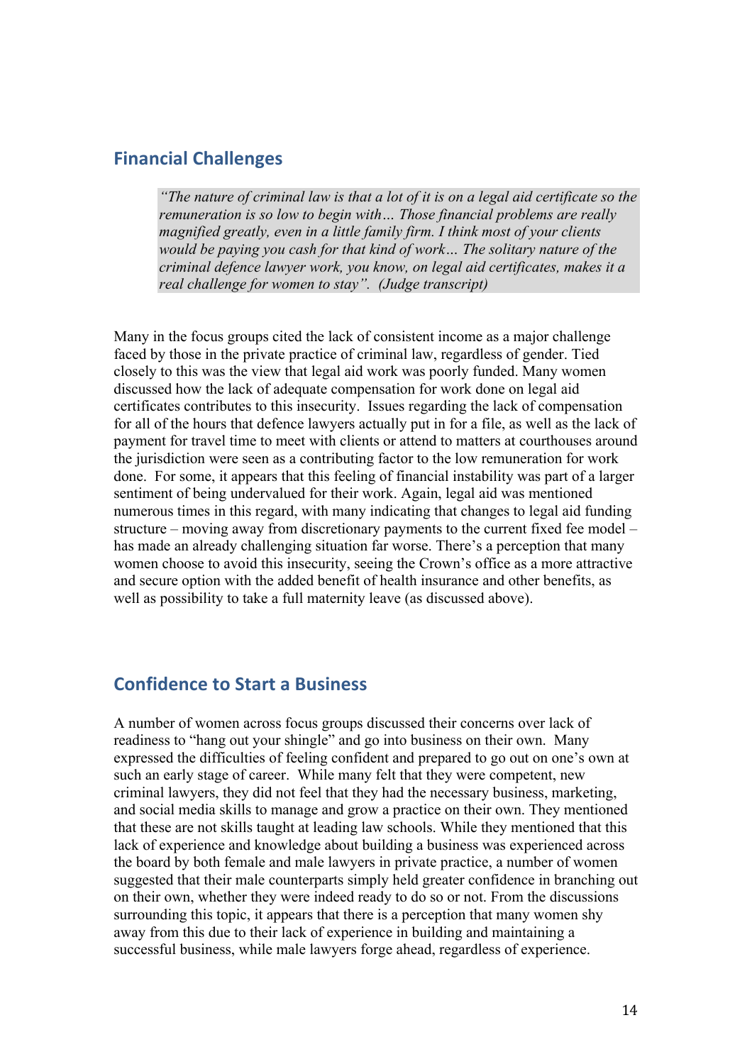## Financial Challenges

> *"The nature of criminal law is that a lot of it is on a legal aid certificate so the remuneration is so low to begin with… Those financial problems are really magnified greatly, even in a little family firm. I think most of your clients would be paying you cash for that kind of work… The solitary nature of the criminal defence lawyer work, you know, on legal aid certificates, makes it a real challenge for women to stay". (Judge transcript)*

Many in the focus groups cited the lack of consistent income as a major challenge faced by those in the private practice of criminal law, regardless of gender. Tied closely to this was the view that legal aid work was poorly funded. Many women discussed how the lack of adequate compensation for work done on legal aid certificates contributes to this insecurity. Issues regarding the lack of compensation for all of the hours that defence lawyers actually put in for a file, as well as the lack of payment for travel time to meet with clients or attend to matters at courthouses around the jurisdiction were seen as a contributing factor to the low remuneration for work done. For some, it appears that this feeling of financial instability was part of a larger sentiment of being undervalued for their work. Again, legal aid was mentioned numerous times in this regard, with many indicating that changes to legal aid funding structure – moving away from discretionary payments to the current fixed fee model – has made an already challenging situation far worse. There's a perception that many women choose to avoid this insecurity, seeing the Crown's office as a more attractive and secure option with the added benefit of health insurance and other benefits, as well as possibility to take a full maternity leave (as discussed above).

## Confidence to Start a Business

A number of women across focus groups discussed their concerns over lack of readiness to "hang out your shingle" and go into business on their own. Many expressed the difficulties of feeling confident and prepared to go out on one's own at such an early stage of career. While many felt that they were competent, new criminal lawyers, they did not feel that they had the necessary business, marketing, and social media skills to manage and grow a practice on their own. They mentioned that these are not skills taught at leading law schools. While they mentioned that this lack of experience and knowledge about building a business was experienced across the board by both female and male lawyers in private practice, a number of women suggested that their male counterparts simply held greater confidence in branching out on their own, whether they were indeed ready to do so or not. From the discussions surrounding this topic, it appears that there is a perception that many women shy away from this due to their lack of experience in building and maintaining a successful business, while male lawyers forge ahead, regardless of experience.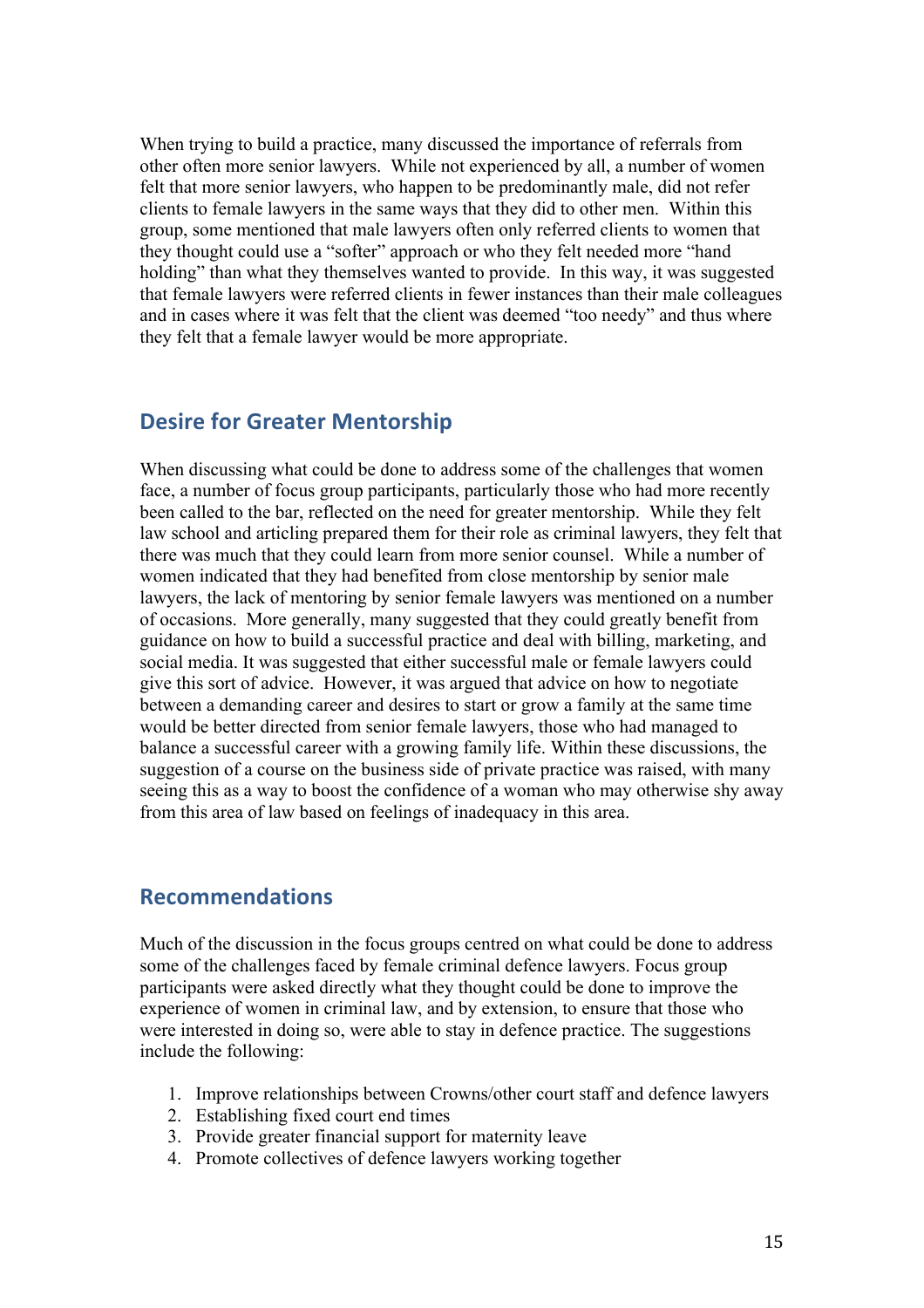When trying to build a practice, many discussed the importance of referrals from other often more senior lawyers. While not experienced by all, a number of women felt that more senior lawyers, who happen to be predominantly male, did not refer clients to female lawyers in the same ways that they did to other men. Within this group, some mentioned that male lawyers often only referred clients to women that they thought could use a "softer" approach or who they felt needed more "hand holding" than what they themselves wanted to provide. In this way, it was suggested that female lawyers were referred clients in fewer instances than their male colleagues and in cases where it was felt that the client was deemed "too needy" and thus where they felt that a female lawyer would be more appropriate.

## Desire for Greater Mentorship

When discussing what could be done to address some of the challenges that women face, a number of focus group participants, particularly those who had more recently been called to the bar, reflected on the need for greater mentorship. While they felt law school and articling prepared them for their role as criminal lawyers, they felt that there was much that they could learn from more senior counsel. While a number of women indicated that they had benefited from close mentorship by senior male lawyers, the lack of mentoring by senior female lawyers was mentioned on a number of occasions. More generally, many suggested that they could greatly benefit from guidance on how to build a successful practice and deal with billing, marketing, and social media. It was suggested that either successful male or female lawyers could give this sort of advice. However, it was argued that advice on how to negotiate between a demanding career and desires to start or grow a family at the same time would be better directed from senior female lawyers, those who had managed to balance a successful career with a growing family life. Within these discussions, the suggestion of a course on the business side of private practice was raised, with many seeing this as a way to boost the confidence of a woman who may otherwise shy away from this area of law based on feelings of inadequacy in this area.

## Recommendations

Much of the discussion in the focus groups centred on what could be done to address some of the challenges faced by female criminal defence lawyers. Focus group participants were asked directly what they thought could be done to improve the experience of women in criminal law, and by extension, to ensure that those who were interested in doing so, were able to stay in defence practice. The suggestions include the following:

1. Improve relationships between Crowns/other court staff and defence lawyers
2. Establishing fixed court end times
3. Provide greater financial support for maternity leave
4. Promote collectives of defence lawyers working together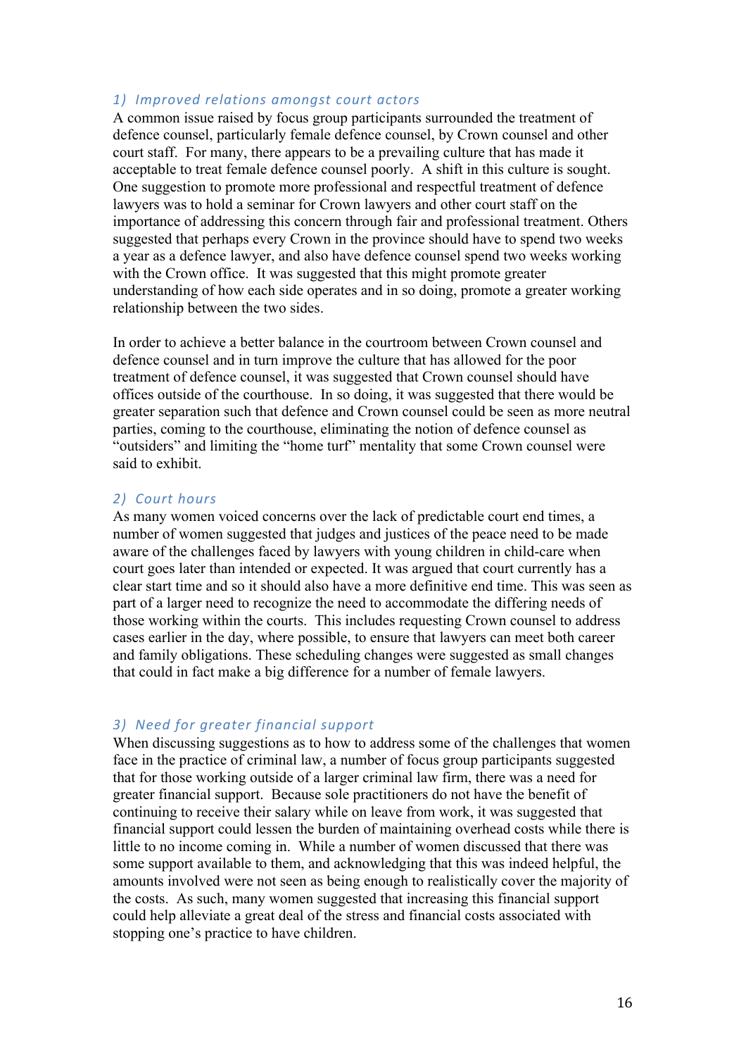### 1) *Improved relations amongst court actors*

A common issue raised by focus group participants surrounded the treatment of defence counsel, particularly female defence counsel, by Crown counsel and other court staff. For many, there appears to be a prevailing culture that has made it acceptable to treat female defence counsel poorly. A shift in this culture is sought. One suggestion to promote more professional and respectful treatment of defence lawyers was to hold a seminar for Crown lawyers and other court staff on the importance of addressing this concern through fair and professional treatment. Others suggested that perhaps every Crown in the province should have to spend two weeks a year as a defence lawyer, and also have defence counsel spend two weeks working with the Crown office. It was suggested that this might promote greater understanding of how each side operates and in so doing, promote a greater working relationship between the two sides.

In order to achieve a better balance in the courtroom between Crown counsel and defence counsel and in turn improve the culture that has allowed for the poor treatment of defence counsel, it was suggested that Crown counsel should have offices outside of the courthouse. In so doing, it was suggested that there would be greater separation such that defence and Crown counsel could be seen as more neutral parties, coming to the courthouse, eliminating the notion of defence counsel as "outsiders" and limiting the "home turf" mentality that some Crown counsel were said to exhibit.

### 2) *Court hours*

As many women voiced concerns over the lack of predictable court end times, a number of women suggested that judges and justices of the peace need to be made aware of the challenges faced by lawyers with young children in child-care when court goes later than intended or expected. It was argued that court currently has a clear start time and so it should also have a more definitive end time. This was seen as part of a larger need to recognize the need to accommodate the differing needs of those working within the courts. This includes requesting Crown counsel to address cases earlier in the day, where possible, to ensure that lawyers can meet both career and family obligations. These scheduling changes were suggested as small changes that could in fact make a big difference for a number of female lawyers.

### 3) *Need for greater financial support*

When discussing suggestions as to how to address some of the challenges that women face in the practice of criminal law, a number of focus group participants suggested that for those working outside of a larger criminal law firm, there was a need for greater financial support. Because sole practitioners do not have the benefit of continuing to receive their salary while on leave from work, it was suggested that financial support could lessen the burden of maintaining overhead costs while there is little to no income coming in. While a number of women discussed that there was some support available to them, and acknowledging that this was indeed helpful, the amounts involved were not seen as being enough to realistically cover the majority of the costs. As such, many women suggested that increasing this financial support could help alleviate a great deal of the stress and financial costs associated with stopping one's practice to have children.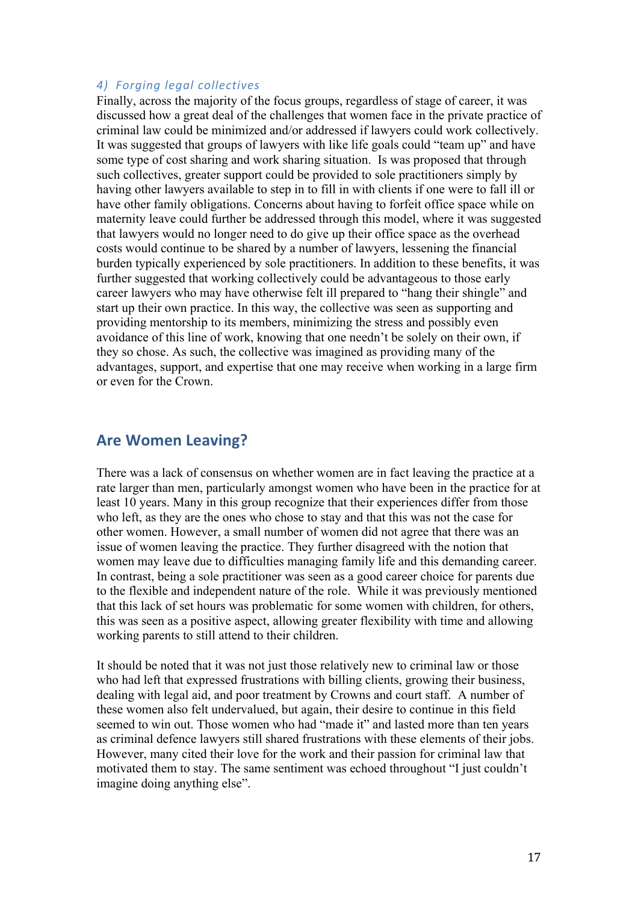### *4) Forging legal collectives*

Finally, across the majority of the focus groups, regardless of stage of career, it was discussed how a great deal of the challenges that women face in the private practice of criminal law could be minimized and/or addressed if lawyers could work collectively. It was suggested that groups of lawyers with like life goals could "team up" and have some type of cost sharing and work sharing situation. Is was proposed that through such collectives, greater support could be provided to sole practitioners simply by having other lawyers available to step in to fill in with clients if one were to fall ill or have other family obligations. Concerns about having to forfeit office space while on maternity leave could further be addressed through this model, where it was suggested that lawyers would no longer need to do give up their office space as the overhead costs would continue to be shared by a number of lawyers, lessening the financial burden typically experienced by sole practitioners. In addition to these benefits, it was further suggested that working collectively could be advantageous to those early career lawyers who may have otherwise felt ill prepared to "hang their shingle" and start up their own practice. In this way, the collective was seen as supporting and providing mentorship to its members, minimizing the stress and possibly even avoidance of this line of work, knowing that one needn't be solely on their own, if they so chose. As such, the collective was imagined as providing many of the advantages, support, and expertise that one may receive when working in a large firm or even for the Crown.

## Are Women Leaving?

There was a lack of consensus on whether women are in fact leaving the practice at a rate larger than men, particularly amongst women who have been in the practice for at least 10 years. Many in this group recognize that their experiences differ from those who left, as they are the ones who chose to stay and that this was not the case for other women. However, a small number of women did not agree that there was an issue of women leaving the practice. They further disagreed with the notion that women may leave due to difficulties managing family life and this demanding career. In contrast, being a sole practitioner was seen as a good career choice for parents due to the flexible and independent nature of the role. While it was previously mentioned that this lack of set hours was problematic for some women with children, for others, this was seen as a positive aspect, allowing greater flexibility with time and allowing working parents to still attend to their children.

It should be noted that it was not just those relatively new to criminal law or those who had left that expressed frustrations with billing clients, growing their business, dealing with legal aid, and poor treatment by Crowns and court staff. A number of these women also felt undervalued, but again, their desire to continue in this field seemed to win out. Those women who had "made it" and lasted more than ten years as criminal defence lawyers still shared frustrations with these elements of their jobs. However, many cited their love for the work and their passion for criminal law that motivated them to stay. The same sentiment was echoed throughout "I just couldn't imagine doing anything else".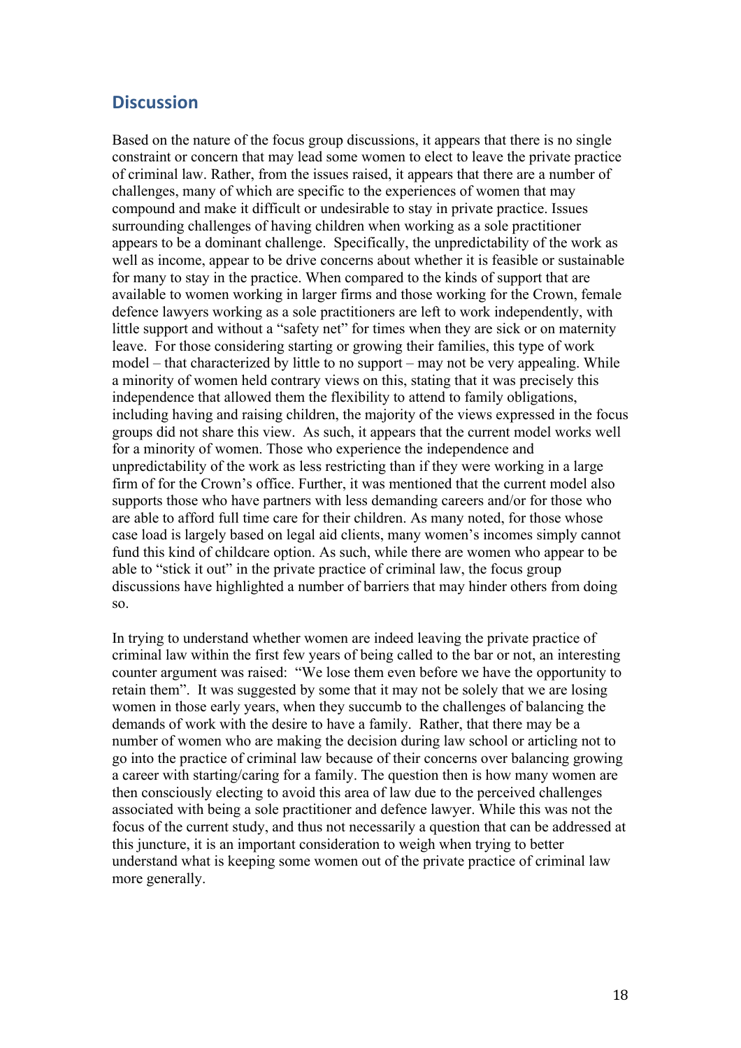## Discussion

Based on the nature of the focus group discussions, it appears that there is no single constraint or concern that may lead some women to elect to leave the private practice of criminal law. Rather, from the issues raised, it appears that there are a number of challenges, many of which are specific to the experiences of women that may compound and make it difficult or undesirable to stay in private practice. Issues surrounding challenges of having children when working as a sole practitioner appears to be a dominant challenge. Specifically, the unpredictability of the work as well as income, appear to be drive concerns about whether it is feasible or sustainable for many to stay in the practice. When compared to the kinds of support that are available to women working in larger firms and those working for the Crown, female defence lawyers working as a sole practitioners are left to work independently, with little support and without a "safety net" for times when they are sick or on maternity leave. For those considering starting or growing their families, this type of work model – that characterized by little to no support – may not be very appealing. While a minority of women held contrary views on this, stating that it was precisely this independence that allowed them the flexibility to attend to family obligations, including having and raising children, the majority of the views expressed in the focus groups did not share this view. As such, it appears that the current model works well for a minority of women. Those who experience the independence and unpredictability of the work as less restricting than if they were working in a large firm of for the Crown's office. Further, it was mentioned that the current model also supports those who have partners with less demanding careers and/or for those who are able to afford full time care for their children. As many noted, for those whose case load is largely based on legal aid clients, many women's incomes simply cannot fund this kind of childcare option. As such, while there are women who appear to be able to "stick it out" in the private practice of criminal law, the focus group discussions have highlighted a number of barriers that may hinder others from doing so.

In trying to understand whether women are indeed leaving the private practice of criminal law within the first few years of being called to the bar or not, an interesting counter argument was raised: "We lose them even before we have the opportunity to retain them". It was suggested by some that it may not be solely that we are losing women in those early years, when they succumb to the challenges of balancing the demands of work with the desire to have a family. Rather, that there may be a number of women who are making the decision during law school or articling not to go into the practice of criminal law because of their concerns over balancing growing a career with starting/caring for a family. The question then is how many women are then consciously electing to avoid this area of law due to the perceived challenges associated with being a sole practitioner and defence lawyer. While this was not the focus of the current study, and thus not necessarily a question that can be addressed at this juncture, it is an important consideration to weigh when trying to better understand what is keeping some women out of the private practice of criminal law more generally.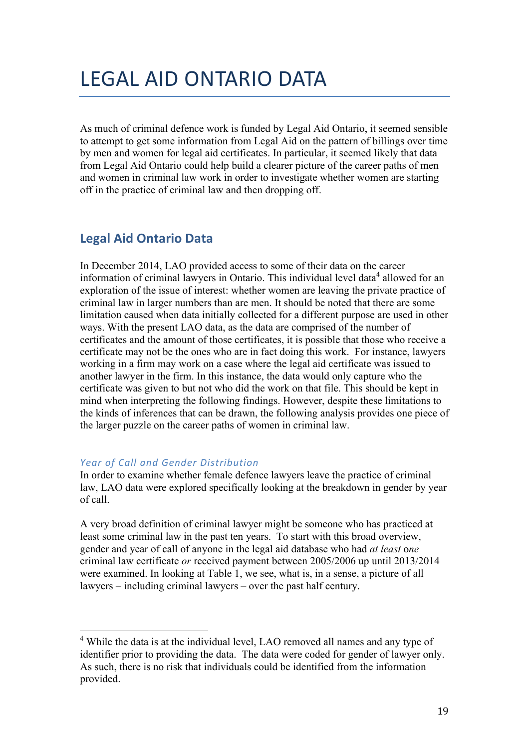# LEGAL AID ONTARIO DATA

As much of criminal defence work is funded by Legal Aid Ontario, it seemed sensible to attempt to get some information from Legal Aid on the pattern of billings over time by men and women for legal aid certificates. In particular, it seemed likely that data from Legal Aid Ontario could help build a clearer picture of the career paths of men and women in criminal law work in order to investigate whether women are starting off in the practice of criminal law and then dropping off.

## Legal Aid Ontario Data

In December 2014, LAO provided access to some of their data on the career information of criminal lawyers in Ontario. This individual level data[4] allowed for an exploration of the issue of interest: whether women are leaving the private practice of criminal law in larger numbers than are men. It should be noted that there are some limitation caused when data initially collected for a different purpose are used in other ways. With the present LAO data, as the data are comprised of the number of certificates and the amount of those certificates, it is possible that those who receive a certificate may not be the ones who are in fact doing this work. For instance, lawyers working in a firm may work on a case where the legal aid certificate was issued to another lawyer in the firm. In this instance, the data would only capture who the certificate was given to but not who did the work on that file. This should be kept in mind when interpreting the following findings. However, despite these limitations to the kinds of inferences that can be drawn, the following analysis provides one piece of the larger puzzle on the career paths of women in criminal law.

### *Year of Call and Gender Distribution*

In order to examine whether female defence lawyers leave the practice of criminal law, LAO data were explored specifically looking at the breakdown in gender by year of call.

A very broad definition of criminal lawyer might be someone who has practiced at least some criminal law in the past ten years. To start with this broad overview, gender and year of call of anyone in the legal aid database who had *at least one* criminal law certificate *or* received payment between 2005/2006 up until 2013/2014 were examined. In looking at Table 1, we see, what is, in a sense, a picture of all lawyers – including criminal lawyers – over the past half century.

[4] While the data is at the individual level, LAO removed all names and any type of identifier prior to providing the data. The data were coded for gender of lawyer only. As such, there is no risk that individuals could be identified from the information provided.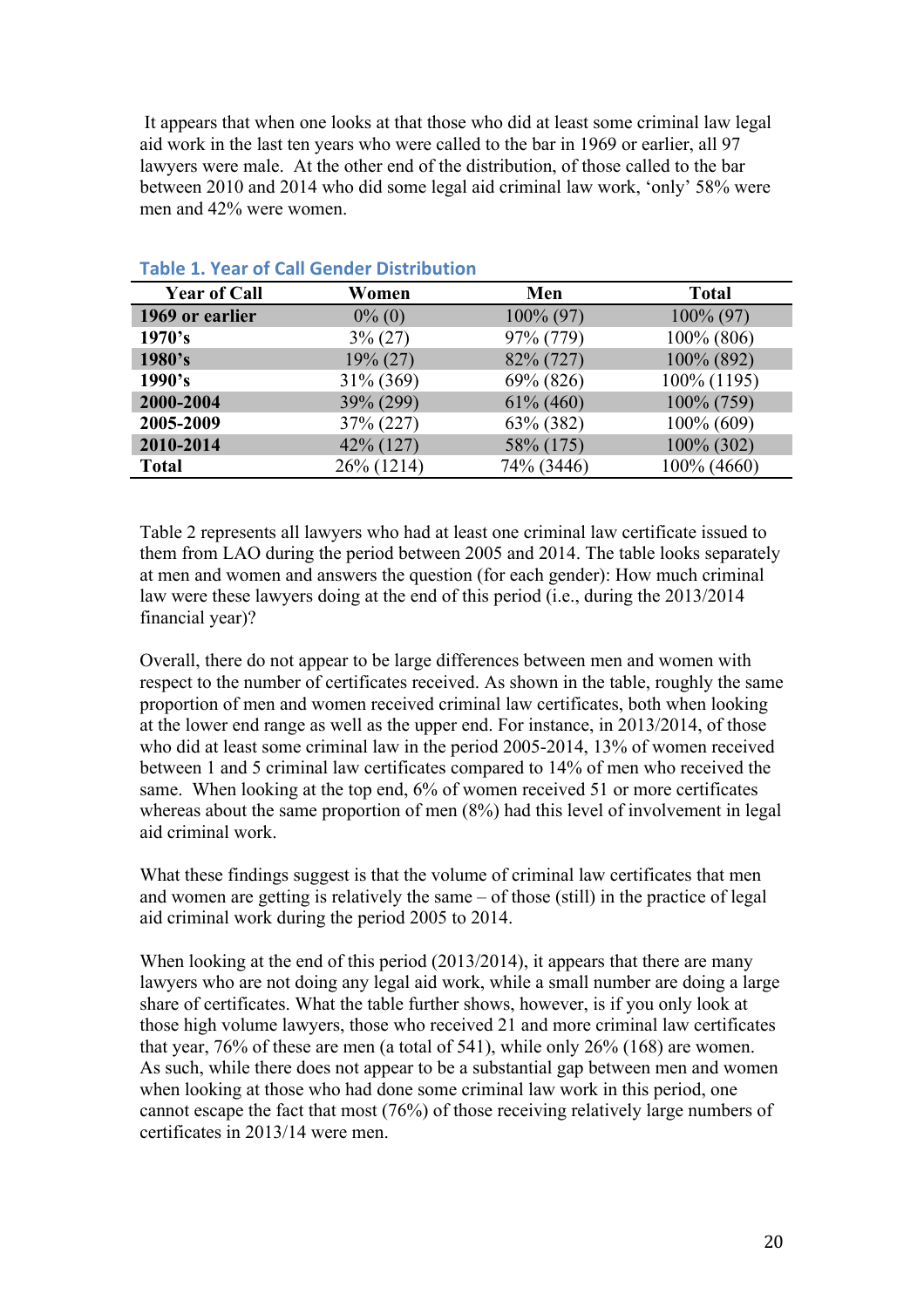It appears that when one looks at that those who did at least some criminal law legal aid work in the last ten years who were called to the bar in 1969 or earlier, all 97 lawyers were male. At the other end of the distribution, of those called to the bar between 2010 and 2014 who did some legal aid criminal law work, 'only' 58% were men and 42% were women.

**Table 1. Year of Call Gender Distribution**

| Year of Call | Women | Men | Total |
|---|---|---|---|
| **1969 or earlier** | 0% (0) | 100% (97) | 100% (97) |
| **1970's** | 3% (27) | 97% (779) | 100% (806) |
| **1980's** | 19% (27) | 82% (727) | 100% (892) |
| **1990's** | 31% (369) | 69% (826) | 100% (1195) |
| **2000-2004** | 39% (299) | 61% (460) | 100% (759) |
| **2005-2009** | 37% (227) | 63% (382) | 100% (609) |
| **2010-2014** | 42% (127) | 58% (175) | 100% (302) |
| **Total** | 26% (1214) | 74% (3446) | 100% (4660) |

Table 2 represents all lawyers who had at least one criminal law certificate issued to them from LAO during the period between 2005 and 2014. The table looks separately at men and women and answers the question (for each gender): How much criminal law were these lawyers doing at the end of this period (i.e., during the 2013/2014 financial year)?

Overall, there do not appear to be large differences between men and women with respect to the number of certificates received. As shown in the table, roughly the same proportion of men and women received criminal law certificates, both when looking at the lower end range as well as the upper end. For instance, in 2013/2014, of those who did at least some criminal law in the period 2005-2014, 13% of women received between 1 and 5 criminal law certificates compared to 14% of men who received the same. When looking at the top end, 6% of women received 51 or more certificates whereas about the same proportion of men (8%) had this level of involvement in legal aid criminal work.

What these findings suggest is that the volume of criminal law certificates that men and women are getting is relatively the same – of those (still) in the practice of legal aid criminal work during the period 2005 to 2014.

When looking at the end of this period (2013/2014), it appears that there are many lawyers who are not doing any legal aid work, while a small number are doing a large share of certificates. What the table further shows, however, is if you only look at those high volume lawyers, those who received 21 and more criminal law certificates that year, 76% of these are men (a total of 541), while only 26% (168) are women. As such, while there does not appear to be a substantial gap between men and women when looking at those who had done some criminal law work in this period, one cannot escape the fact that most (76%) of those receiving relatively large numbers of certificates in 2013/14 were men.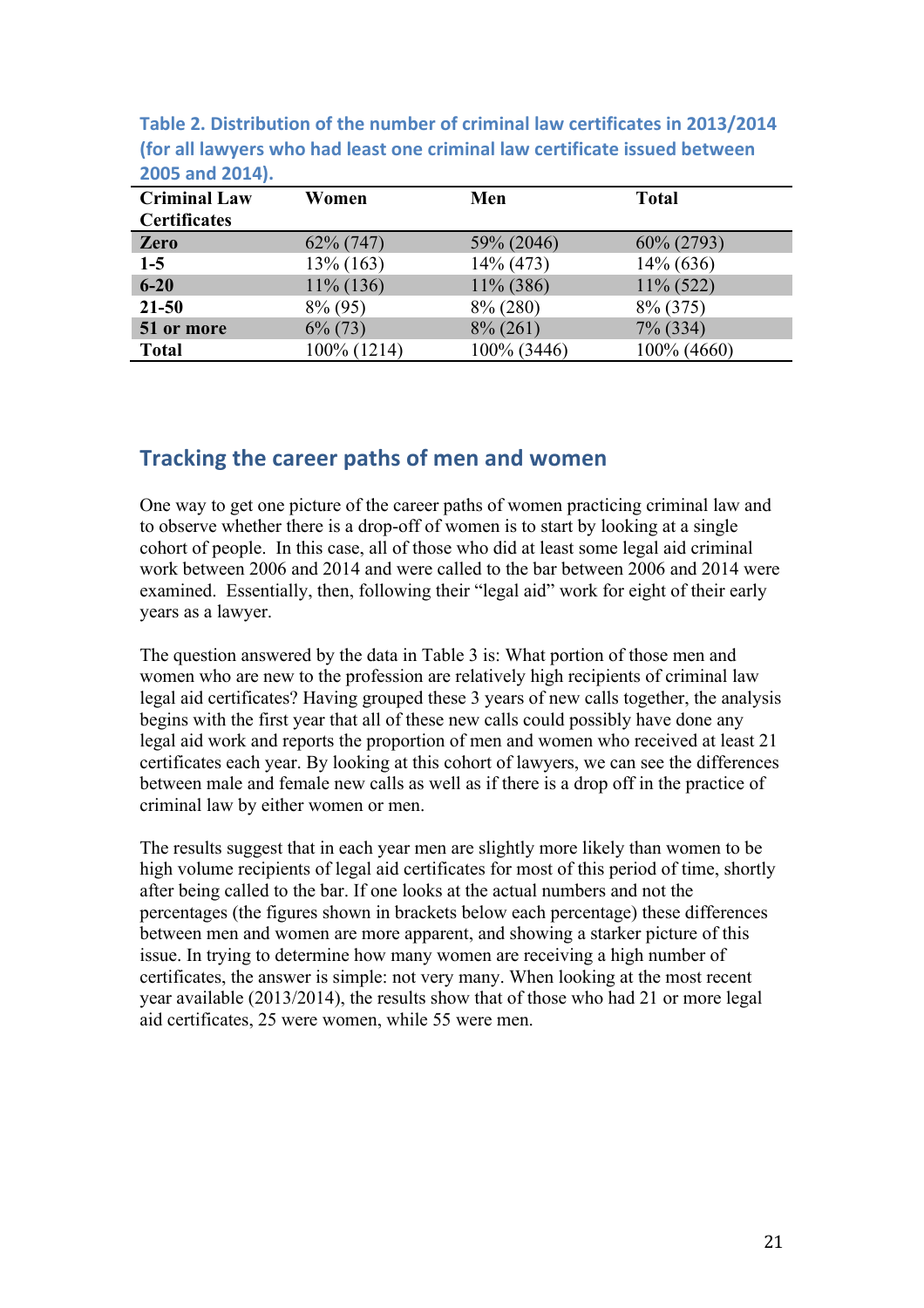**Table 2. Distribution of the number of criminal law certificates in 2013/2014 (for all lawyers who had least one criminal law certificate issued between 2005 and 2014).**

| Criminal Law Certificates | Women | Men | Total |
|---|---|---|---|
| **Zero** | 62% (747) | 59% (2046) | 60% (2793) |
| **1-5** | 13% (163) | 14% (473) | 14% (636) |
| **6-20** | 11% (136) | 11% (386) | 11% (522) |
| **21-50** | 8% (95) | 8% (280) | 8% (375) |
| **51 or more** | 6% (73) | 8% (261) | 7% (334) |
| **Total** | 100% (1214) | 100% (3446) | 100% (4660) |

## Tracking the career paths of men and women

One way to get one picture of the career paths of women practicing criminal law and to observe whether there is a drop-off of women is to start by looking at a single cohort of people. In this case, all of those who did at least some legal aid criminal work between 2006 and 2014 and were called to the bar between 2006 and 2014 were examined. Essentially, then, following their "legal aid" work for eight of their early years as a lawyer.

The question answered by the data in Table 3 is: What portion of those men and women who are new to the profession are relatively high recipients of criminal law legal aid certificates? Having grouped these 3 years of new calls together, the analysis begins with the first year that all of these new calls could possibly have done any legal aid work and reports the proportion of men and women who received at least 21 certificates each year. By looking at this cohort of lawyers, we can see the differences between male and female new calls as well as if there is a drop off in the practice of criminal law by either women or men.

The results suggest that in each year men are slightly more likely than women to be high volume recipients of legal aid certificates for most of this period of time, shortly after being called to the bar. If one looks at the actual numbers and not the percentages (the figures shown in brackets below each percentage) these differences between men and women are more apparent, and showing a starker picture of this issue. In trying to determine how many women are receiving a high number of certificates, the answer is simple: not very many. When looking at the most recent year available (2013/2014), the results show that of those who had 21 or more legal aid certificates, 25 were women, while 55 were men.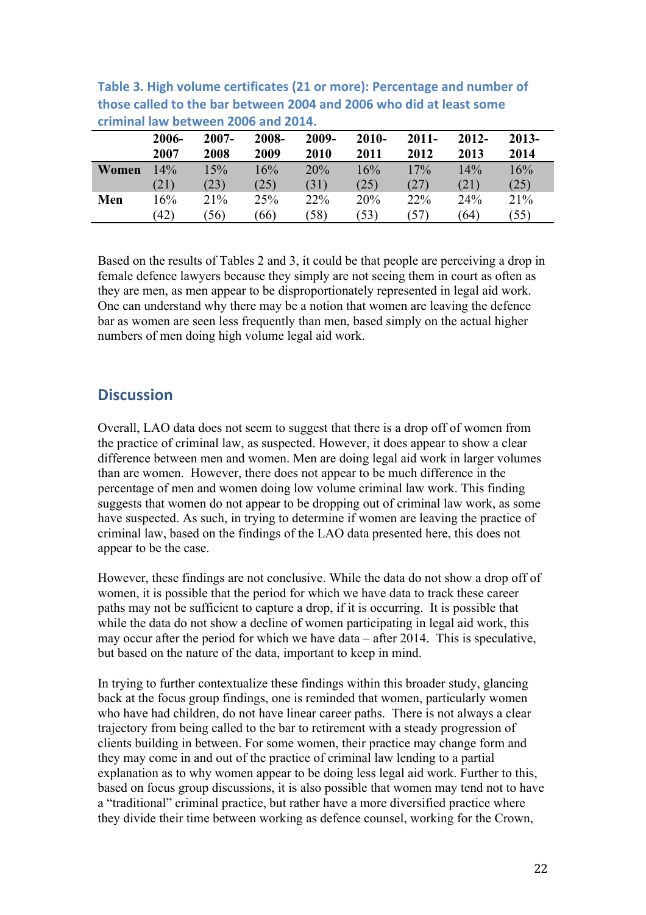**Table 3. High volume certificates (21 or more): Percentage and number of those called to the bar between 2004 and 2006 who did at least some criminal law between 2006 and 2014.**

| | 2006-2007 | 2007-2008 | 2008-2009 | 2009-2010 | 2010-2011 | 2011-2012 | 2012-2013 | 2013-2014 |
|---|---|---|---|---|---|---|---|---|
| **Women** | 14% (21) | 15% (23) | 16% (25) | 20% (31) | 16% (25) | 17% (27) | 14% (21) | 16% (25) |
| **Men** | 16% (42) | 21% (56) | 25% (66) | 22% (58) | 20% (53) | 22% (57) | 24% (64) | 21% (55) |

Based on the results of Tables 2 and 3, it could be that people are perceiving a drop in female defence lawyers because they simply are not seeing them in court as often as they are men, as men appear to be disproportionately represented in legal aid work. One can understand why there may be a notion that women are leaving the defence bar as women are seen less frequently than men, based simply on the actual higher numbers of men doing high volume legal aid work.

## Discussion

Overall, LAO data does not seem to suggest that there is a drop off of women from the practice of criminal law, as suspected. However, it does appear to show a clear difference between men and women. Men are doing legal aid work in larger volumes than are women. However, there does not appear to be much difference in the percentage of men and women doing low volume criminal law work. This finding suggests that women do not appear to be dropping out of criminal law work, as some have suspected. As such, in trying to determine if women are leaving the practice of criminal law, based on the findings of the LAO data presented here, this does not appear to be the case.

However, these findings are not conclusive. While the data do not show a drop off of women, it is possible that the period for which we have data to track these career paths may not be sufficient to capture a drop, if it is occurring. It is possible that while the data do not show a decline of women participating in legal aid work, this may occur after the period for which we have data – after 2014. This is speculative, but based on the nature of the data, important to keep in mind.

In trying to further contextualize these findings within this broader study, glancing back at the focus group findings, one is reminded that women, particularly women who have had children, do not have linear career paths. There is not always a clear trajectory from being called to the bar to retirement with a steady progression of clients building in between. For some women, their practice may change form and they may come in and out of the practice of criminal law lending to a partial explanation as to why women appear to be doing less legal aid work. Further to this, based on focus group discussions, it is also possible that women may tend not to have a "traditional" criminal practice, but rather have a more diversified practice where they divide their time between working as defence counsel, working for the Crown,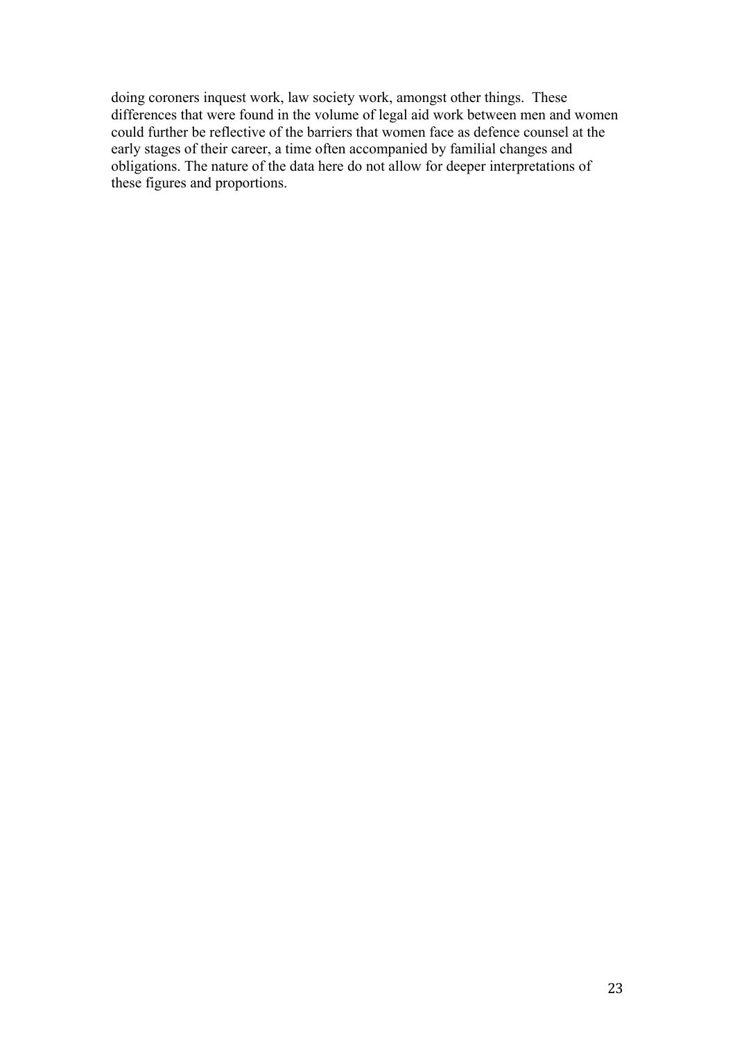doing coroners inquest work, law society work, amongst other things. These differences that were found in the volume of legal aid work between men and women could further be reflective of the barriers that women face as defence counsel at the early stages of their career, a time often accompanied by familial changes and obligations. The nature of the data here do not allow for deeper interpretations of these figures and proportions.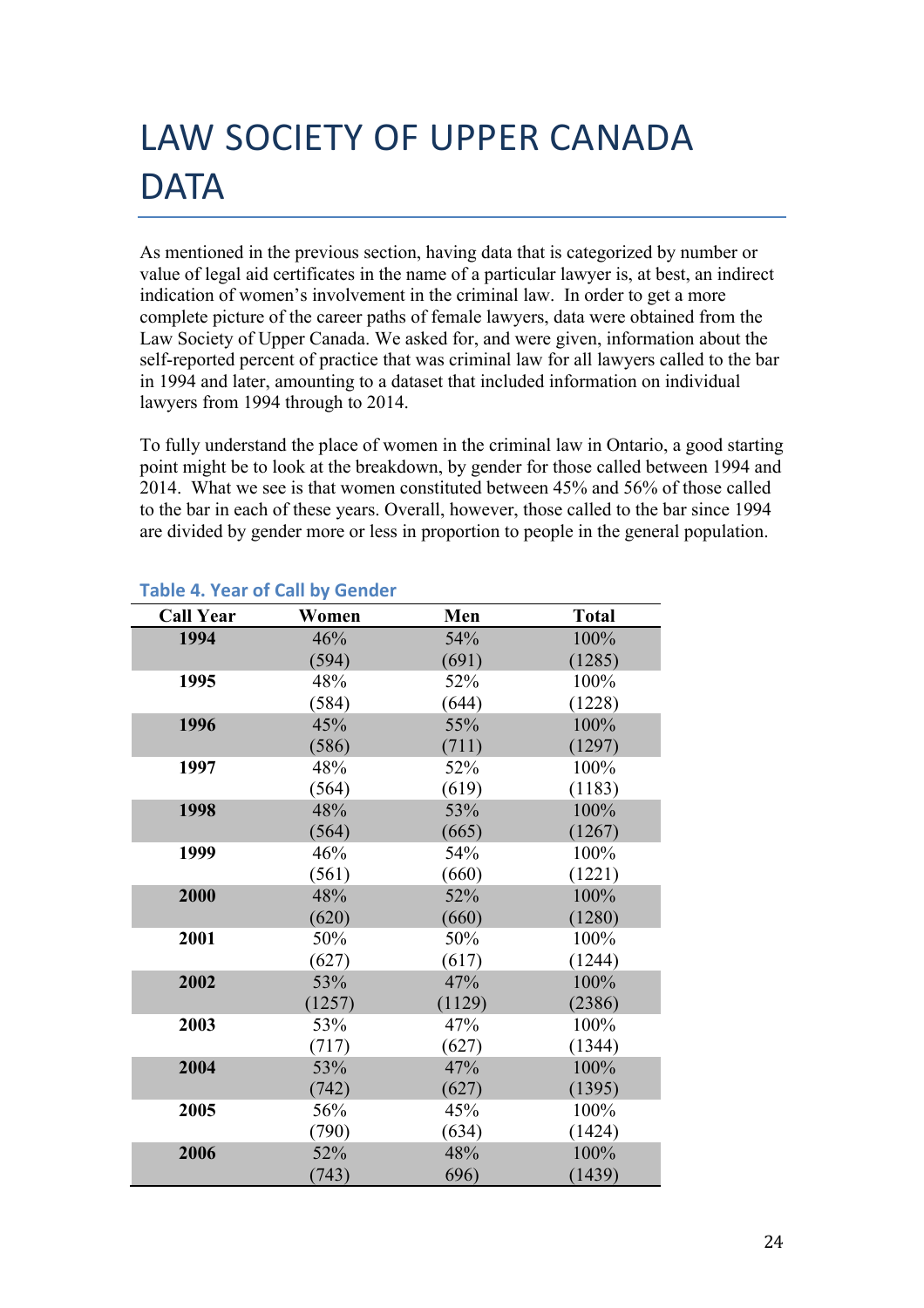# LAW SOCIETY OF UPPER CANADA DATA

As mentioned in the previous section, having data that is categorized by number or value of legal aid certificates in the name of a particular lawyer is, at best, an indirect indication of women's involvement in the criminal law. In order to get a more complete picture of the career paths of female lawyers, data were obtained from the Law Society of Upper Canada. We asked for, and were given, information about the self-reported percent of practice that was criminal law for all lawyers called to the bar in 1994 and later, amounting to a dataset that included information on individual lawyers from 1994 through to 2014.

To fully understand the place of women in the criminal law in Ontario, a good starting point might be to look at the breakdown, by gender for those called between 1994 and 2014. What we see is that women constituted between 45% and 56% of those called to the bar in each of these years. Overall, however, those called to the bar since 1994 are divided by gender more or less in proportion to people in the general population.

**Table 4. Year of Call by Gender**

| Call Year | Women | Men | Total |
|---|---|---|---|
| **1994** | 46% (594) | 54% (691) | 100% (1285) |
| **1995** | 48% (584) | 52% (644) | 100% (1228) |
| **1996** | 45% (586) | 55% (711) | 100% (1297) |
| **1997** | 48% (564) | 52% (619) | 100% (1183) |
| **1998** | 48% (564) | 53% (665) | 100% (1267) |
| **1999** | 46% (561) | 54% (660) | 100% (1221) |
| **2000** | 48% (620) | 52% (660) | 100% (1280) |
| **2001** | 50% (627) | 50% (617) | 100% (1244) |
| **2002** | 53% (1257) | 47% (1129) | 100% (2386) |
| **2003** | 53% (717) | 47% (627) | 100% (1344) |
| **2004** | 53% (742) | 47% (627) | 100% (1395) |
| **2005** | 56% (790) | 45% (634) | 100% (1424) |
| **2006** | 52% (743) | 48% 696) | 100% (1439) |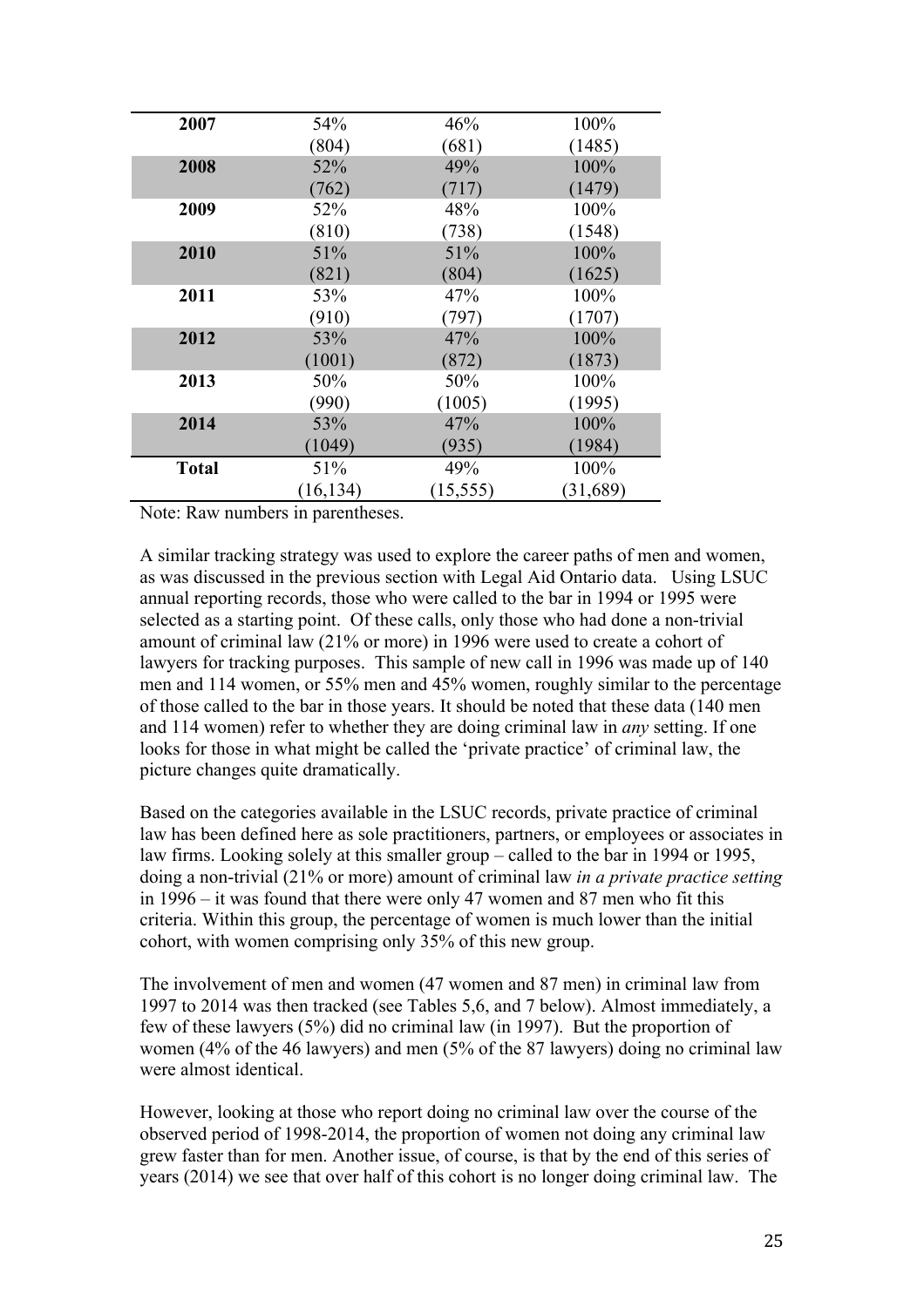| | | | |
|---|---|---|---|
| **2007** | 54%<br>(804) | 46%<br>(681) | 100%<br>(1485) |
| **2008** | 52%<br>(762) | 49%<br>(717) | 100%<br>(1479) |
| **2009** | 52%<br>(810) | 48%<br>(738) | 100%<br>(1548) |
| **2010** | 51%<br>(821) | 51%<br>(804) | 100%<br>(1625) |
| **2011** | 53%<br>(910) | 47%<br>(797) | 100%<br>(1707) |
| **2012** | 53%<br>(1001) | 47%<br>(872) | 100%<br>(1873) |
| **2013** | 50%<br>(990) | 50%<br>(1005) | 100%<br>(1995) |
| **2014** | 53%<br>(1049) | 47%<br>(935) | 100%<br>(1984) |
| **Total** | 51%<br>(16,134) | 49%<br>(15,555) | 100%<br>(31,689) |

Note: Raw numbers in parentheses.

A similar tracking strategy was used to explore the career paths of men and women, as was discussed in the previous section with Legal Aid Ontario data. Using LSUC annual reporting records, those who were called to the bar in 1994 or 1995 were selected as a starting point. Of these calls, only those who had done a non-trivial amount of criminal law (21% or more) in 1996 were used to create a cohort of lawyers for tracking purposes. This sample of new call in 1996 was made up of 140 men and 114 women, or 55% men and 45% women, roughly similar to the percentage of those called to the bar in those years. It should be noted that these data (140 men and 114 women) refer to whether they are doing criminal law in *any* setting. If one looks for those in what might be called the 'private practice' of criminal law, the picture changes quite dramatically.

Based on the categories available in the LSUC records, private practice of criminal law has been defined here as sole practitioners, partners, or employees or associates in law firms. Looking solely at this smaller group – called to the bar in 1994 or 1995, doing a non-trivial (21% or more) amount of criminal law *in a private practice setting* in 1996 – it was found that there were only 47 women and 87 men who fit this criteria. Within this group, the percentage of women is much lower than the initial cohort, with women comprising only 35% of this new group.

The involvement of men and women (47 women and 87 men) in criminal law from 1997 to 2014 was then tracked (see Tables 5,6, and 7 below). Almost immediately, a few of these lawyers (5%) did no criminal law (in 1997). But the proportion of women (4% of the 46 lawyers) and men (5% of the 87 lawyers) doing no criminal law were almost identical.

However, looking at those who report doing no criminal law over the course of the observed period of 1998-2014, the proportion of women not doing any criminal law grew faster than for men. Another issue, of course, is that by the end of this series of years (2014) we see that over half of this cohort is no longer doing criminal law. The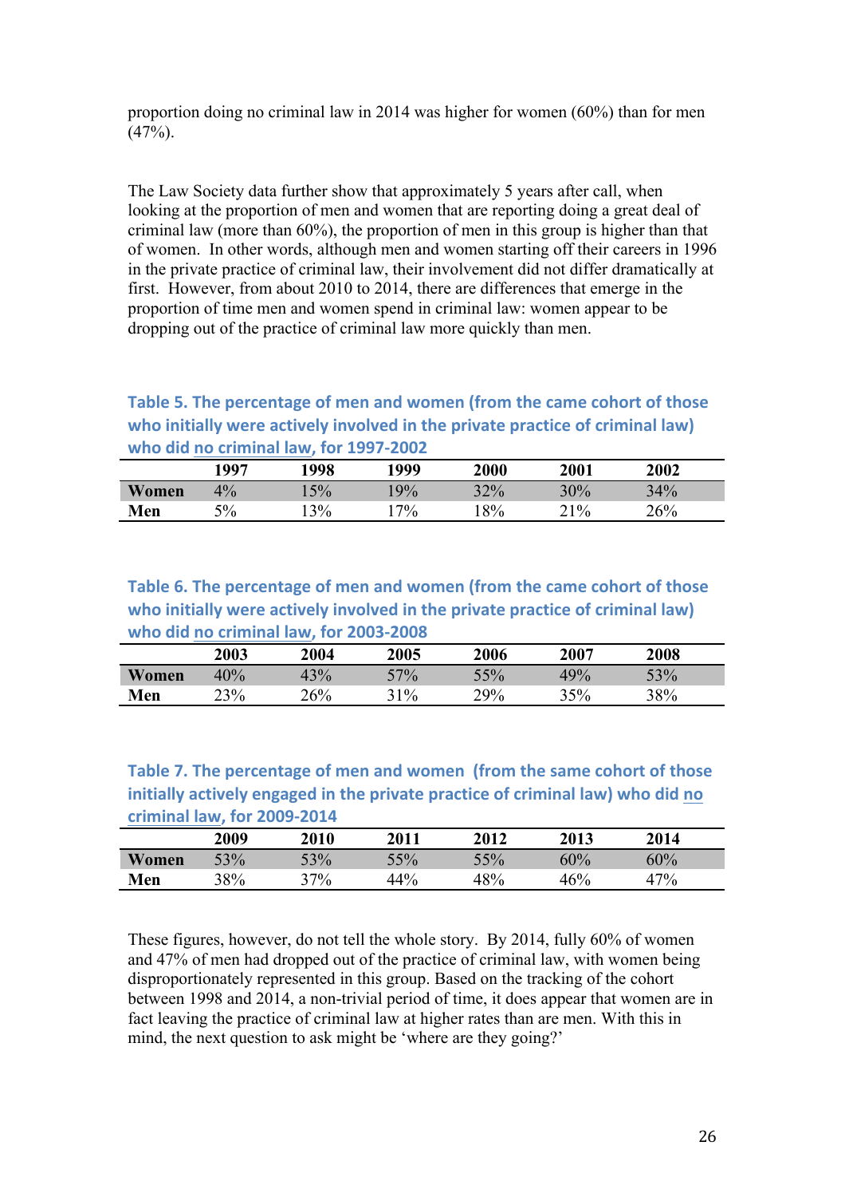proportion doing no criminal law in 2014 was higher for women (60%) than for men (47%).

The Law Society data further show that approximately 5 years after call, when looking at the proportion of men and women that are reporting doing a great deal of criminal law (more than 60%), the proportion of men in this group is higher than that of women. In other words, although men and women starting off their careers in 1996 in the private practice of criminal law, their involvement did not differ dramatically at first. However, from about 2010 to 2014, there are differences that emerge in the proportion of time men and women spend in criminal law: women appear to be dropping out of the practice of criminal law more quickly than men.

**Table 5. The percentage of men and women (from the came cohort of those who initially were actively involved in the private practice of criminal law) who did no criminal law, for 1997-2002**

| | 1997 | 1998 | 1999 | 2000 | 2001 | 2002 |
|---|---|---|---|---|---|---|
| Women | 4% | 15% | 19% | 32% | 30% | 34% |
| Men | 5% | 13% | 17% | 18% | 21% | 26% |

**Table 6. The percentage of men and women (from the came cohort of those who initially were actively involved in the private practice of criminal law) who did no criminal law, for 2003-2008**

| | 2003 | 2004 | 2005 | 2006 | 2007 | 2008 |
|---|---|---|---|---|---|---|
| Women | 40% | 43% | 57% | 55% | 49% | 53% |
| Men | 23% | 26% | 31% | 29% | 35% | 38% |

**Table 7. The percentage of men and women (from the same cohort of those initially actively engaged in the private practice of criminal law) who did no criminal law, for 2009-2014**

| | 2009 | 2010 | 2011 | 2012 | 2013 | 2014 |
|---|---|---|---|---|---|---|
| Women | 53% | 53% | 55% | 55% | 60% | 60% |
| Men | 38% | 37% | 44% | 48% | 46% | 47% |

These figures, however, do not tell the whole story. By 2014, fully 60% of women and 47% of men had dropped out of the practice of criminal law, with women being disproportionately represented in this group. Based on the tracking of the cohort between 1998 and 2014, a non-trivial period of time, it does appear that women are in fact leaving the practice of criminal law at higher rates than are men. With this in mind, the next question to ask might be 'where are they going?'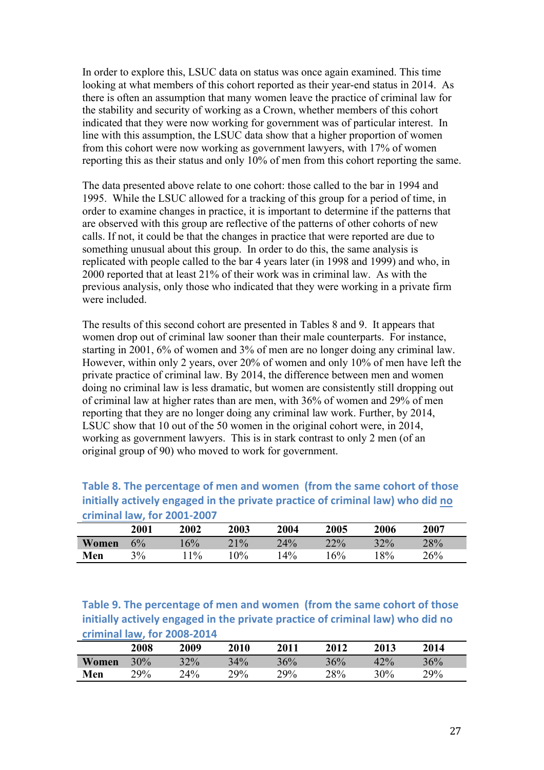In order to explore this, LSUC data on status was once again examined. This time looking at what members of this cohort reported as their year-end status in 2014. As there is often an assumption that many women leave the practice of criminal law for the stability and security of working as a Crown, whether members of this cohort indicated that they were now working for government was of particular interest. In line with this assumption, the LSUC data show that a higher proportion of women from this cohort were now working as government lawyers, with 17% of women reporting this as their status and only 10% of men from this cohort reporting the same.

The data presented above relate to one cohort: those called to the bar in 1994 and 1995. While the LSUC allowed for a tracking of this group for a period of time, in order to examine changes in practice, it is important to determine if the patterns that are observed with this group are reflective of the patterns of other cohorts of new calls. If not, it could be that the changes in practice that were reported are due to something unusual about this group. In order to do this, the same analysis is replicated with people called to the bar 4 years later (in 1998 and 1999) and who, in 2000 reported that at least 21% of their work was in criminal law. As with the previous analysis, only those who indicated that they were working in a private firm were included.

The results of this second cohort are presented in Tables 8 and 9. It appears that women drop out of criminal law sooner than their male counterparts. For instance, starting in 2001, 6% of women and 3% of men are no longer doing any criminal law. However, within only 2 years, over 20% of women and only 10% of men have left the private practice of criminal law. By 2014, the difference between men and women doing no criminal law is less dramatic, but women are consistently still dropping out of criminal law at higher rates than are men, with 36% of women and 29% of men reporting that they are no longer doing any criminal law work. Further, by 2014, LSUC show that 10 out of the 50 women in the original cohort were, in 2014, working as government lawyers. This is in stark contrast to only 2 men (of an original group of 90) who moved to work for government.

**Table 8. The percentage of men and women (from the same cohort of those initially actively engaged in the private practice of criminal law) who did <u>no criminal law</u>, for 2001-2007**

| | 2001 | 2002 | 2003 | 2004 | 2005 | 2006 | 2007 |
|---|---|---|---|---|---|---|---|
| **Women** | 6% | 16% | 21% | 24% | 22% | 32% | 28% |
| **Men** | 3% | 11% | 10% | 14% | 16% | 18% | 26% |

**Table 9. The percentage of men and women (from the same cohort of those initially actively engaged in the private practice of criminal law) who did no <u>criminal law</u>, for 2008-2014**

| | 2008 | 2009 | 2010 | 2011 | 2012 | 2013 | 2014 |
|---|---|---|---|---|---|---|---|
| **Women** | 30% | 32% | 34% | 36% | 36% | 42% | 36% |
| **Men** | 29% | 24% | 29% | 29% | 28% | 30% | 29% |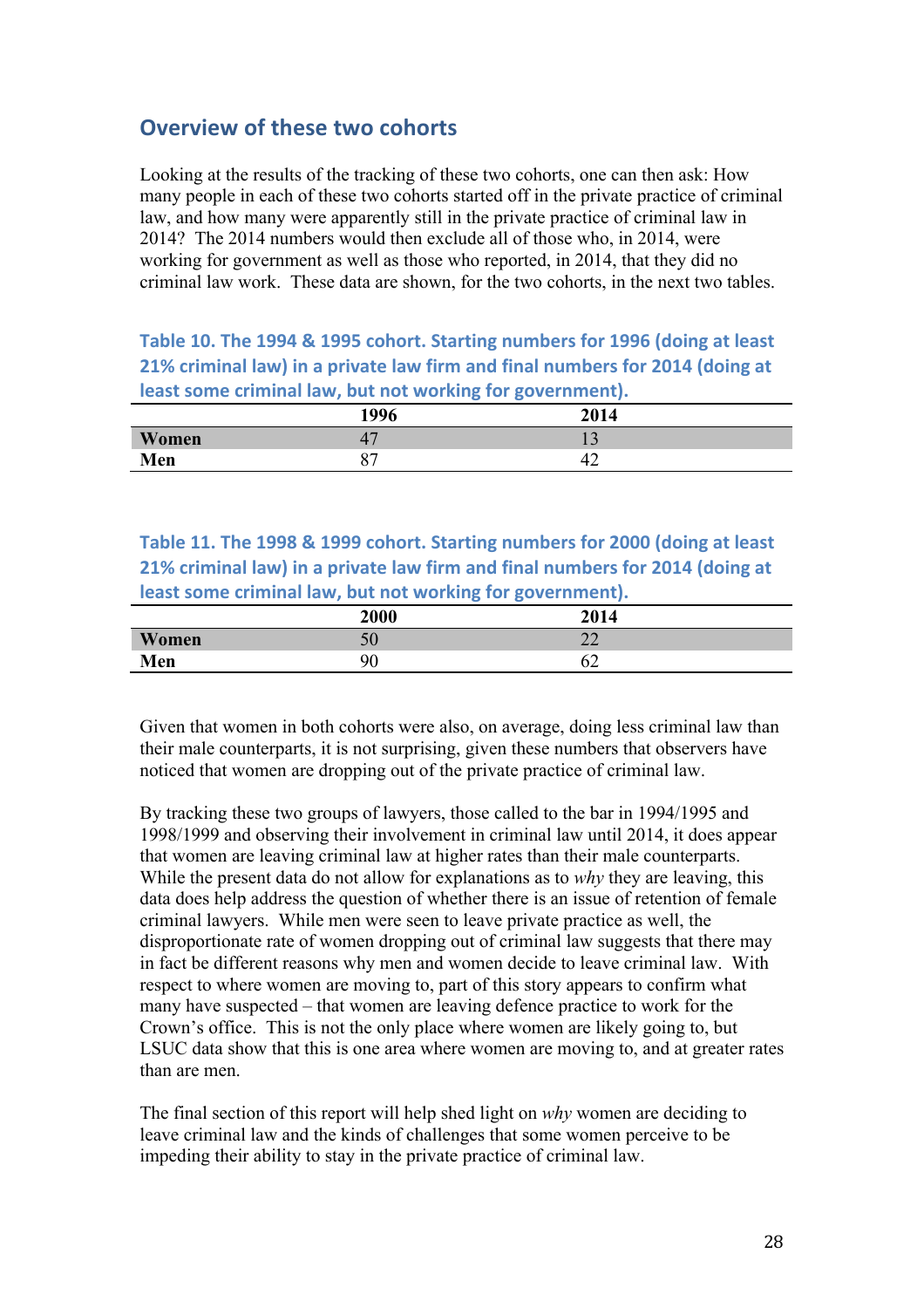## Overview of these two cohorts

Looking at the results of the tracking of these two cohorts, one can then ask: How many people in each of these two cohorts started off in the private practice of criminal law, and how many were apparently still in the private practice of criminal law in 2014? The 2014 numbers would then exclude all of those who, in 2014, were working for government as well as those who reported, in 2014, that they did no criminal law work. These data are shown, for the two cohorts, in the next two tables.

**Table 10. The 1994 & 1995 cohort. Starting numbers for 1996 (doing at least 21% criminal law) in a private law firm and final numbers for 2014 (doing at least some criminal law, but not working for government).**

| | 1996 | 2014 |
|---|---|---|
| **Women** | 47 | 13 |
| **Men** | 87 | 42 |

**Table 11. The 1998 & 1999 cohort. Starting numbers for 2000 (doing at least 21% criminal law) in a private law firm and final numbers for 2014 (doing at least some criminal law, but not working for government).**

| | 2000 | 2014 |
|---|---|---|
| **Women** | 50 | 22 |
| **Men** | 90 | 62 |

Given that women in both cohorts were also, on average, doing less criminal law than their male counterparts, it is not surprising, given these numbers that observers have noticed that women are dropping out of the private practice of criminal law.

By tracking these two groups of lawyers, those called to the bar in 1994/1995 and 1998/1999 and observing their involvement in criminal law until 2014, it does appear that women are leaving criminal law at higher rates than their male counterparts. While the present data do not allow for explanations as to *why* they are leaving, this data does help address the question of whether there is an issue of retention of female criminal lawyers. While men were seen to leave private practice as well, the disproportionate rate of women dropping out of criminal law suggests that there may in fact be different reasons why men and women decide to leave criminal law. With respect to where women are moving to, part of this story appears to confirm what many have suspected – that women are leaving defence practice to work for the Crown's office. This is not the only place where women are likely going to, but LSUC data show that this is one area where women are moving to, and at greater rates than are men.

The final section of this report will help shed light on *why* women are deciding to leave criminal law and the kinds of challenges that some women perceive to be impeding their ability to stay in the private practice of criminal law.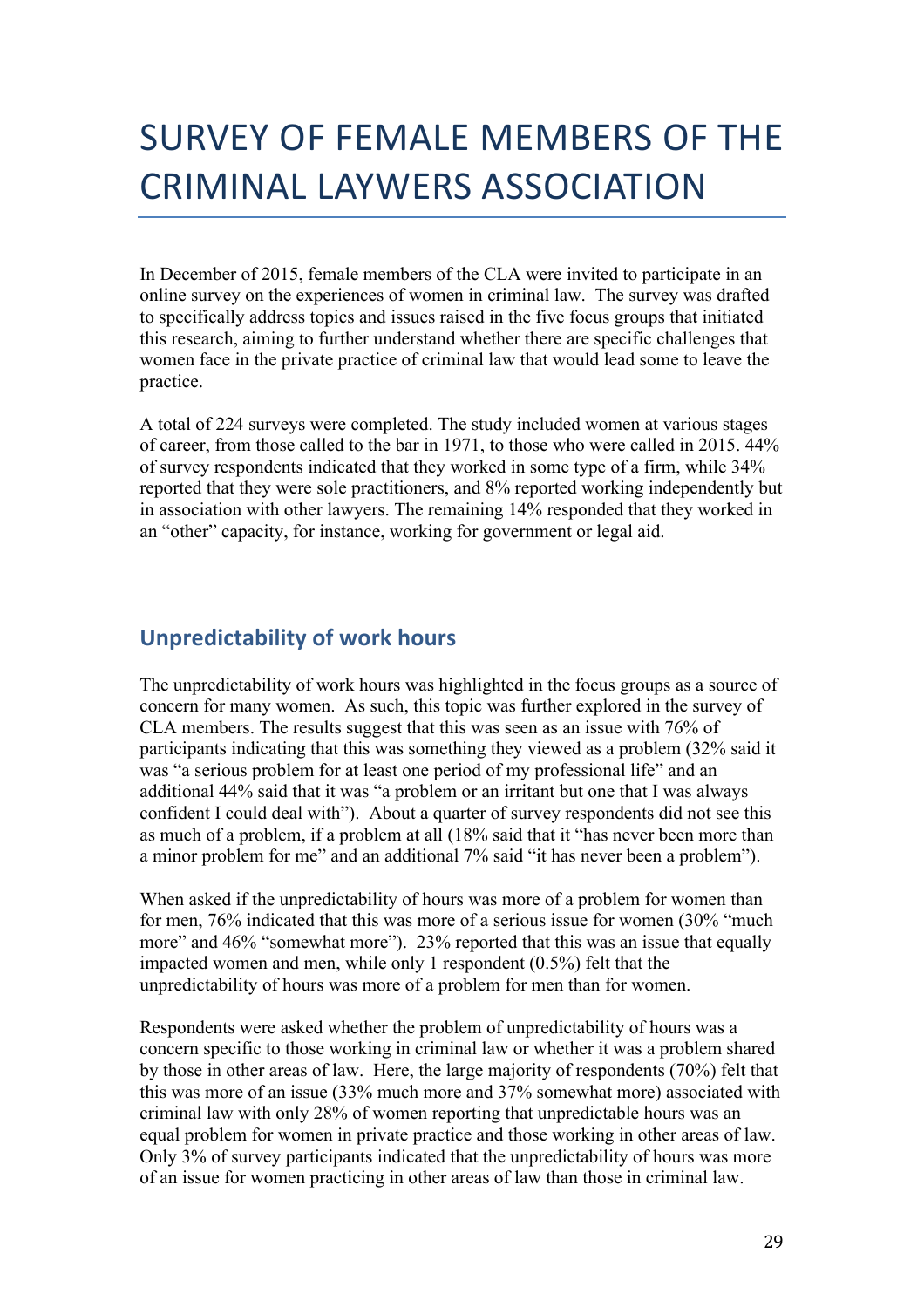# SURVEY OF FEMALE MEMBERS OF THE CRIMINAL LAYWERS ASSOCIATION

In December of 2015, female members of the CLA were invited to participate in an online survey on the experiences of women in criminal law. The survey was drafted to specifically address topics and issues raised in the five focus groups that initiated this research, aiming to further understand whether there are specific challenges that women face in the private practice of criminal law that would lead some to leave the practice.

A total of 224 surveys were completed. The study included women at various stages of career, from those called to the bar in 1971, to those who were called in 2015. 44% of survey respondents indicated that they worked in some type of a firm, while 34% reported that they were sole practitioners, and 8% reported working independently but in association with other lawyers. The remaining 14% responded that they worked in an "other" capacity, for instance, working for government or legal aid.

## Unpredictability of work hours

The unpredictability of work hours was highlighted in the focus groups as a source of concern for many women. As such, this topic was further explored in the survey of CLA members. The results suggest that this was seen as an issue with 76% of participants indicating that this was something they viewed as a problem (32% said it was "a serious problem for at least one period of my professional life" and an additional 44% said that it was "a problem or an irritant but one that I was always confident I could deal with"). About a quarter of survey respondents did not see this as much of a problem, if a problem at all (18% said that it "has never been more than a minor problem for me" and an additional 7% said "it has never been a problem").

When asked if the unpredictability of hours was more of a problem for women than for men, 76% indicated that this was more of a serious issue for women (30% "much more" and 46% "somewhat more"). 23% reported that this was an issue that equally impacted women and men, while only 1 respondent (0.5%) felt that the unpredictability of hours was more of a problem for men than for women.

Respondents were asked whether the problem of unpredictability of hours was a concern specific to those working in criminal law or whether it was a problem shared by those in other areas of law. Here, the large majority of respondents (70%) felt that this was more of an issue (33% much more and 37% somewhat more) associated with criminal law with only 28% of women reporting that unpredictable hours was an equal problem for women in private practice and those working in other areas of law. Only 3% of survey participants indicated that the unpredictability of hours was more of an issue for women practicing in other areas of law than those in criminal law.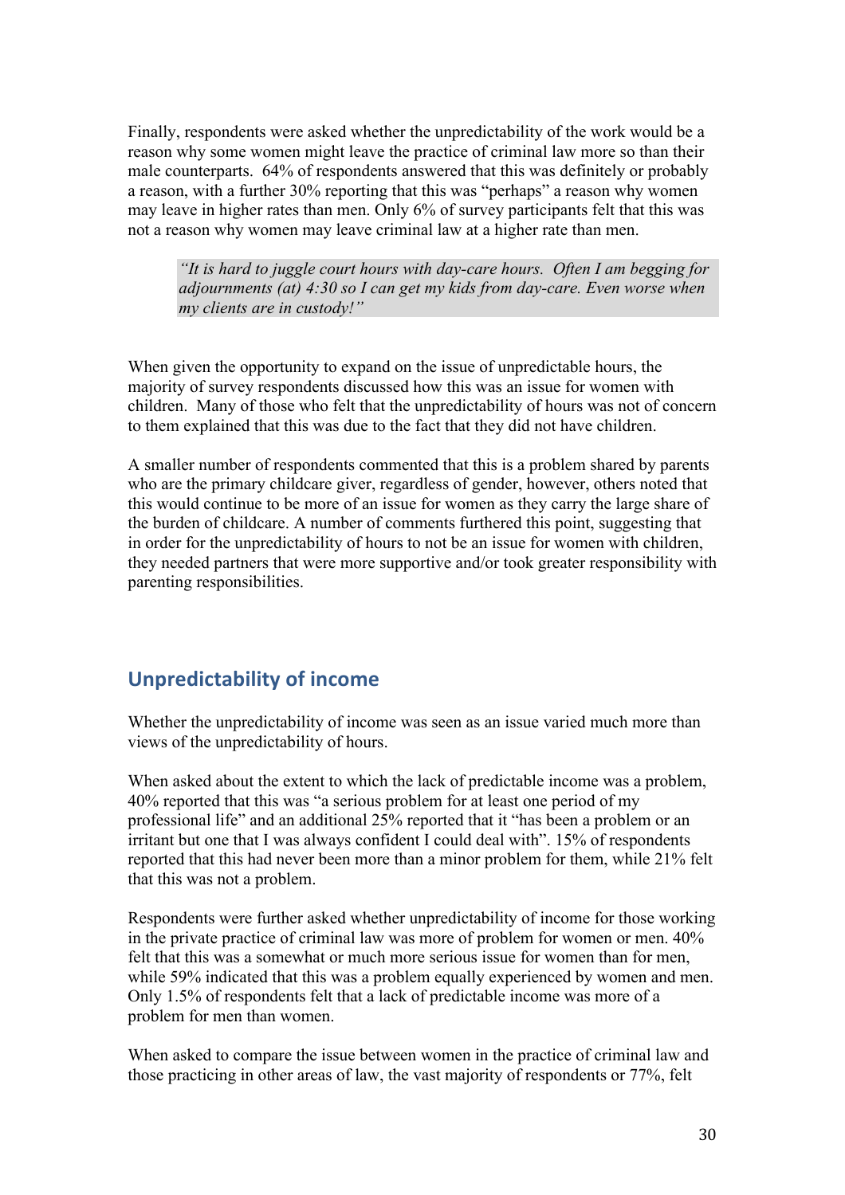Finally, respondents were asked whether the unpredictability of the work would be a reason why some women might leave the practice of criminal law more so than their male counterparts. 64% of respondents answered that this was definitely or probably a reason, with a further 30% reporting that this was "perhaps" a reason why women may leave in higher rates than men. Only 6% of survey participants felt that this was not a reason why women may leave criminal law at a higher rate than men.

> *"It is hard to juggle court hours with day-care hours. Often I am begging for adjournments (at) 4:30 so I can get my kids from day-care. Even worse when my clients are in custody!"*

When given the opportunity to expand on the issue of unpredictable hours, the majority of survey respondents discussed how this was an issue for women with children. Many of those who felt that the unpredictability of hours was not of concern to them explained that this was due to the fact that they did not have children.

A smaller number of respondents commented that this is a problem shared by parents who are the primary childcare giver, regardless of gender, however, others noted that this would continue to be more of an issue for women as they carry the large share of the burden of childcare. A number of comments furthered this point, suggesting that in order for the unpredictability of hours to not be an issue for women with children, they needed partners that were more supportive and/or took greater responsibility with parenting responsibilities.

## Unpredictability of income

Whether the unpredictability of income was seen as an issue varied much more than views of the unpredictability of hours.

When asked about the extent to which the lack of predictable income was a problem, 40% reported that this was "a serious problem for at least one period of my professional life" and an additional 25% reported that it "has been a problem or an irritant but one that I was always confident I could deal with". 15% of respondents reported that this had never been more than a minor problem for them, while 21% felt that this was not a problem.

Respondents were further asked whether unpredictability of income for those working in the private practice of criminal law was more of problem for women or men. 40% felt that this was a somewhat or much more serious issue for women than for men, while 59% indicated that this was a problem equally experienced by women and men. Only 1.5% of respondents felt that a lack of predictable income was more of a problem for men than women.

When asked to compare the issue between women in the practice of criminal law and those practicing in other areas of law, the vast majority of respondents or 77%, felt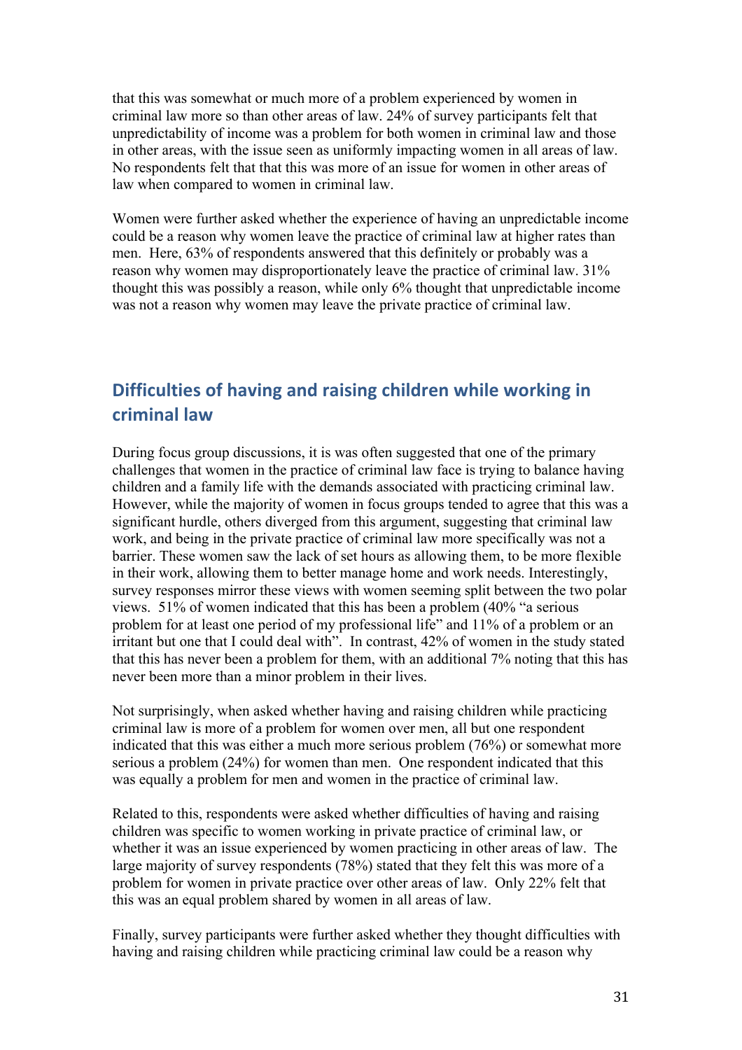that this was somewhat or much more of a problem experienced by women in criminal law more so than other areas of law. 24% of survey participants felt that unpredictability of income was a problem for both women in criminal law and those in other areas, with the issue seen as uniformly impacting women in all areas of law. No respondents felt that that this was more of an issue for women in other areas of law when compared to women in criminal law.

Women were further asked whether the experience of having an unpredictable income could be a reason why women leave the practice of criminal law at higher rates than men. Here, 63% of respondents answered that this definitely or probably was a reason why women may disproportionately leave the practice of criminal law. 31% thought this was possibly a reason, while only 6% thought that unpredictable income was not a reason why women may leave the private practice of criminal law.

## Difficulties of having and raising children while working in criminal law

During focus group discussions, it is was often suggested that one of the primary challenges that women in the practice of criminal law face is trying to balance having children and a family life with the demands associated with practicing criminal law. However, while the majority of women in focus groups tended to agree that this was a significant hurdle, others diverged from this argument, suggesting that criminal law work, and being in the private practice of criminal law more specifically was not a barrier. These women saw the lack of set hours as allowing them, to be more flexible in their work, allowing them to better manage home and work needs. Interestingly, survey responses mirror these views with women seeming split between the two polar views. 51% of women indicated that this has been a problem (40% "a serious problem for at least one period of my professional life" and 11% of a problem or an irritant but one that I could deal with". In contrast, 42% of women in the study stated that this has never been a problem for them, with an additional 7% noting that this has never been more than a minor problem in their lives.

Not surprisingly, when asked whether having and raising children while practicing criminal law is more of a problem for women over men, all but one respondent indicated that this was either a much more serious problem (76%) or somewhat more serious a problem (24%) for women than men. One respondent indicated that this was equally a problem for men and women in the practice of criminal law.

Related to this, respondents were asked whether difficulties of having and raising children was specific to women working in private practice of criminal law, or whether it was an issue experienced by women practicing in other areas of law. The large majority of survey respondents (78%) stated that they felt this was more of a problem for women in private practice over other areas of law. Only 22% felt that this was an equal problem shared by women in all areas of law.

Finally, survey participants were further asked whether they thought difficulties with having and raising children while practicing criminal law could be a reason why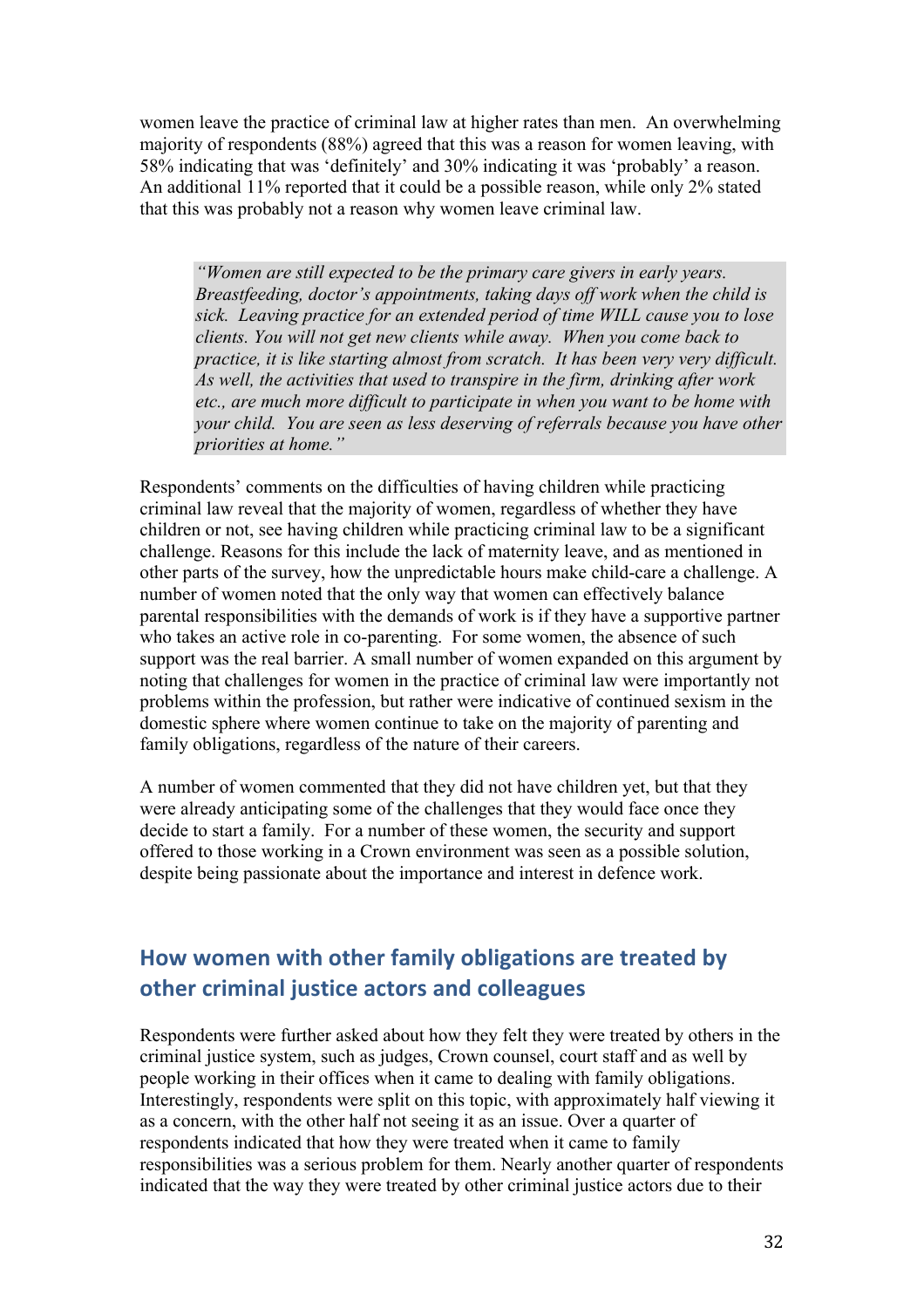women leave the practice of criminal law at higher rates than men. An overwhelming majority of respondents (88%) agreed that this was a reason for women leaving, with 58% indicating that was 'definitely' and 30% indicating it was 'probably' a reason. An additional 11% reported that it could be a possible reason, while only 2% stated that this was probably not a reason why women leave criminal law.

> *"Women are still expected to be the primary care givers in early years. Breastfeeding, doctor's appointments, taking days off work when the child is sick. Leaving practice for an extended period of time WILL cause you to lose clients. You will not get new clients while away. When you come back to practice, it is like starting almost from scratch. It has been very very difficult. As well, the activities that used to transpire in the firm, drinking after work etc., are much more difficult to participate in when you want to be home with your child. You are seen as less deserving of referrals because you have other priorities at home."*

Respondents' comments on the difficulties of having children while practicing criminal law reveal that the majority of women, regardless of whether they have children or not, see having children while practicing criminal law to be a significant challenge. Reasons for this include the lack of maternity leave, and as mentioned in other parts of the survey, how the unpredictable hours make child-care a challenge. A number of women noted that the only way that women can effectively balance parental responsibilities with the demands of work is if they have a supportive partner who takes an active role in co-parenting. For some women, the absence of such support was the real barrier. A small number of women expanded on this argument by noting that challenges for women in the practice of criminal law were importantly not problems within the profession, but rather were indicative of continued sexism in the domestic sphere where women continue to take on the majority of parenting and family obligations, regardless of the nature of their careers.

A number of women commented that they did not have children yet, but that they were already anticipating some of the challenges that they would face once they decide to start a family. For a number of these women, the security and support offered to those working in a Crown environment was seen as a possible solution, despite being passionate about the importance and interest in defence work.

## How women with other family obligations are treated by other criminal justice actors and colleagues

Respondents were further asked about how they felt they were treated by others in the criminal justice system, such as judges, Crown counsel, court staff and as well by people working in their offices when it came to dealing with family obligations. Interestingly, respondents were split on this topic, with approximately half viewing it as a concern, with the other half not seeing it as an issue. Over a quarter of respondents indicated that how they were treated when it came to family responsibilities was a serious problem for them. Nearly another quarter of respondents indicated that the way they were treated by other criminal justice actors due to their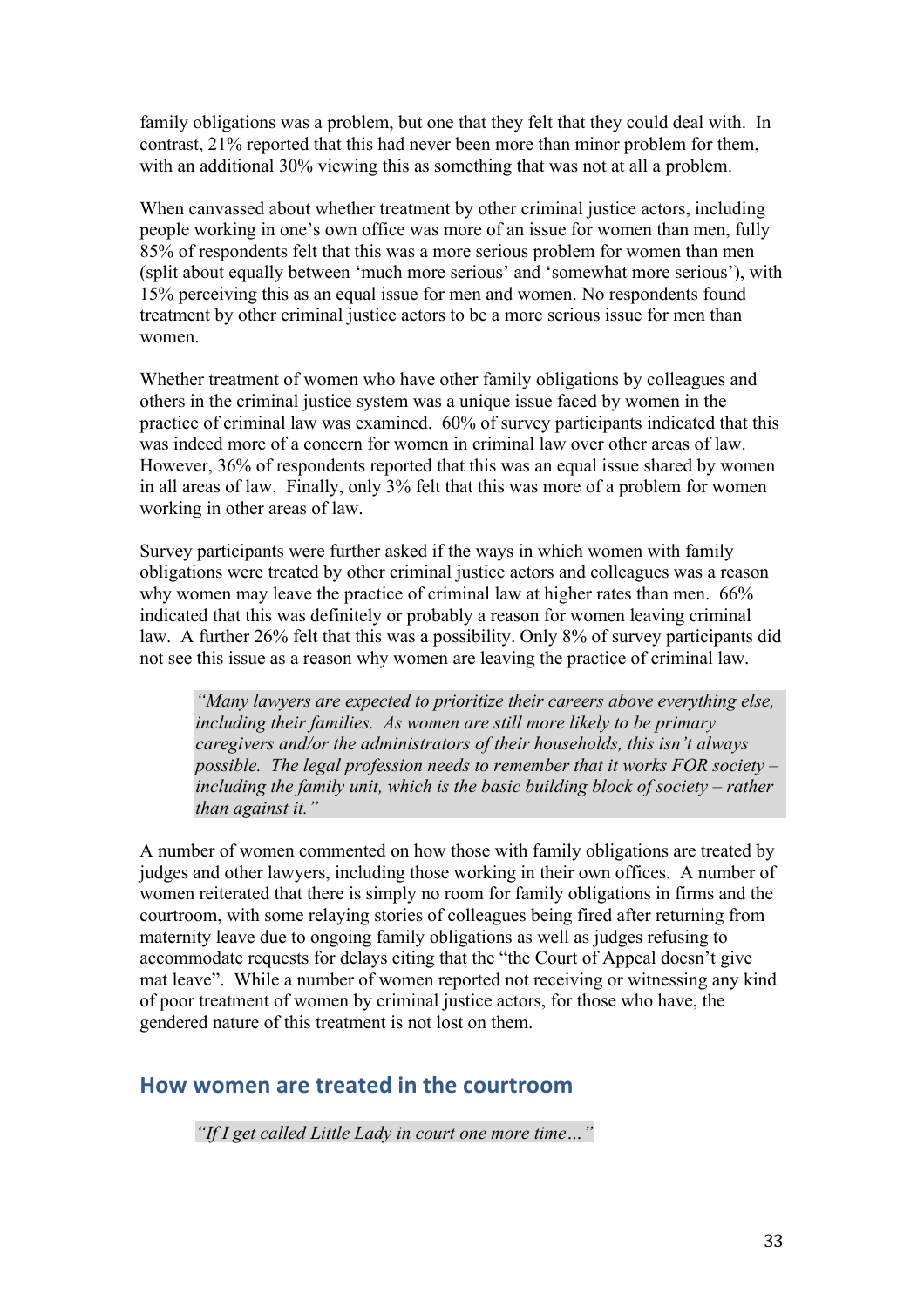family obligations was a problem, but one that they felt that they could deal with. In contrast, 21% reported that this had never been more than minor problem for them, with an additional 30% viewing this as something that was not at all a problem.

When canvassed about whether treatment by other criminal justice actors, including people working in one's own office was more of an issue for women than men, fully 85% of respondents felt that this was a more serious problem for women than men (split about equally between 'much more serious' and 'somewhat more serious'), with 15% perceiving this as an equal issue for men and women. No respondents found treatment by other criminal justice actors to be a more serious issue for men than women.

Whether treatment of women who have other family obligations by colleagues and others in the criminal justice system was a unique issue faced by women in the practice of criminal law was examined. 60% of survey participants indicated that this was indeed more of a concern for women in criminal law over other areas of law. However, 36% of respondents reported that this was an equal issue shared by women in all areas of law. Finally, only 3% felt that this was more of a problem for women working in other areas of law.

Survey participants were further asked if the ways in which women with family obligations were treated by other criminal justice actors and colleagues was a reason why women may leave the practice of criminal law at higher rates than men. 66% indicated that this was definitely or probably a reason for women leaving criminal law. A further 26% felt that this was a possibility. Only 8% of survey participants did not see this issue as a reason why women are leaving the practice of criminal law.

> *"Many lawyers are expected to prioritize their careers above everything else, including their families. As women are still more likely to be primary caregivers and/or the administrators of their households, this isn't always possible. The legal profession needs to remember that it works FOR society – including the family unit, which is the basic building block of society – rather than against it."*

A number of women commented on how those with family obligations are treated by judges and other lawyers, including those working in their own offices. A number of women reiterated that there is simply no room for family obligations in firms and the courtroom, with some relaying stories of colleagues being fired after returning from maternity leave due to ongoing family obligations as well as judges refusing to accommodate requests for delays citing that the "the Court of Appeal doesn't give mat leave". While a number of women reported not receiving or witnessing any kind of poor treatment of women by criminal justice actors, for those who have, the gendered nature of this treatment is not lost on them.

## How women are treated in the courtroom

> *"If I get called Little Lady in court one more time…"*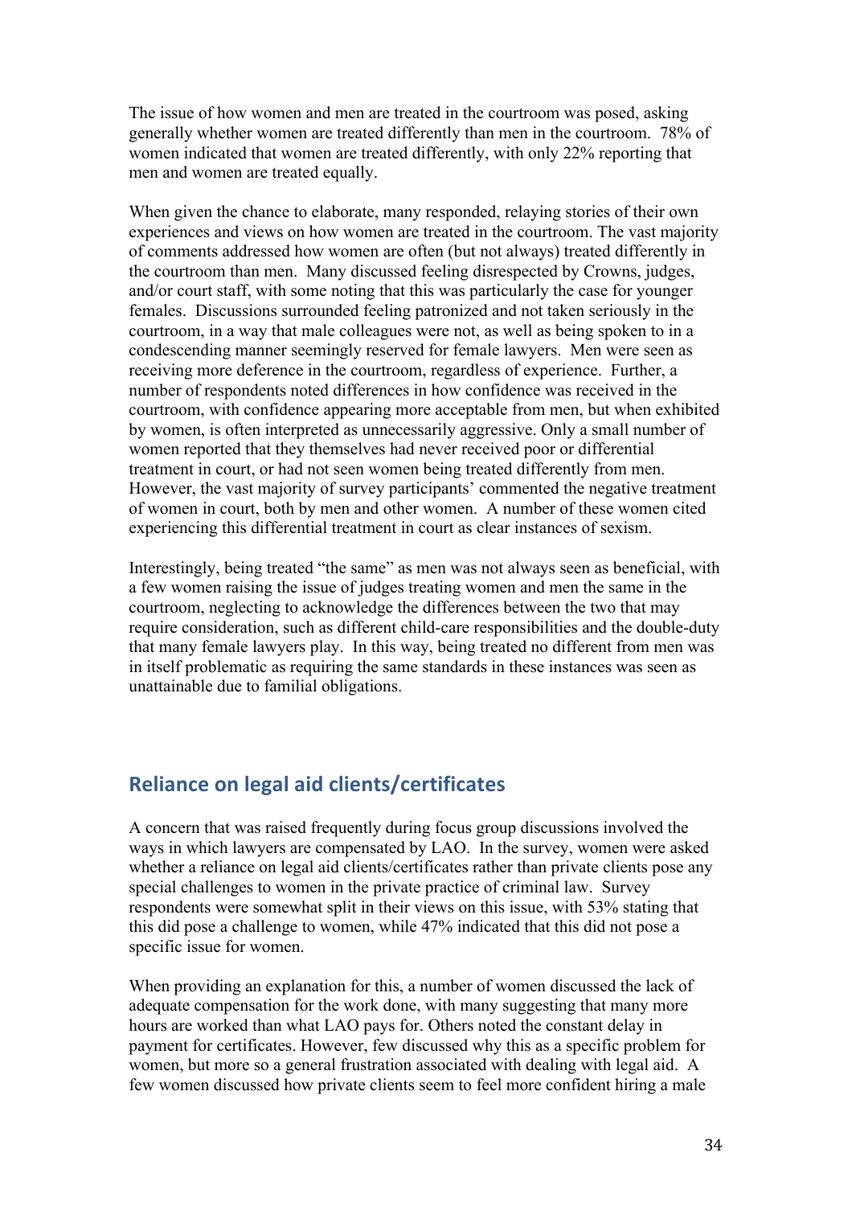The issue of how women and men are treated in the courtroom was posed, asking generally whether women are treated differently than men in the courtroom. 78% of women indicated that women are treated differently, with only 22% reporting that men and women are treated equally.

When given the chance to elaborate, many responded, relaying stories of their own experiences and views on how women are treated in the courtroom. The vast majority of comments addressed how women are often (but not always) treated differently in the courtroom than men. Many discussed feeling disrespected by Crowns, judges, and/or court staff, with some noting that this was particularly the case for younger females. Discussions surrounded feeling patronized and not taken seriously in the courtroom, in a way that male colleagues were not, as well as being spoken to in a condescending manner seemingly reserved for female lawyers. Men were seen as receiving more deference in the courtroom, regardless of experience. Further, a number of respondents noted differences in how confidence was received in the courtroom, with confidence appearing more acceptable from men, but when exhibited by women, is often interpreted as unnecessarily aggressive. Only a small number of women reported that they themselves had never received poor or differential treatment in court, or had not seen women being treated differently from men. However, the vast majority of survey participants' commented the negative treatment of women in court, both by men and other women. A number of these women cited experiencing this differential treatment in court as clear instances of sexism.

Interestingly, being treated "the same" as men was not always seen as beneficial, with a few women raising the issue of judges treating women and men the same in the courtroom, neglecting to acknowledge the differences between the two that may require consideration, such as different child-care responsibilities and the double-duty that many female lawyers play. In this way, being treated no different from men was in itself problematic as requiring the same standards in these instances was seen as unattainable due to familial obligations.

## Reliance on legal aid clients/certificates

A concern that was raised frequently during focus group discussions involved the ways in which lawyers are compensated by LAO. In the survey, women were asked whether a reliance on legal aid clients/certificates rather than private clients pose any special challenges to women in the private practice of criminal law. Survey respondents were somewhat split in their views on this issue, with 53% stating that this did pose a challenge to women, while 47% indicated that this did not pose a specific issue for women.

When providing an explanation for this, a number of women discussed the lack of adequate compensation for the work done, with many suggesting that many more hours are worked than what LAO pays for. Others noted the constant delay in payment for certificates. However, few discussed why this as a specific problem for women, but more so a general frustration associated with dealing with legal aid. A few women discussed how private clients seem to feel more confident hiring a male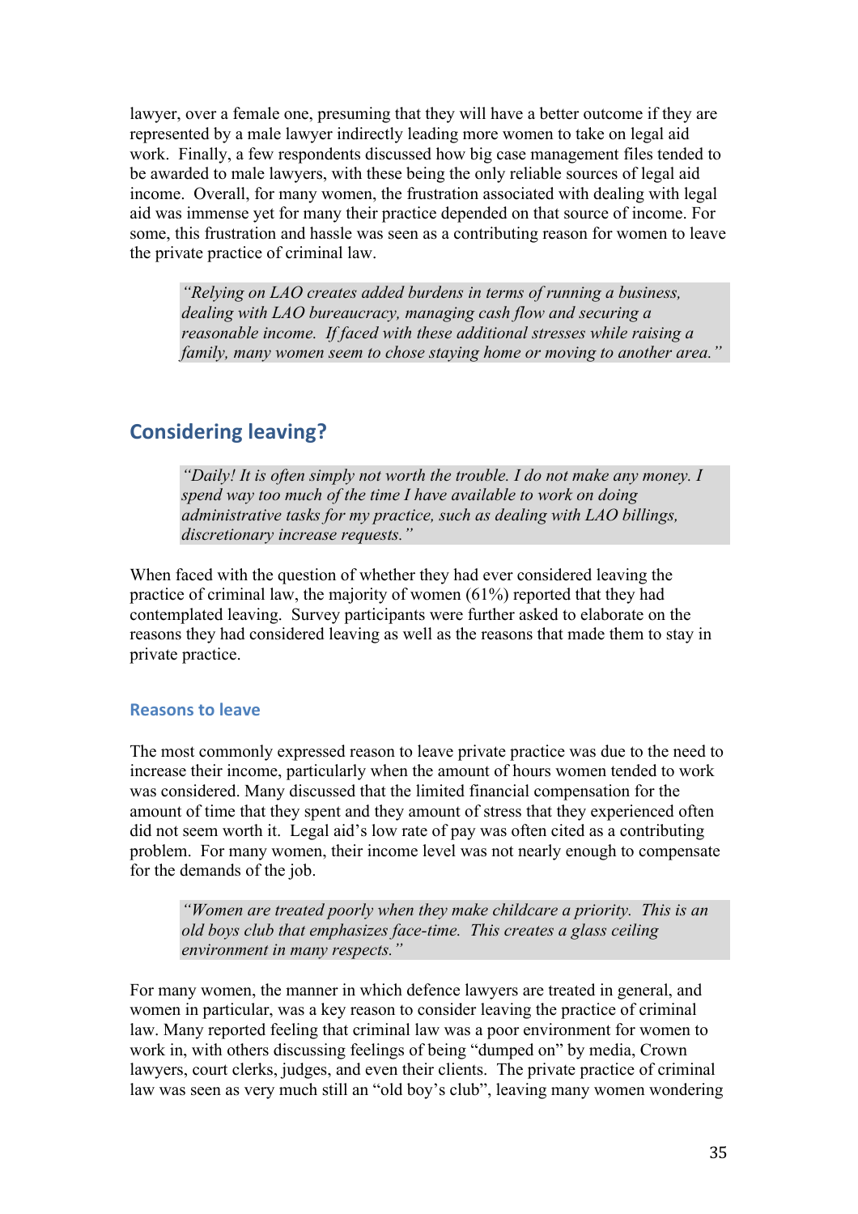lawyer, over a female one, presuming that they will have a better outcome if they are represented by a male lawyer indirectly leading more women to take on legal aid work. Finally, a few respondents discussed how big case management files tended to be awarded to male lawyers, with these being the only reliable sources of legal aid income. Overall, for many women, the frustration associated with dealing with legal aid was immense yet for many their practice depended on that source of income. For some, this frustration and hassle was seen as a contributing reason for women to leave the private practice of criminal law.

> *"Relying on LAO creates added burdens in terms of running a business, dealing with LAO bureaucracy, managing cash flow and securing a reasonable income. If faced with these additional stresses while raising a family, many women seem to chose staying home or moving to another area."*

## Considering leaving?

> *"Daily! It is often simply not worth the trouble. I do not make any money. I spend way too much of the time I have available to work on doing administrative tasks for my practice, such as dealing with LAO billings, discretionary increase requests."*

When faced with the question of whether they had ever considered leaving the practice of criminal law, the majority of women (61%) reported that they had contemplated leaving. Survey participants were further asked to elaborate on the reasons they had considered leaving as well as the reasons that made them to stay in private practice.

### Reasons to leave

The most commonly expressed reason to leave private practice was due to the need to increase their income, particularly when the amount of hours women tended to work was considered. Many discussed that the limited financial compensation for the amount of time that they spent and they amount of stress that they experienced often did not seem worth it. Legal aid's low rate of pay was often cited as a contributing problem. For many women, their income level was not nearly enough to compensate for the demands of the job.

> *"Women are treated poorly when they make childcare a priority. This is an old boys club that emphasizes face-time. This creates a glass ceiling environment in many respects."*

For many women, the manner in which defence lawyers are treated in general, and women in particular, was a key reason to consider leaving the practice of criminal law. Many reported feeling that criminal law was a poor environment for women to work in, with others discussing feelings of being "dumped on" by media, Crown lawyers, court clerks, judges, and even their clients. The private practice of criminal law was seen as very much still an "old boy's club", leaving many women wondering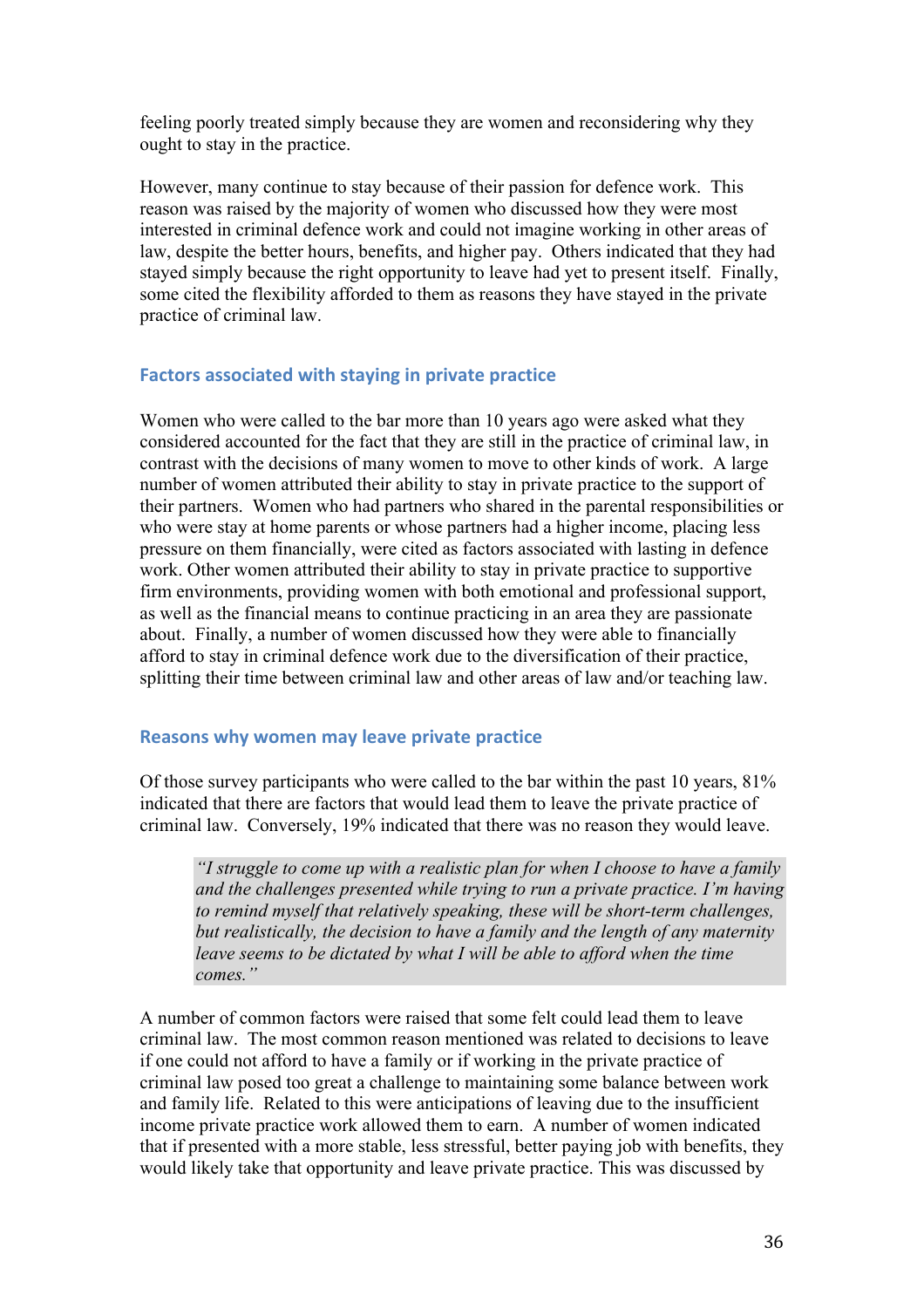feeling poorly treated simply because they are women and reconsidering why they ought to stay in the practice.

However, many continue to stay because of their passion for defence work. This reason was raised by the majority of women who discussed how they were most interested in criminal defence work and could not imagine working in other areas of law, despite the better hours, benefits, and higher pay. Others indicated that they had stayed simply because the right opportunity to leave had yet to present itself. Finally, some cited the flexibility afforded to them as reasons they have stayed in the private practice of criminal law.

### Factors associated with staying in private practice

Women who were called to the bar more than 10 years ago were asked what they considered accounted for the fact that they are still in the practice of criminal law, in contrast with the decisions of many women to move to other kinds of work. A large number of women attributed their ability to stay in private practice to the support of their partners. Women who had partners who shared in the parental responsibilities or who were stay at home parents or whose partners had a higher income, placing less pressure on them financially, were cited as factors associated with lasting in defence work. Other women attributed their ability to stay in private practice to supportive firm environments, providing women with both emotional and professional support, as well as the financial means to continue practicing in an area they are passionate about. Finally, a number of women discussed how they were able to financially afford to stay in criminal defence work due to the diversification of their practice, splitting their time between criminal law and other areas of law and/or teaching law.

### Reasons why women may leave private practice

Of those survey participants who were called to the bar within the past 10 years, 81% indicated that there are factors that would lead them to leave the private practice of criminal law. Conversely, 19% indicated that there was no reason they would leave.

> *"I struggle to come up with a realistic plan for when I choose to have a family and the challenges presented while trying to run a private practice. I'm having to remind myself that relatively speaking, these will be short-term challenges, but realistically, the decision to have a family and the length of any maternity leave seems to be dictated by what I will be able to afford when the time comes."*

A number of common factors were raised that some felt could lead them to leave criminal law. The most common reason mentioned was related to decisions to leave if one could not afford to have a family or if working in the private practice of criminal law posed too great a challenge to maintaining some balance between work and family life. Related to this were anticipations of leaving due to the insufficient income private practice work allowed them to earn. A number of women indicated that if presented with a more stable, less stressful, better paying job with benefits, they would likely take that opportunity and leave private practice. This was discussed by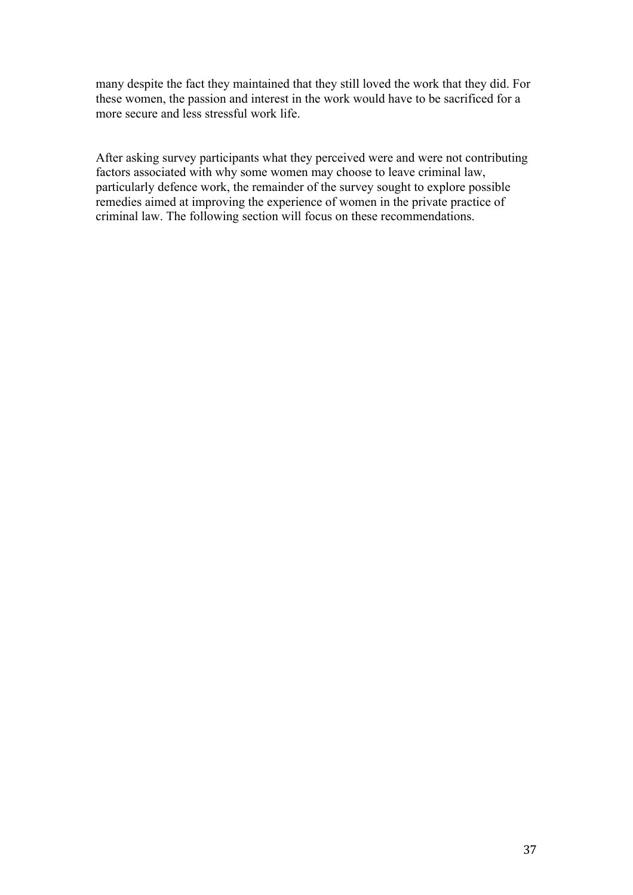many despite the fact they maintained that they still loved the work that they did. For these women, the passion and interest in the work would have to be sacrificed for a more secure and less stressful work life.

After asking survey participants what they perceived were and were not contributing factors associated with why some women may choose to leave criminal law, particularly defence work, the remainder of the survey sought to explore possible remedies aimed at improving the experience of women in the private practice of criminal law. The following section will focus on these recommendations.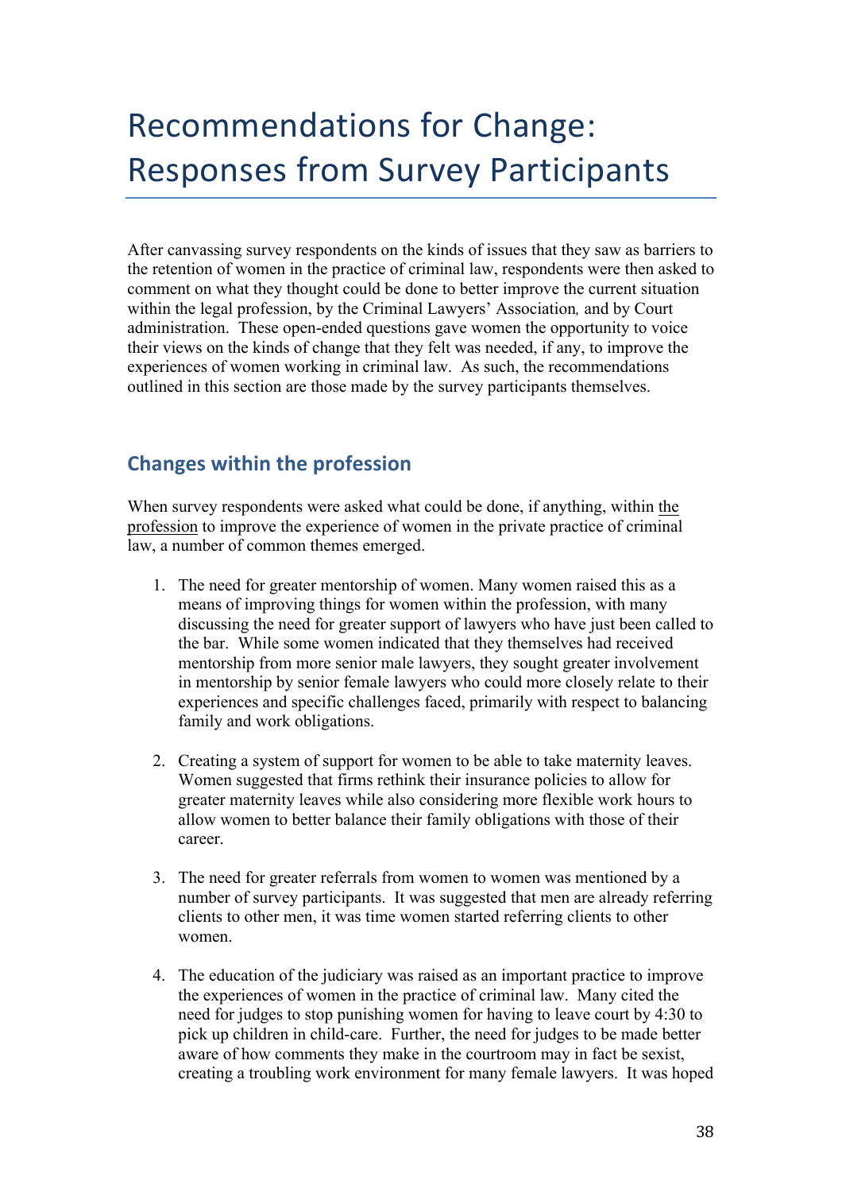# Recommendations for Change: Responses from Survey Participants

After canvassing survey respondents on the kinds of issues that they saw as barriers to the retention of women in the practice of criminal law, respondents were then asked to comment on what they thought could be done to better improve the current situation within the legal profession, by the Criminal Lawyers' Association, and by Court administration. These open-ended questions gave women the opportunity to voice their views on the kinds of change that they felt was needed, if any, to improve the experiences of women working in criminal law. As such, the recommendations outlined in this section are those made by the survey participants themselves.

## Changes within the profession

When survey respondents were asked what could be done, if anything, within the profession to improve the experience of women in the private practice of criminal law, a number of common themes emerged.

1. The need for greater mentorship of women. Many women raised this as a means of improving things for women within the profession, with many discussing the need for greater support of lawyers who have just been called to the bar. While some women indicated that they themselves had received mentorship from more senior male lawyers, they sought greater involvement in mentorship by senior female lawyers who could more closely relate to their experiences and specific challenges faced, primarily with respect to balancing family and work obligations.

2. Creating a system of support for women to be able to take maternity leaves. Women suggested that firms rethink their insurance policies to allow for greater maternity leaves while also considering more flexible work hours to allow women to better balance their family obligations with those of their career.

3. The need for greater referrals from women to women was mentioned by a number of survey participants. It was suggested that men are already referring clients to other men, it was time women started referring clients to other women.

4. The education of the judiciary was raised as an important practice to improve the experiences of women in the practice of criminal law. Many cited the need for judges to stop punishing women for having to leave court by 4:30 to pick up children in child-care. Further, the need for judges to be made better aware of how comments they make in the courtroom may in fact be sexist, creating a troubling work environment for many female lawyers. It was hoped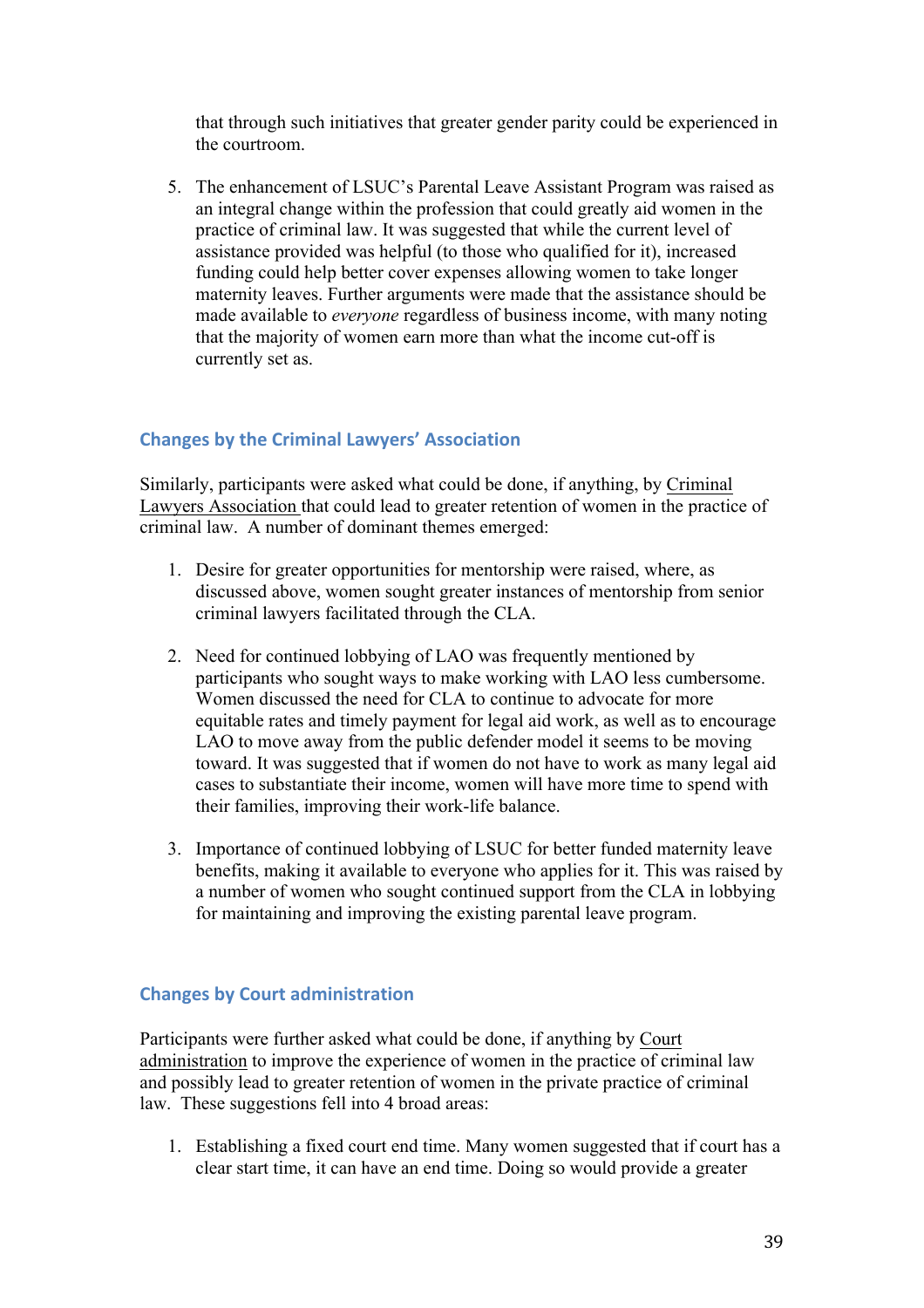that through such initiatives that greater gender parity could be experienced in the courtroom.

5. The enhancement of LSUC's Parental Leave Assistant Program was raised as an integral change within the profession that could greatly aid women in the practice of criminal law. It was suggested that while the current level of assistance provided was helpful (to those who qualified for it), increased funding could help better cover expenses allowing women to take longer maternity leaves. Further arguments were made that the assistance should be made available to *everyone* regardless of business income, with many noting that the majority of women earn more than what the income cut-off is currently set as.

### Changes by the Criminal Lawyers' Association

Similarly, participants were asked what could be done, if anything, by Criminal Lawyers Association that could lead to greater retention of women in the practice of criminal law. A number of dominant themes emerged:

1. Desire for greater opportunities for mentorship were raised, where, as discussed above, women sought greater instances of mentorship from senior criminal lawyers facilitated through the CLA.

2. Need for continued lobbying of LAO was frequently mentioned by participants who sought ways to make working with LAO less cumbersome. Women discussed the need for CLA to continue to advocate for more equitable rates and timely payment for legal aid work, as well as to encourage LAO to move away from the public defender model it seems to be moving toward. It was suggested that if women do not have to work as many legal aid cases to substantiate their income, women will have more time to spend with their families, improving their work-life balance.

3. Importance of continued lobbying of LSUC for better funded maternity leave benefits, making it available to everyone who applies for it. This was raised by a number of women who sought continued support from the CLA in lobbying for maintaining and improving the existing parental leave program.

### Changes by Court administration

Participants were further asked what could be done, if anything by Court administration to improve the experience of women in the practice of criminal law and possibly lead to greater retention of women in the private practice of criminal law. These suggestions fell into 4 broad areas:

1. Establishing a fixed court end time. Many women suggested that if court has a clear start time, it can have an end time. Doing so would provide a greater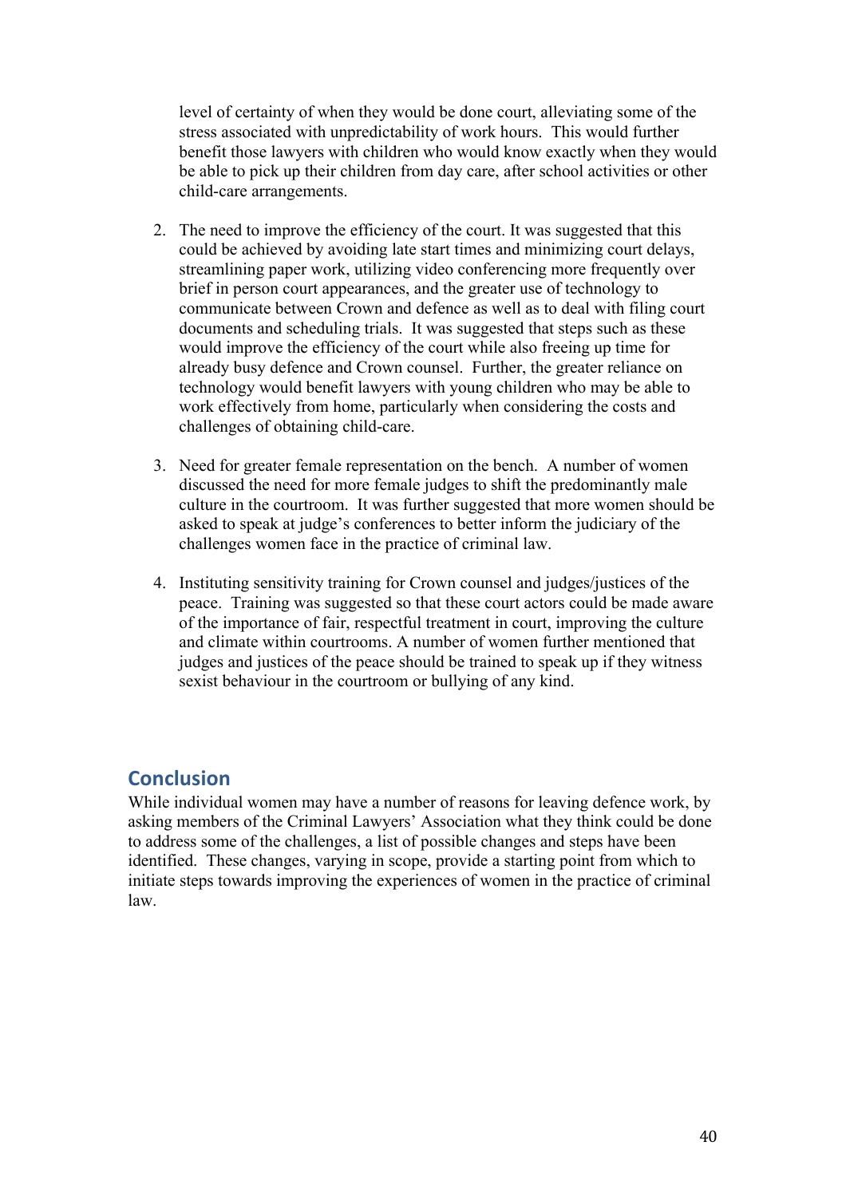level of certainty of when they would be done court, alleviating some of the stress associated with unpredictability of work hours. This would further benefit those lawyers with children who would know exactly when they would be able to pick up their children from day care, after school activities or other child-care arrangements.

2. The need to improve the efficiency of the court. It was suggested that this could be achieved by avoiding late start times and minimizing court delays, streamlining paper work, utilizing video conferencing more frequently over brief in person court appearances, and the greater use of technology to communicate between Crown and defence as well as to deal with filing court documents and scheduling trials. It was suggested that steps such as these would improve the efficiency of the court while also freeing up time for already busy defence and Crown counsel. Further, the greater reliance on technology would benefit lawyers with young children who may be able to work effectively from home, particularly when considering the costs and challenges of obtaining child-care.

3. Need for greater female representation on the bench. A number of women discussed the need for more female judges to shift the predominantly male culture in the courtroom. It was further suggested that more women should be asked to speak at judge's conferences to better inform the judiciary of the challenges women face in the practice of criminal law.

4. Instituting sensitivity training for Crown counsel and judges/justices of the peace. Training was suggested so that these court actors could be made aware of the importance of fair, respectful treatment in court, improving the culture and climate within courtrooms. A number of women further mentioned that judges and justices of the peace should be trained to speak up if they witness sexist behaviour in the courtroom or bullying of any kind.

## Conclusion

While individual women may have a number of reasons for leaving defence work, by asking members of the Criminal Lawyers' Association what they think could be done to address some of the challenges, a list of possible changes and steps have been identified. These changes, varying in scope, provide a starting point from which to initiate steps towards improving the experiences of women in the practice of criminal law.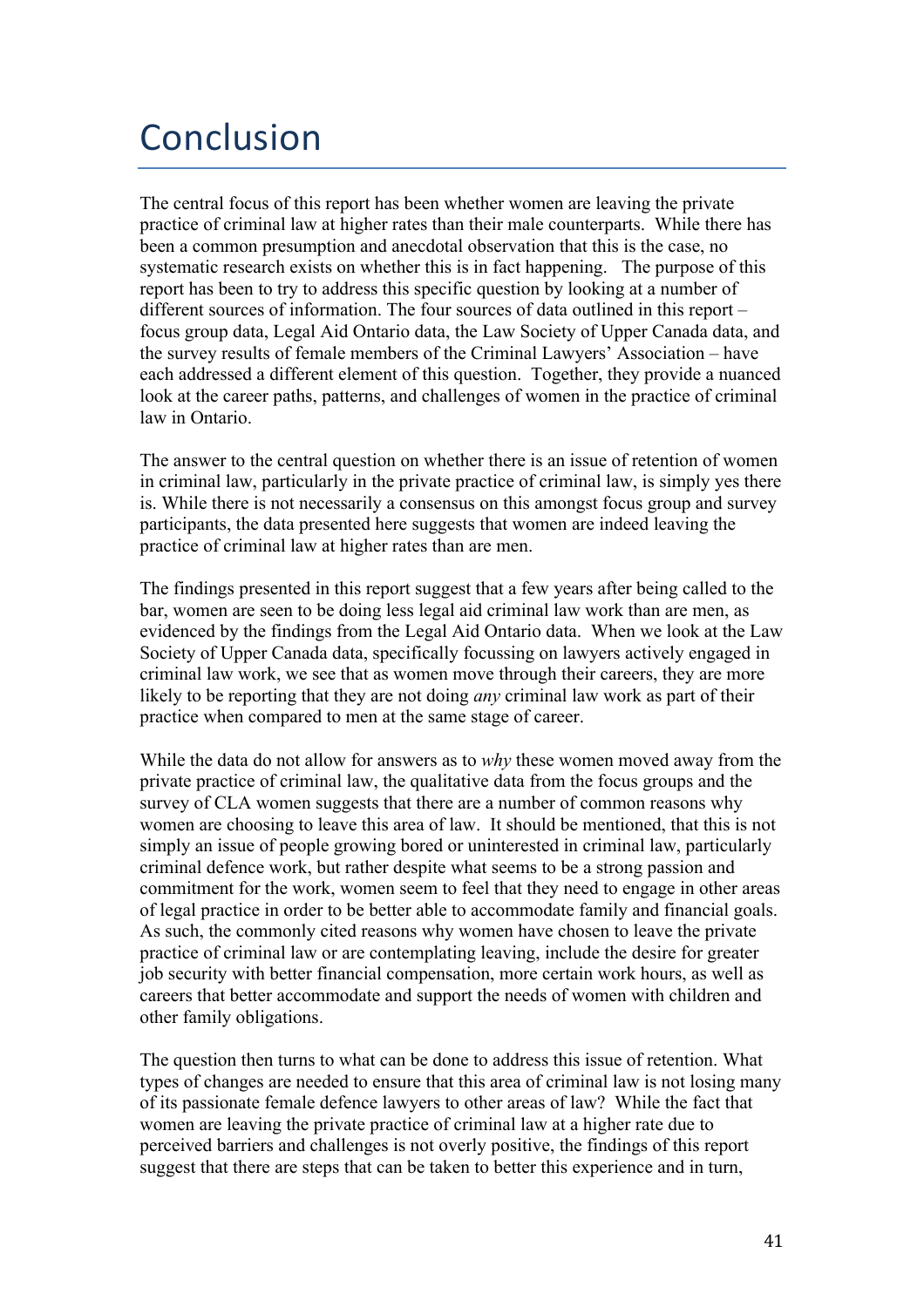# Conclusion

The central focus of this report has been whether women are leaving the private practice of criminal law at higher rates than their male counterparts. While there has been a common presumption and anecdotal observation that this is the case, no systematic research exists on whether this is in fact happening. The purpose of this report has been to try to address this specific question by looking at a number of different sources of information. The four sources of data outlined in this report – focus group data, Legal Aid Ontario data, the Law Society of Upper Canada data, and the survey results of female members of the Criminal Lawyers' Association – have each addressed a different element of this question. Together, they provide a nuanced look at the career paths, patterns, and challenges of women in the practice of criminal law in Ontario.

The answer to the central question on whether there is an issue of retention of women in criminal law, particularly in the private practice of criminal law, is simply yes there is. While there is not necessarily a consensus on this amongst focus group and survey participants, the data presented here suggests that women are indeed leaving the practice of criminal law at higher rates than are men.

The findings presented in this report suggest that a few years after being called to the bar, women are seen to be doing less legal aid criminal law work than are men, as evidenced by the findings from the Legal Aid Ontario data. When we look at the Law Society of Upper Canada data, specifically focussing on lawyers actively engaged in criminal law work, we see that as women move through their careers, they are more likely to be reporting that they are not doing *any* criminal law work as part of their practice when compared to men at the same stage of career.

While the data do not allow for answers as to *why* these women moved away from the private practice of criminal law, the qualitative data from the focus groups and the survey of CLA women suggests that there are a number of common reasons why women are choosing to leave this area of law. It should be mentioned, that this is not simply an issue of people growing bored or uninterested in criminal law, particularly criminal defence work, but rather despite what seems to be a strong passion and commitment for the work, women seem to feel that they need to engage in other areas of legal practice in order to be better able to accommodate family and financial goals. As such, the commonly cited reasons why women have chosen to leave the private practice of criminal law or are contemplating leaving, include the desire for greater job security with better financial compensation, more certain work hours, as well as careers that better accommodate and support the needs of women with children and other family obligations.

The question then turns to what can be done to address this issue of retention. What types of changes are needed to ensure that this area of criminal law is not losing many of its passionate female defence lawyers to other areas of law? While the fact that women are leaving the private practice of criminal law at a higher rate due to perceived barriers and challenges is not overly positive, the findings of this report suggest that there are steps that can be taken to better this experience and in turn,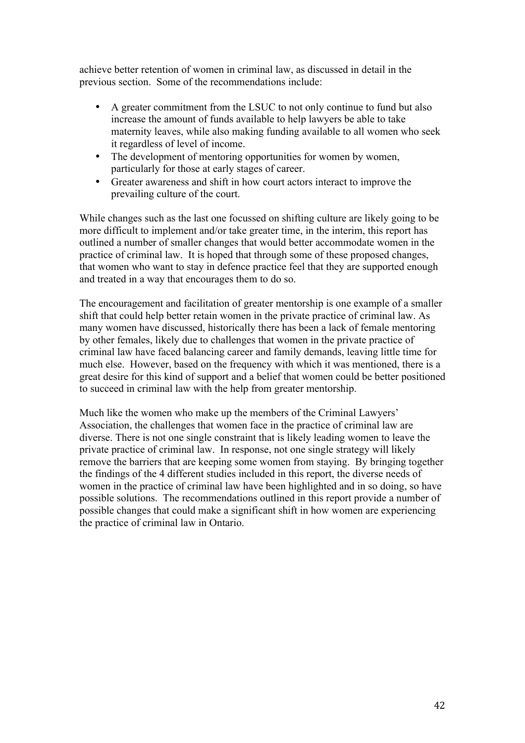achieve better retention of women in criminal law, as discussed in detail in the previous section. Some of the recommendations include:

- A greater commitment from the LSUC to not only continue to fund but also increase the amount of funds available to help lawyers be able to take maternity leaves, while also making funding available to all women who seek it regardless of level of income.
- The development of mentoring opportunities for women by women, particularly for those at early stages of career.
- Greater awareness and shift in how court actors interact to improve the prevailing culture of the court.

While changes such as the last one focussed on shifting culture are likely going to be more difficult to implement and/or take greater time, in the interim, this report has outlined a number of smaller changes that would better accommodate women in the practice of criminal law. It is hoped that through some of these proposed changes, that women who want to stay in defence practice feel that they are supported enough and treated in a way that encourages them to do so.

The encouragement and facilitation of greater mentorship is one example of a smaller shift that could help better retain women in the private practice of criminal law. As many women have discussed, historically there has been a lack of female mentoring by other females, likely due to challenges that women in the private practice of criminal law have faced balancing career and family demands, leaving little time for much else. However, based on the frequency with which it was mentioned, there is a great desire for this kind of support and a belief that women could be better positioned to succeed in criminal law with the help from greater mentorship.

Much like the women who make up the members of the Criminal Lawyers' Association, the challenges that women face in the practice of criminal law are diverse. There is not one single constraint that is likely leading women to leave the private practice of criminal law. In response, not one single strategy will likely remove the barriers that are keeping some women from staying. By bringing together the findings of the 4 different studies included in this report, the diverse needs of women in the practice of criminal law have been highlighted and in so doing, so have possible solutions. The recommendations outlined in this report provide a number of possible changes that could make a significant shift in how women are experiencing the practice of criminal law in Ontario.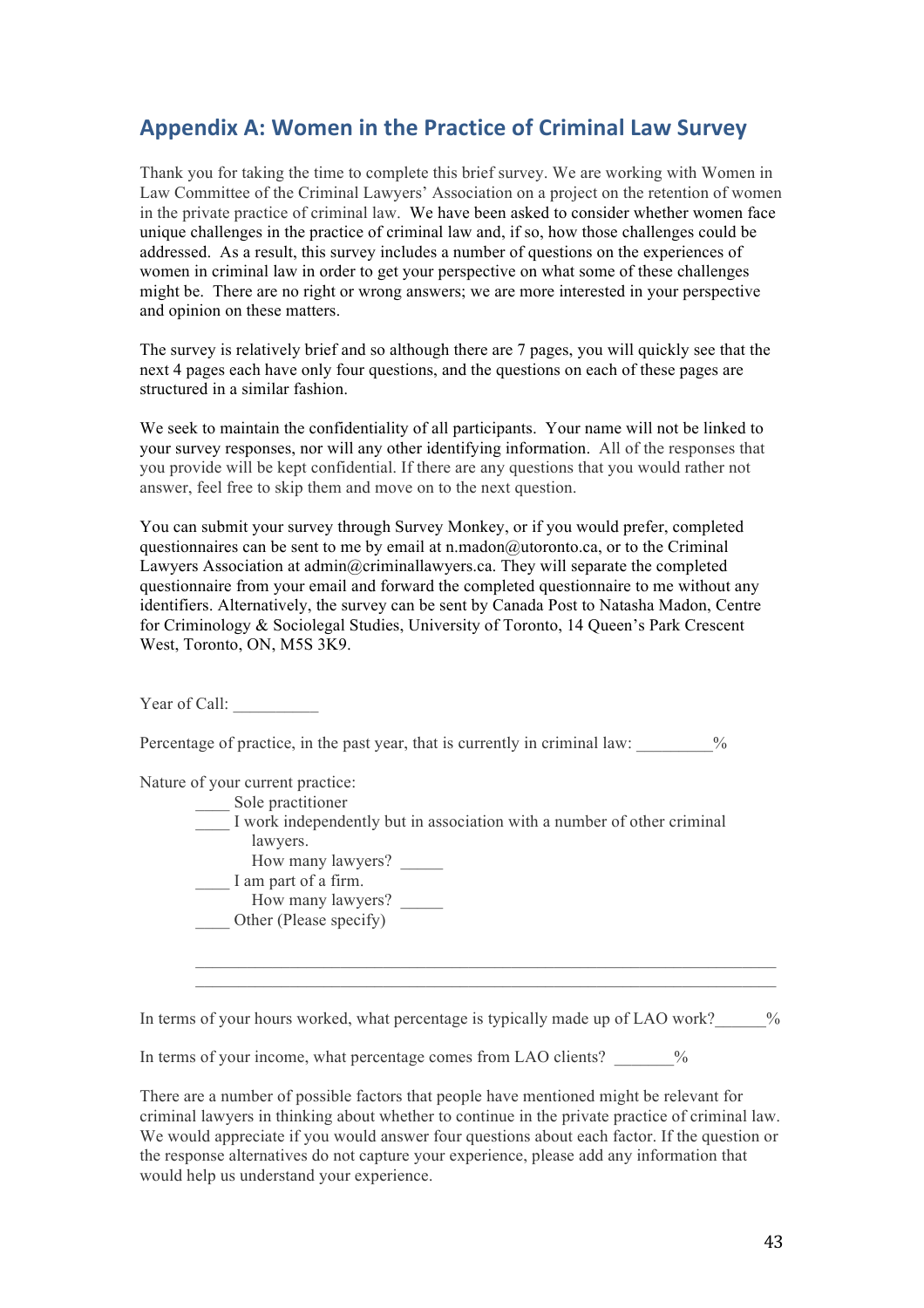## Appendix A: Women in the Practice of Criminal Law Survey

Thank you for taking the time to complete this brief survey. We are working with Women in Law Committee of the Criminal Lawyers' Association on a project on the retention of women in the private practice of criminal law. We have been asked to consider whether women face unique challenges in the practice of criminal law and, if so, how those challenges could be addressed. As a result, this survey includes a number of questions on the experiences of women in criminal law in order to get your perspective on what some of these challenges might be. There are no right or wrong answers; we are more interested in your perspective and opinion on these matters.

The survey is relatively brief and so although there are 7 pages, you will quickly see that the next 4 pages each have only four questions, and the questions on each of these pages are structured in a similar fashion.

We seek to maintain the confidentiality of all participants. Your name will not be linked to your survey responses, nor will any other identifying information. All of the responses that you provide will be kept confidential. If there are any questions that you would rather not answer, feel free to skip them and move on to the next question.

You can submit your survey through Survey Monkey, or if you would prefer, completed questionnaires can be sent to me by email at n.madon@utoronto.ca, or to the Criminal Lawyers Association at admin@criminallawyers.ca. They will separate the completed questionnaire from your email and forward the completed questionnaire to me without any identifiers. Alternatively, the survey can be sent by Canada Post to Natasha Madon, Centre for Criminology & Sociolegal Studies, University of Toronto, 14 Queen's Park Crescent West, Toronto, ON, M5S 3K9.

Year of Call: __________

Percentage of practice, in the past year, that is currently in criminal law: _________%

Nature of your current practice:

____ Sole practitioner
____ I work independently but in association with a number of other criminal lawyers.
    How many lawyers? _____
____ I am part of a firm.
    How many lawyers? _____
____ Other (Please specify)

_______________________________________________________________
_______________________________________________________________

In terms of your hours worked, what percentage is typically made up of LAO work?______%

In terms of your income, what percentage comes from LAO clients? _______%

There are a number of possible factors that people have mentioned might be relevant for criminal lawyers in thinking about whether to continue in the private practice of criminal law. We would appreciate if you would answer four questions about each factor. If the question or the response alternatives do not capture your experience, please add any information that would help us understand your experience.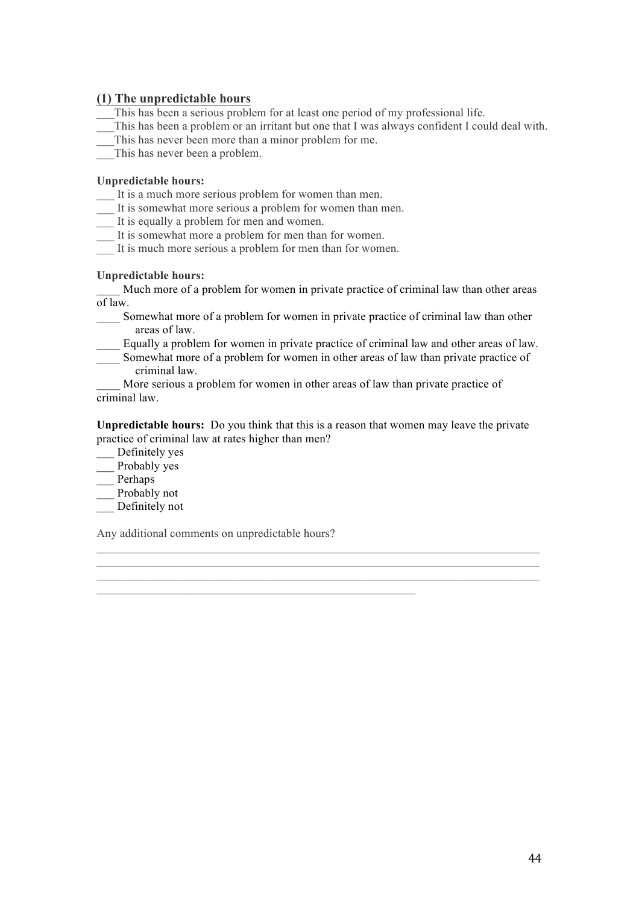## (1) The unpredictable hours

___This has been a serious problem for at least one period of my professional life.
___This has been a problem or an irritant but one that I was always confident I could deal with.
___This has never been more than a minor problem for me.
___This has never been a problem.

**Unpredictable hours:**

___ It is a much more serious problem for women than men.
___ It is somewhat more serious a problem for women than men.
___ It is equally a problem for men and women.
___ It is somewhat more a problem for men than for women.
___ It is much more serious a problem for men than for women.

**Unpredictable hours:**

____ Much more of a problem for women in private practice of criminal law than other areas of law.
____ Somewhat more of a problem for women in private practice of criminal law than other areas of law.
____ Equally a problem for women in private practice of criminal law and other areas of law.
____ Somewhat more of a problem for women in other areas of law than private practice of criminal law.
____ More serious a problem for women in other areas of law than private practice of criminal law.

**Unpredictable hours:** Do you think that this is a reason that women may leave the private practice of criminal law at rates higher than men?

___ Definitely yes
___ Probably yes
___ Perhaps
___ Probably not
___ Definitely not

Any additional comments on unpredictable hours?

_____________________________________________________________________________
_____________________________________________________________________________
_____________________________________________________________________________
_______________________________________________________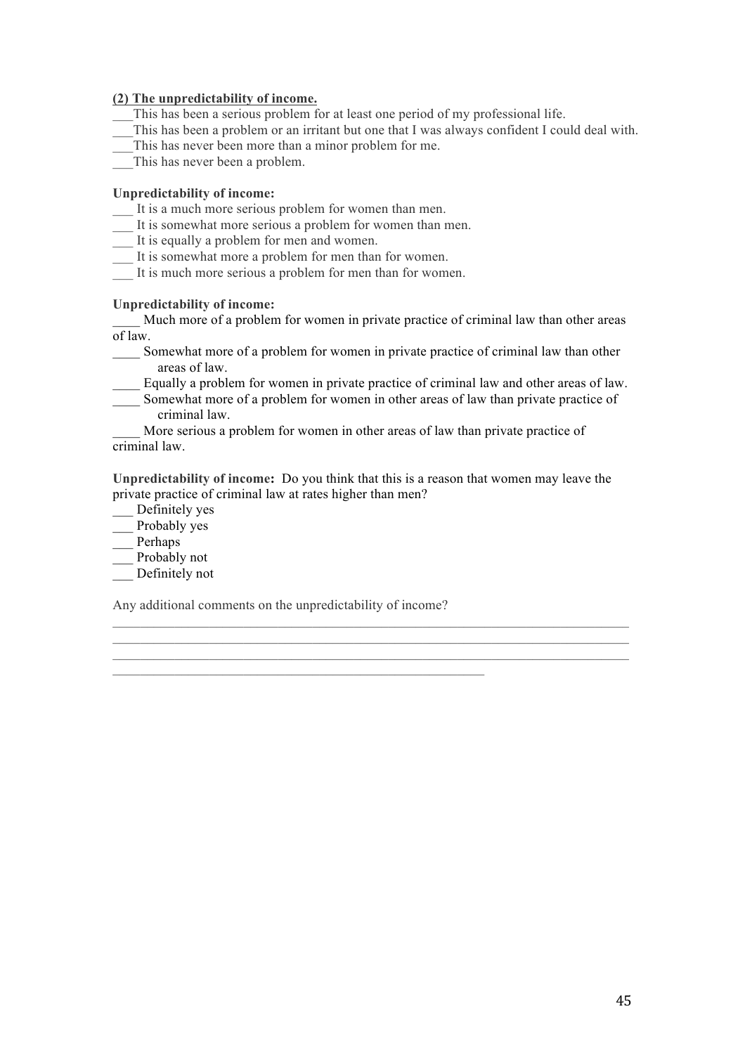**(2) The unpredictability of income.**

___This has been a serious problem for at least one period of my professional life.
___This has been a problem or an irritant but one that I was always confident I could deal with.
___This has never been more than a minor problem for me.
___This has never been a problem.

**Unpredictability of income:**

___ It is a much more serious problem for women than men.
___ It is somewhat more serious a problem for women than men.
___ It is equally a problem for men and women.
___ It is somewhat more a problem for men than for women.
___ It is much more serious a problem for men than for women.

**Unpredictability of income:**

____ Much more of a problem for women in private practice of criminal law than other areas of law.
____ Somewhat more of a problem for women in private practice of criminal law than other areas of law.
____ Equally a problem for women in private practice of criminal law and other areas of law.
____ Somewhat more of a problem for women in other areas of law than private practice of criminal law.
____ More serious a problem for women in other areas of law than private practice of criminal law.

**Unpredictability of income:** Do you think that this is a reason that women may leave the private practice of criminal law at rates higher than men?

___ Definitely yes
___ Probably yes
___ Perhaps
___ Probably not
___ Definitely not

Any additional comments on the unpredictability of income?

______________________________________________________________________________
______________________________________________________________________________
______________________________________________________________________________
_______________________________________________________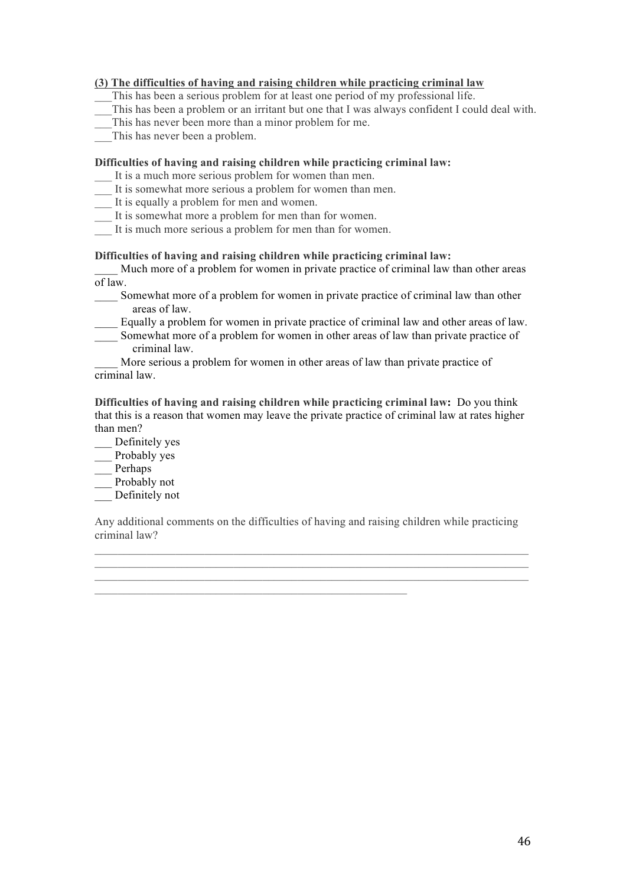**<u>(3) The difficulties of having and raising children while practicing criminal law</u>**

___This has been a serious problem for at least one period of my professional life.
___This has been a problem or an irritant but one that I was always confident I could deal with.
___This has never been more than a minor problem for me.
___This has never been a problem.

**Difficulties of having and raising children while practicing criminal law:**

___ It is a much more serious problem for women than men.
___ It is somewhat more serious a problem for women than men.
___ It is equally a problem for men and women.
___ It is somewhat more a problem for men than for women.
___ It is much more serious a problem for men than for women.

**Difficulties of having and raising children while practicing criminal law:**

____ Much more of a problem for women in private practice of criminal law than other areas of law.
____ Somewhat more of a problem for women in private practice of criminal law than other areas of law.
____ Equally a problem for women in private practice of criminal law and other areas of law.
____ Somewhat more of a problem for women in other areas of law than private practice of criminal law.
____ More serious a problem for women in other areas of law than private practice of criminal law.

**Difficulties of having and raising children while practicing criminal law:** Do you think that this is a reason that women may leave the private practice of criminal law at rates higher than men?

___ Definitely yes
___ Probably yes
___ Perhaps
___ Probably not
___ Definitely not

Any additional comments on the difficulties of having and raising children while practicing criminal law?

______________________________________________________________________________
______________________________________________________________________________
______________________________________________________________________________
________________________________________________________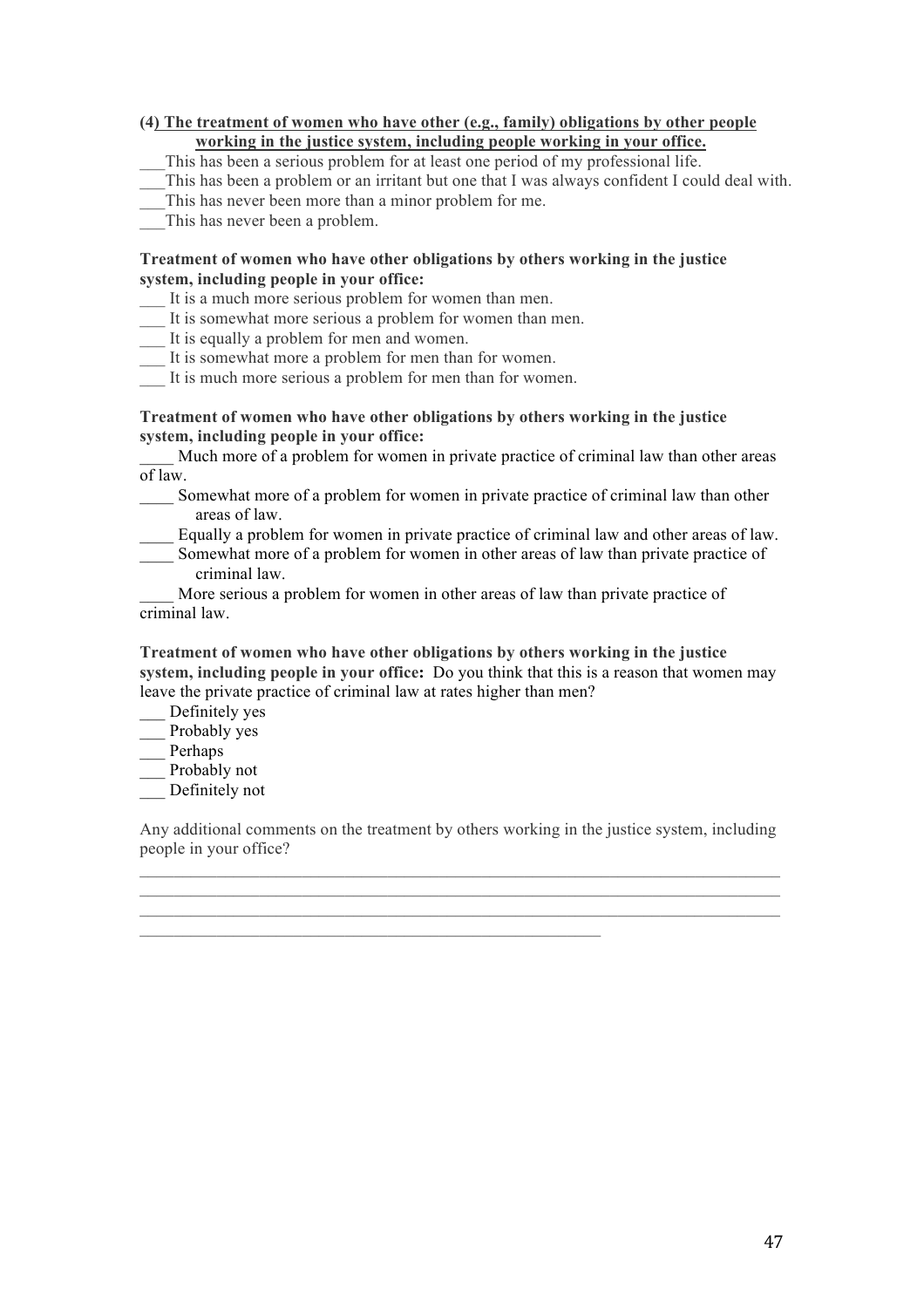**(4) <u>The treatment of women who have other (e.g., family) obligations by other people working in the justice system, including people working in your office.</u>**

___This has been a serious problem for at least one period of my professional life.
___This has been a problem or an irritant but one that I was always confident I could deal with.
___This has never been more than a minor problem for me.
___This has never been a problem.

**Treatment of women who have other obligations by others working in the justice system, including people in your office:**

___ It is a much more serious problem for women than men.
___ It is somewhat more serious a problem for women than men.
___ It is equally a problem for men and women.
___ It is somewhat more a problem for men than for women.
___ It is much more serious a problem for men than for women.

**Treatment of women who have other obligations by others working in the justice system, including people in your office:**

____ Much more of a problem for women in private practice of criminal law than other areas of law.
____ Somewhat more of a problem for women in private practice of criminal law than other areas of law.
____ Equally a problem for women in private practice of criminal law and other areas of law.
____ Somewhat more of a problem for women in other areas of law than private practice of criminal law.
____ More serious a problem for women in other areas of law than private practice of criminal law.

**Treatment of women who have other obligations by others working in the justice system, including people in your office:** Do you think that this is a reason that women may leave the private practice of criminal law at rates higher than men?

___ Definitely yes
___ Probably yes
___ Perhaps
___ Probably not
___ Definitely not

Any additional comments on the treatment by others working in the justice system, including people in your office?

______________________________________________________________________________
______________________________________________________________________________
______________________________________________________________________________
____________________________________________________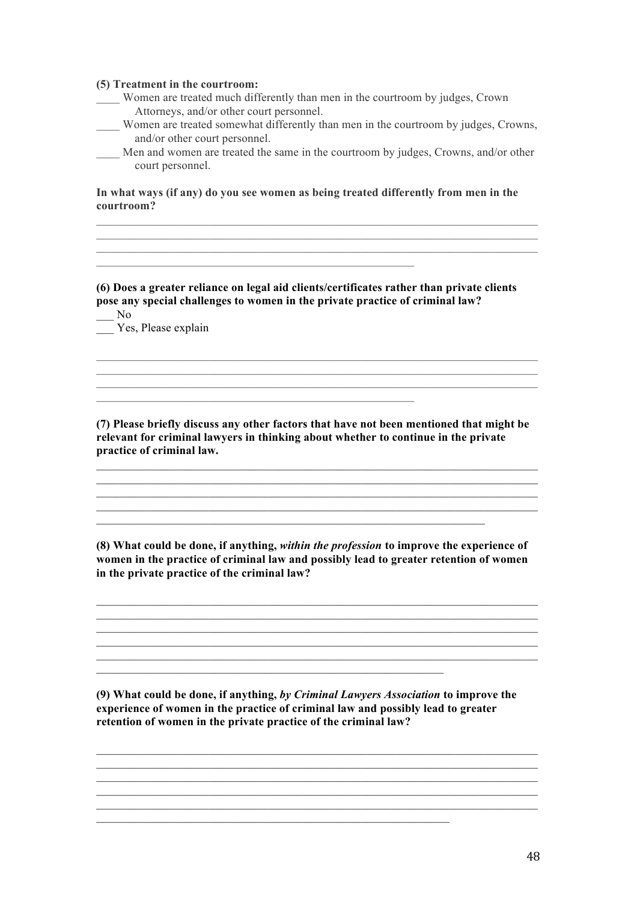**(5) Treatment in the courtroom:**

____ Women are treated much differently than men in the courtroom by judges, Crown Attorneys, and/or other court personnel.

____ Women are treated somewhat differently than men in the courtroom by judges, Crowns, and/or other court personnel.

____ Men and women are treated the same in the courtroom by judges, Crowns, and/or other court personnel.

**In what ways (if any) do you see women as being treated differently from men in the courtroom?**

______________________________________________________________________________
______________________________________________________________________________
______________________________________________________________________________
________________________________________________________

**(6) Does a greater reliance on legal aid clients/certificates rather than private clients pose any special challenges to women in the private practice of criminal law?**

___ No

___ Yes, Please explain

______________________________________________________________________________
______________________________________________________________________________
______________________________________________________________________________
________________________________________________________

**(7) Please briefly discuss any other factors that have not been mentioned that might be relevant for criminal lawyers in thinking about whether to continue in the private practice of criminal law.**

______________________________________________________________________________
______________________________________________________________________________
______________________________________________________________________________
______________________________________________________________________________
____________________________________________________________________

**(8) What could be done, if anything, *within the profession* to improve the experience of women in the practice of criminal law and possibly lead to greater retention of women in the private practice of the criminal law?**

______________________________________________________________________________
______________________________________________________________________________
______________________________________________________________________________
______________________________________________________________________________
______________________________________________________________________________
_____________________________________________________________

**(9) What could be done, if anything, *by Criminal Lawyers Association* to improve the experience of women in the practice of criminal law and possibly lead to greater retention of women in the private practice of the criminal law?**

______________________________________________________________________________
______________________________________________________________________________
______________________________________________________________________________
______________________________________________________________________________
______________________________________________________________________________
______________________________________________________________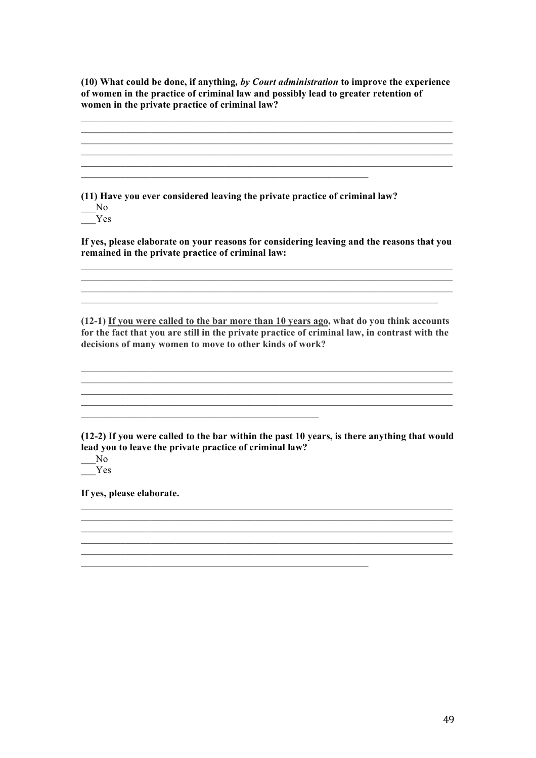**(10) What could be done, if anything, *by Court administration* to improve the experience of women in the practice of criminal law and possibly lead to greater retention of women in the private practice of criminal law?**

\_\_\_\_\_\_\_\_\_\_\_\_\_\_\_\_\_\_\_\_\_\_\_\_\_\_\_\_\_\_\_\_\_\_\_\_\_\_\_\_\_\_\_\_\_\_\_\_\_\_\_\_\_\_\_\_\_\_\_\_\_\_\_\_\_\_\_\_\_\_\_\_\_\_\_\_\_\_
\_\_\_\_\_\_\_\_\_\_\_\_\_\_\_\_\_\_\_\_\_\_\_\_\_\_\_\_\_\_\_\_\_\_\_\_\_\_\_\_\_\_\_\_\_\_\_\_\_\_\_\_\_\_\_\_\_\_\_\_\_\_\_\_\_\_\_\_\_\_\_\_\_\_\_\_\_\_
\_\_\_\_\_\_\_\_\_\_\_\_\_\_\_\_\_\_\_\_\_\_\_\_\_\_\_\_\_\_\_\_\_\_\_\_\_\_\_\_\_\_\_\_\_\_\_\_\_\_\_\_\_\_\_\_\_\_\_\_\_\_\_\_\_\_\_\_\_\_\_\_\_\_\_\_\_\_
\_\_\_\_\_\_\_\_\_\_\_\_\_\_\_\_\_\_\_\_\_\_\_\_\_\_\_\_\_\_\_\_\_\_\_\_\_\_\_\_\_\_\_\_\_\_\_\_\_\_\_\_\_\_\_\_\_\_\_\_\_\_\_\_\_\_\_\_\_\_\_\_\_\_\_\_\_\_
\_\_\_\_\_\_\_\_\_\_\_\_\_\_\_\_\_\_\_\_\_\_\_\_\_\_\_\_\_\_\_\_\_\_\_\_\_\_\_\_\_\_\_\_\_\_\_\_\_\_\_\_\_\_\_\_\_\_\_\_\_\_\_\_\_\_\_\_\_\_\_\_\_\_\_\_\_\_
\_\_\_\_\_\_\_\_\_\_\_\_\_\_\_\_\_\_\_\_\_\_\_\_\_\_\_\_\_\_\_\_\_\_\_\_\_\_\_\_\_\_\_\_\_\_\_\_\_\_\_\_\_\_\_\_\_\_

**(11) Have you ever considered leaving the private practice of criminal law?**

\_\_\_No
\_\_\_Yes

**If yes, please elaborate on your reasons for considering leaving and the reasons that you remained in the private practice of criminal law:**

\_\_\_\_\_\_\_\_\_\_\_\_\_\_\_\_\_\_\_\_\_\_\_\_\_\_\_\_\_\_\_\_\_\_\_\_\_\_\_\_\_\_\_\_\_\_\_\_\_\_\_\_\_\_\_\_\_\_\_\_\_\_\_\_\_\_\_\_\_\_\_\_\_\_\_\_\_\_
\_\_\_\_\_\_\_\_\_\_\_\_\_\_\_\_\_\_\_\_\_\_\_\_\_\_\_\_\_\_\_\_\_\_\_\_\_\_\_\_\_\_\_\_\_\_\_\_\_\_\_\_\_\_\_\_\_\_\_\_\_\_\_\_\_\_\_\_\_\_\_\_\_\_\_\_\_\_
\_\_\_\_\_\_\_\_\_\_\_\_\_\_\_\_\_\_\_\_\_\_\_\_\_\_\_\_\_\_\_\_\_\_\_\_\_\_\_\_\_\_\_\_\_\_\_\_\_\_\_\_\_\_\_\_\_\_\_\_\_\_\_\_\_\_\_\_\_\_\_\_\_\_\_\_\_\_
\_\_\_\_\_\_\_\_\_\_\_\_\_\_\_\_\_\_\_\_\_\_\_\_\_\_\_\_\_\_\_\_\_\_\_\_\_\_\_\_\_\_\_\_\_\_\_\_\_\_\_\_\_\_\_\_\_\_\_\_\_\_\_\_\_\_\_\_\_\_\_\_\_

**(12-1) <u>If you were called to the bar more than 10 years ago</u>, what do you think accounts for the fact that you are still in the private practice of criminal law, in contrast with the decisions of many women to move to other kinds of work?**

\_\_\_\_\_\_\_\_\_\_\_\_\_\_\_\_\_\_\_\_\_\_\_\_\_\_\_\_\_\_\_\_\_\_\_\_\_\_\_\_\_\_\_\_\_\_\_\_\_\_\_\_\_\_\_\_\_\_\_\_\_\_\_\_\_\_\_\_\_\_\_\_\_\_\_\_\_\_
\_\_\_\_\_\_\_\_\_\_\_\_\_\_\_\_\_\_\_\_\_\_\_\_\_\_\_\_\_\_\_\_\_\_\_\_\_\_\_\_\_\_\_\_\_\_\_\_\_\_\_\_\_\_\_\_\_\_\_\_\_\_\_\_\_\_\_\_\_\_\_\_\_\_\_\_\_\_
\_\_\_\_\_\_\_\_\_\_\_\_\_\_\_\_\_\_\_\_\_\_\_\_\_\_\_\_\_\_\_\_\_\_\_\_\_\_\_\_\_\_\_\_\_\_\_\_\_\_\_\_\_\_\_\_\_\_\_\_\_\_\_\_\_\_\_\_\_\_\_\_\_\_\_\_\_\_
\_\_\_\_\_\_\_\_\_\_\_\_\_\_\_\_\_\_\_\_\_\_\_\_\_\_\_\_\_\_\_\_\_\_\_\_\_\_\_\_\_\_\_\_\_\_\_\_\_\_\_\_\_\_\_\_\_\_\_\_\_\_\_\_\_\_\_\_\_\_\_\_\_\_\_\_\_\_
\_\_\_\_\_\_\_\_\_\_\_\_\_\_\_\_\_\_\_\_\_\_\_\_\_\_\_\_\_\_\_\_\_\_\_\_\_\_\_\_\_\_\_\_\_\_\_\_

**(12-2) If you were called to the bar within the past 10 years, is there anything that would lead you to leave the private practice of criminal law?**

\_\_\_No
\_\_\_Yes

**If yes, please elaborate.**

\_\_\_\_\_\_\_\_\_\_\_\_\_\_\_\_\_\_\_\_\_\_\_\_\_\_\_\_\_\_\_\_\_\_\_\_\_\_\_\_\_\_\_\_\_\_\_\_\_\_\_\_\_\_\_\_\_\_\_\_\_\_\_\_\_\_\_\_\_\_\_\_\_\_\_\_\_\_
\_\_\_\_\_\_\_\_\_\_\_\_\_\_\_\_\_\_\_\_\_\_\_\_\_\_\_\_\_\_\_\_\_\_\_\_\_\_\_\_\_\_\_\_\_\_\_\_\_\_\_\_\_\_\_\_\_\_\_\_\_\_\_\_\_\_\_\_\_\_\_\_\_\_\_\_\_\_
\_\_\_\_\_\_\_\_\_\_\_\_\_\_\_\_\_\_\_\_\_\_\_\_\_\_\_\_\_\_\_\_\_\_\_\_\_\_\_\_\_\_\_\_\_\_\_\_\_\_\_\_\_\_\_\_\_\_\_\_\_\_\_\_\_\_\_\_\_\_\_\_\_\_\_\_\_\_
\_\_\_\_\_\_\_\_\_\_\_\_\_\_\_\_\_\_\_\_\_\_\_\_\_\_\_\_\_\_\_\_\_\_\_\_\_\_\_\_\_\_\_\_\_\_\_\_\_\_\_\_\_\_\_\_\_\_\_\_\_\_\_\_\_\_\_\_\_\_\_\_\_\_\_\_\_\_
\_\_\_\_\_\_\_\_\_\_\_\_\_\_\_\_\_\_\_\_\_\_\_\_\_\_\_\_\_\_\_\_\_\_\_\_\_\_\_\_\_\_\_\_\_\_\_\_\_\_\_\_\_\_\_\_\_\_\_\_\_\_\_\_\_\_\_\_\_\_\_\_\_\_\_\_\_\_
\_\_\_\_\_\_\_\_\_\_\_\_\_\_\_\_\_\_\_\_\_\_\_\_\_\_\_\_\_\_\_\_\_\_\_\_\_\_\_\_\_\_\_\_\_\_\_\_\_\_\_\_\_\_\_\_\_\_